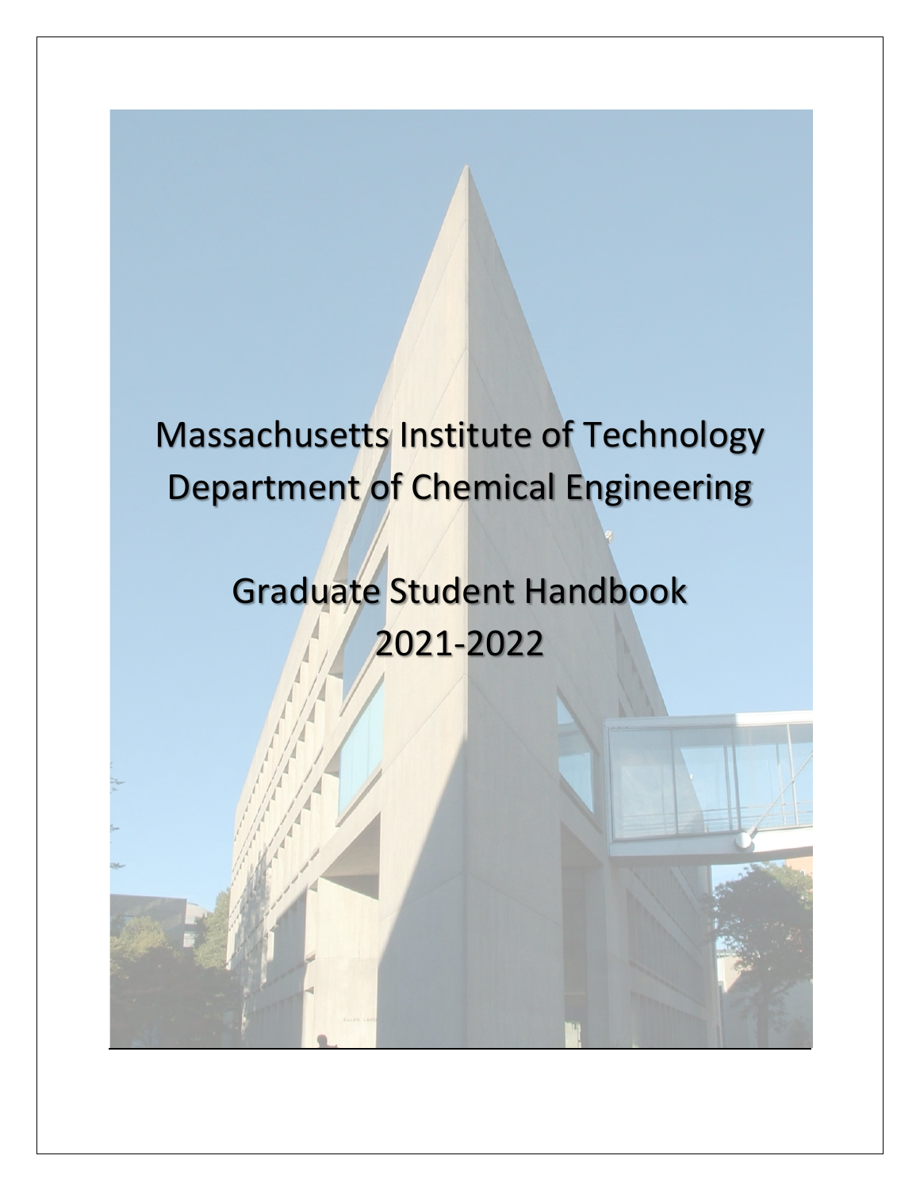# Massachusetts Institute of Technology
# Department of Chemical Engineering

# Graduate Student Handbook
# 2021-2022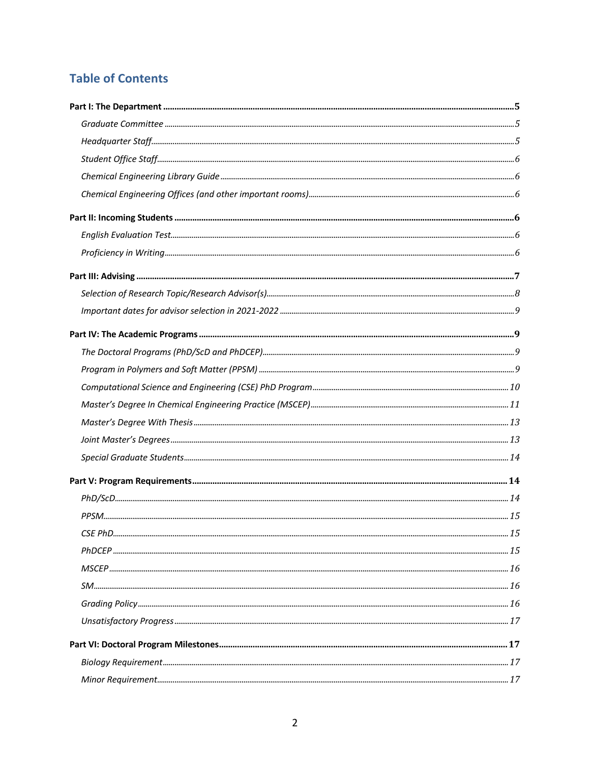# Table of Contents

**Part I: The Department** ........................................ **5**

*Graduate Committee* ........................................ *5*

*Headquarter Staff* ........................................ *5*

*Student Office Staff* ........................................ *6*

*Chemical Engineering Library Guide* ........................................ *6*

*Chemical Engineering Offices (and other important rooms)* ........................................ *6*

**Part II: Incoming Students** ........................................ **6**

*English Evaluation Test* ........................................ *6*

*Proficiency in Writing* ........................................ *6*

**Part III: Advising** ........................................ **7**

*Selection of Research Topic/Research Advisor(s)* ........................................ *8*

*Important dates for advisor selection in 2021-2022* ........................................ *9*

**Part IV: The Academic Programs** ........................................ **9**

*The Doctoral Programs (PhD/ScD and PhDCEP)* ........................................ *9*

*Program in Polymers and Soft Matter (PPSM)* ........................................ *9*

*Computational Science and Engineering (CSE) PhD Program* ........................................ *10*

*Master's Degree In Chemical Engineering Practice (MSCEP)* ........................................ *11*

*Master's Degree With Thesis* ........................................ *13*

*Joint Master's Degrees* ........................................ *13*

*Special Graduate Students* ........................................ *14*

**Part V: Program Requirements** ........................................ **14**

*PhD/ScD* ........................................ *14*

*PPSM* ........................................ *15*

*CSE PhD* ........................................ *15*

*PhDCEP* ........................................ *15*

*MSCEP* ........................................ *16*

*SM* ........................................ *16*

*Grading Policy* ........................................ *16*

*Unsatisfactory Progress* ........................................ *17*

**Part VI: Doctoral Program Milestones** ........................................ **17**

*Biology Requirement* ........................................ *17*

*Minor Requirement* ........................................ *17*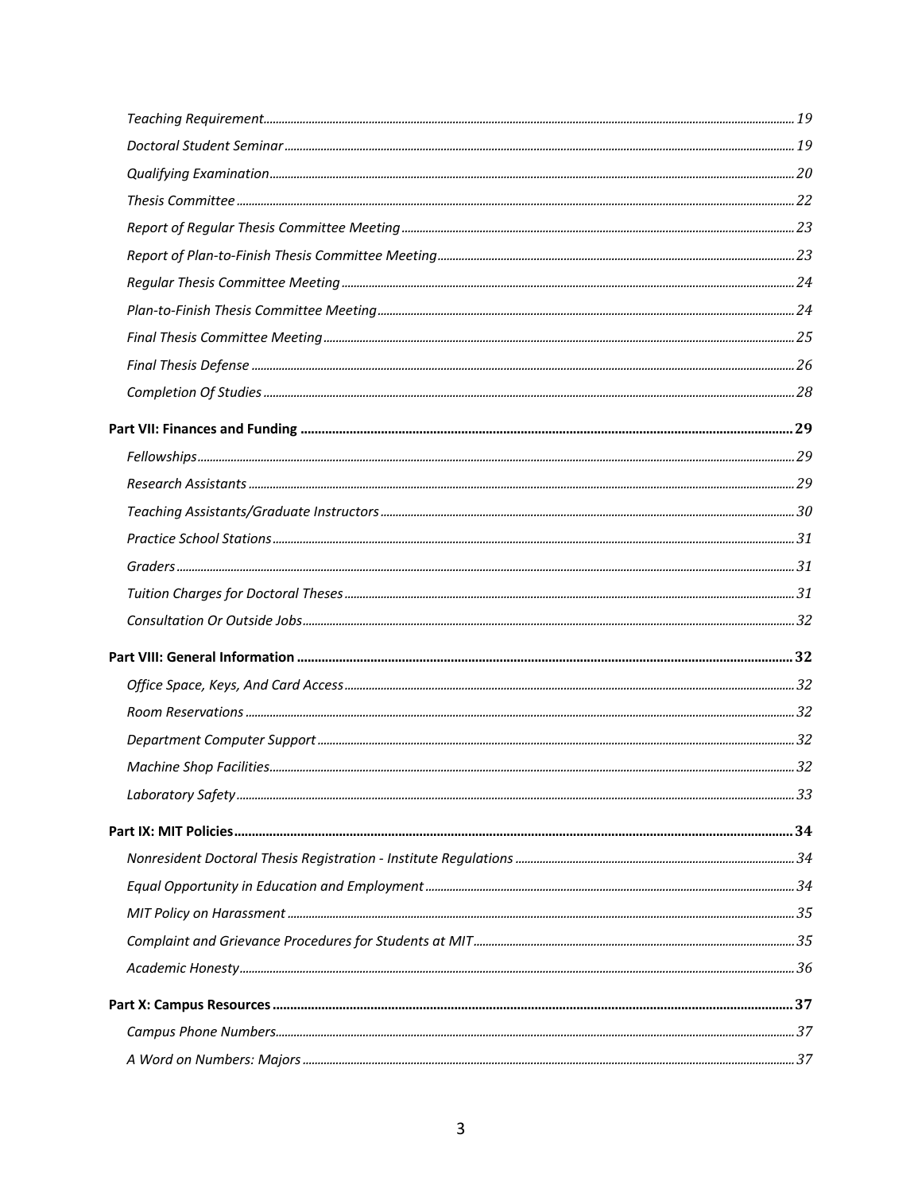*Teaching Requirement* ..... 19

*Doctoral Student Seminar* ..... 19

*Qualifying Examination* ..... 20

*Thesis Committee* ..... 22

*Report of Regular Thesis Committee Meeting* ..... 23

*Report of Plan-to-Finish Thesis Committee Meeting* ..... 23

*Regular Thesis Committee Meeting* ..... 24

*Plan-to-Finish Thesis Committee Meeting* ..... 24

*Final Thesis Committee Meeting* ..... 25

*Final Thesis Defense* ..... 26

*Completion Of Studies* ..... 28

**Part VII: Finances and Funding** ..... 29

*Fellowships* ..... 29

*Research Assistants* ..... 29

*Teaching Assistants/Graduate Instructors* ..... 30

*Practice School Stations* ..... 31

*Graders* ..... 31

*Tuition Charges for Doctoral Theses* ..... 31

*Consultation Or Outside Jobs* ..... 32

**Part VIII: General Information** ..... 32

*Office Space, Keys, And Card Access* ..... 32

*Room Reservations* ..... 32

*Department Computer Support* ..... 32

*Machine Shop Facilities* ..... 32

*Laboratory Safety* ..... 33

**Part IX: MIT Policies** ..... 34

*Nonresident Doctoral Thesis Registration - Institute Regulations* ..... 34

*Equal Opportunity in Education and Employment* ..... 34

*MIT Policy on Harassment* ..... 35

*Complaint and Grievance Procedures for Students at MIT* ..... 35

*Academic Honesty* ..... 36

**Part X: Campus Resources** ..... 37

*Campus Phone Numbers* ..... 37

*A Word on Numbers: Majors* ..... 37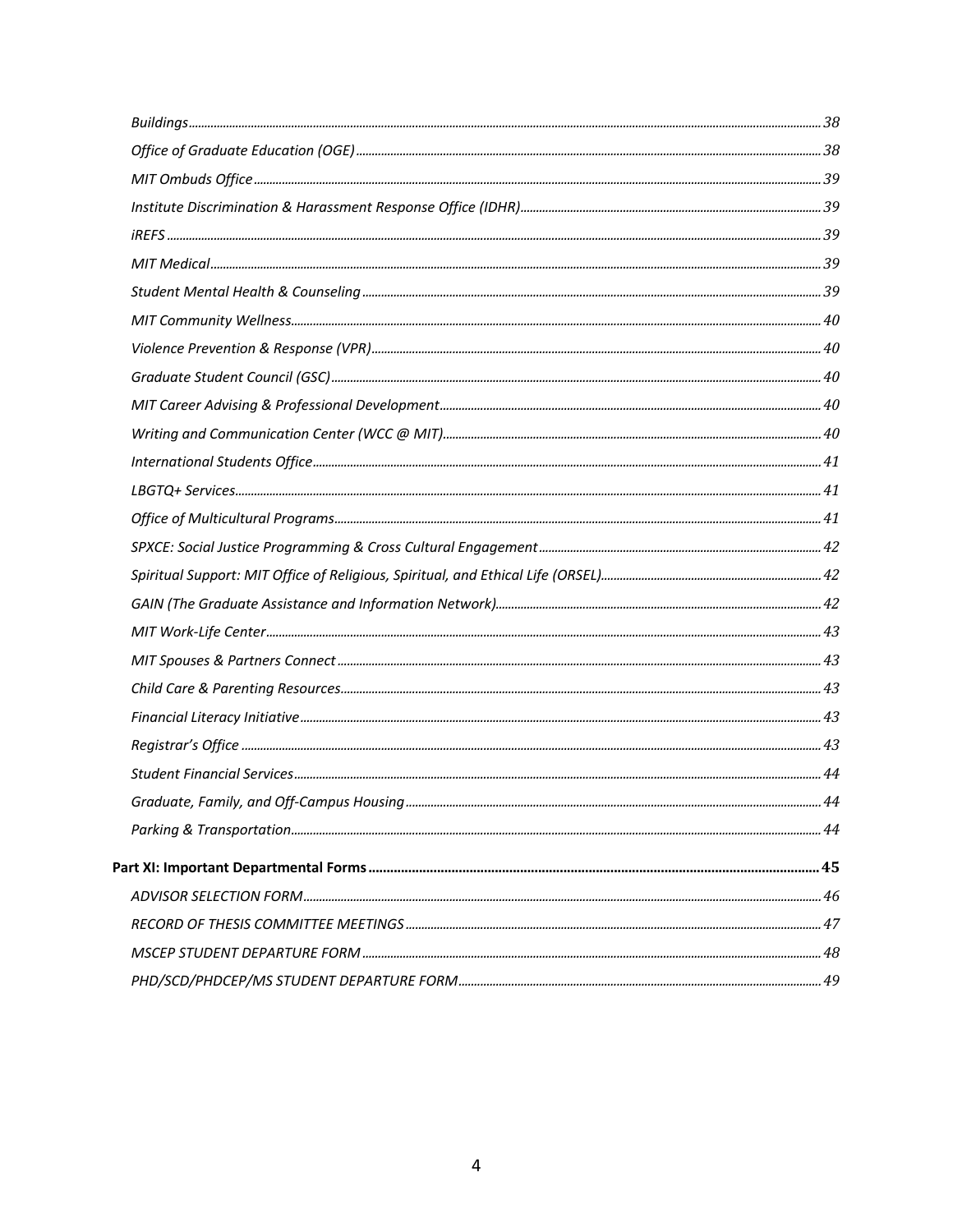*Buildings* ........ 38

*Office of Graduate Education (OGE)* ........ 38

*MIT Ombuds Office* ........ 39

*Institute Discrimination & Harassment Response Office (IDHR)* ........ 39

*iREFS* ........ 39

*MIT Medical* ........ 39

*Student Mental Health & Counseling* ........ 39

*MIT Community Wellness* ........ 40

*Violence Prevention & Response (VPR)* ........ 40

*Graduate Student Council (GSC)* ........ 40

*MIT Career Advising & Professional Development* ........ 40

*Writing and Communication Center (WCC @ MIT)* ........ 40

*International Students Office* ........ 41

*LBGTQ+ Services* ........ 41

*Office of Multicultural Programs* ........ 41

*SPXCE: Social Justice Programming & Cross Cultural Engagement* ........ 42

*Spiritual Support: MIT Office of Religious, Spiritual, and Ethical Life (ORSEL)* ........ 42

*GAIN (The Graduate Assistance and Information Network)* ........ 42

*MIT Work-Life Center* ........ 43

*MIT Spouses & Partners Connect* ........ 43

*Child Care & Parenting Resources* ........ 43

*Financial Literacy Initiative* ........ 43

*Registrar's Office* ........ 43

*Student Financial Services* ........ 44

*Graduate, Family, and Off-Campus Housing* ........ 44

*Parking & Transportation* ........ 44

**Part XI: Important Departmental Forms** ........ 45

*ADVISOR SELECTION FORM* ........ 46

*RECORD OF THESIS COMMITTEE MEETINGS* ........ 47

*MSCEP STUDENT DEPARTURE FORM* ........ 48

*PHD/SCD/PHDCEP/MS STUDENT DEPARTURE FORM* ........ 49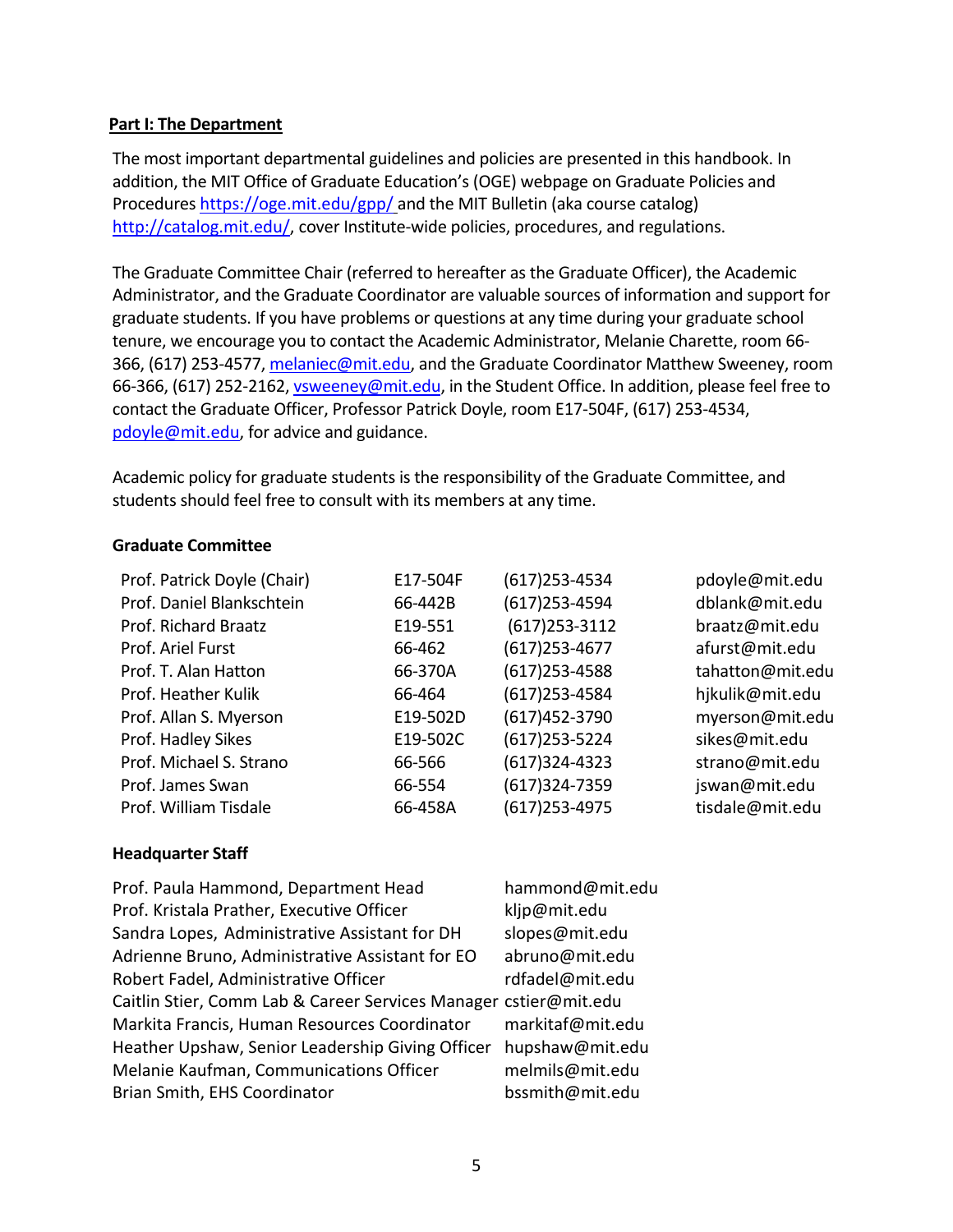## Part I: The Department

The most important departmental guidelines and policies are presented in this handbook. In addition, the MIT Office of Graduate Education's (OGE) webpage on Graduate Policies and Procedures https://oge.mit.edu/gpp/ and the MIT Bulletin (aka course catalog) http://catalog.mit.edu/, cover Institute-wide policies, procedures, and regulations.

The Graduate Committee Chair (referred to hereafter as the Graduate Officer), the Academic Administrator, and the Graduate Coordinator are valuable sources of information and support for graduate students. If you have problems or questions at any time during your graduate school tenure, we encourage you to contact the Academic Administrator, Melanie Charette, room 66-366, (617) 253-4577, melaniec@mit.edu, and the Graduate Coordinator Matthew Sweeney, room 66-366, (617) 252-2162, vsweeney@mit.edu, in the Student Office. In addition, please feel free to contact the Graduate Officer, Professor Patrick Doyle, room E17-504F, (617) 253-4534, pdoyle@mit.edu, for advice and guidance.

Academic policy for graduate students is the responsibility of the Graduate Committee, and students should feel free to consult with its members at any time.

### Graduate Committee

| | | | |
|---|---|---|---|
| Prof. Patrick Doyle (Chair) | E17-504F | (617)253-4534 | pdoyle@mit.edu |
| Prof. Daniel Blankschtein | 66-442B | (617)253-4594 | dblank@mit.edu |
| Prof. Richard Braatz | E19-551 | (617)253-3112 | braatz@mit.edu |
| Prof. Ariel Furst | 66-462 | (617)253-4677 | afurst@mit.edu |
| Prof. T. Alan Hatton | 66-370A | (617)253-4588 | tahatton@mit.edu |
| Prof. Heather Kulik | 66-464 | (617)253-4584 | hjkulik@mit.edu |
| Prof. Allan S. Myerson | E19-502D | (617)452-3790 | myerson@mit.edu |
| Prof. Hadley Sikes | E19-502C | (617)253-5224 | sikes@mit.edu |
| Prof. Michael S. Strano | 66-566 | (617)324-4323 | strano@mit.edu |
| Prof. James Swan | 66-554 | (617)324-7359 | jswan@mit.edu |
| Prof. William Tisdale | 66-458A | (617)253-4975 | tisdale@mit.edu |

### Headquarter Staff

| | |
|---|---|
| Prof. Paula Hammond, Department Head | hammond@mit.edu |
| Prof. Kristala Prather, Executive Officer | kljp@mit.edu |
| Sandra Lopes, Administrative Assistant for DH | slopes@mit.edu |
| Adrienne Bruno, Administrative Assistant for EO | abruno@mit.edu |
| Robert Fadel, Administrative Officer | rdfadel@mit.edu |
| Caitlin Stier, Comm Lab & Career Services Manager | cstier@mit.edu |
| Markita Francis, Human Resources Coordinator | markitaf@mit.edu |
| Heather Upshaw, Senior Leadership Giving Officer | hupshaw@mit.edu |
| Melanie Kaufman, Communications Officer | melmils@mit.edu |
| Brian Smith, EHS Coordinator | bssmith@mit.edu |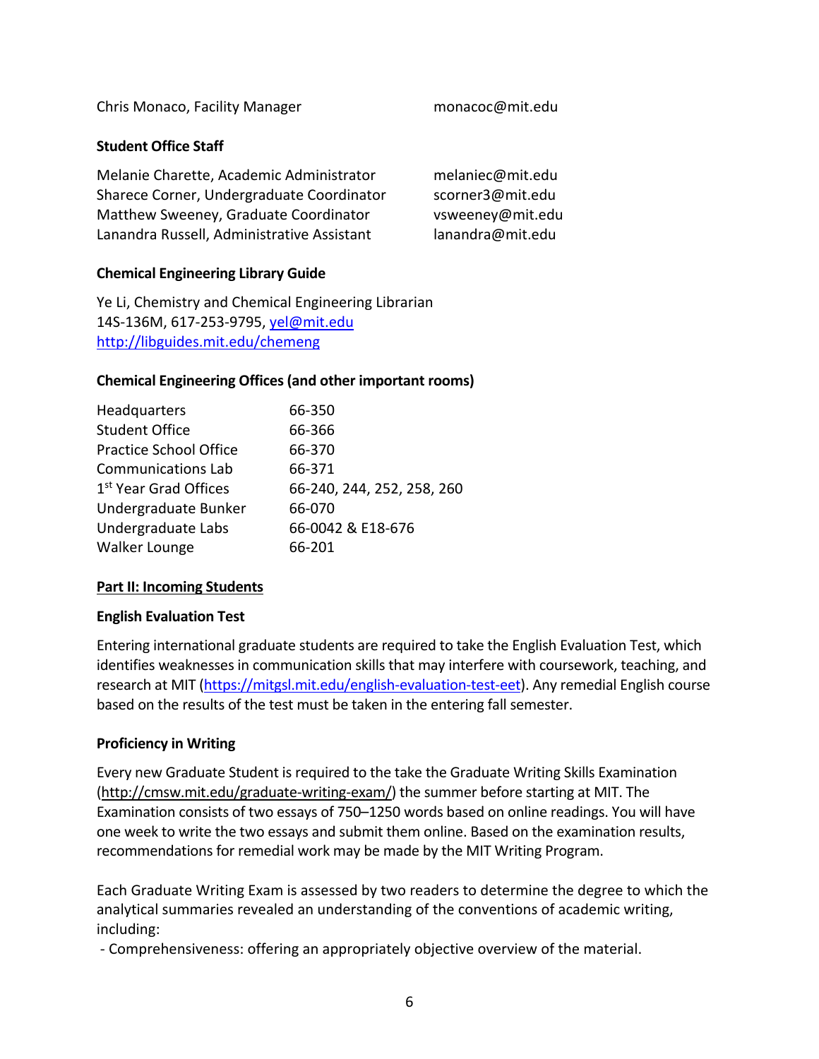Chris Monaco, Facility Manager monacoc@mit.edu

**Student Office Staff**

| | |
|---|---|
| Melanie Charette, Academic Administrator | melaniec@mit.edu |
| Sharece Corner, Undergraduate Coordinator | scorner3@mit.edu |
| Matthew Sweeney, Graduate Coordinator | vsweeney@mit.edu |
| Lanandra Russell, Administrative Assistant | lanandra@mit.edu |

**Chemical Engineering Library Guide**

Ye Li, Chemistry and Chemical Engineering Librarian
14S-136M, 617-253-9795, [yel@mit.edu](mailto:yel@mit.edu)
[http://libguides.mit.edu/chemeng](http://libguides.mit.edu/chemeng)

**Chemical Engineering Offices (and other important rooms)**

| | |
|---|---|
| Headquarters | 66-350 |
| Student Office | 66-366 |
| Practice School Office | 66-370 |
| Communications Lab | 66-371 |
| 1st Year Grad Offices | 66-240, 244, 252, 258, 260 |
| Undergraduate Bunker | 66-070 |
| Undergraduate Labs | 66-0042 & E18-676 |
| Walker Lounge | 66-201 |

## Part II: Incoming Students

**English Evaluation Test**

Entering international graduate students are required to take the English Evaluation Test, which identifies weaknesses in communication skills that may interfere with coursework, teaching, and research at MIT ([https://mitgsl.mit.edu/english-evaluation-test-eet](https://mitgsl.mit.edu/english-evaluation-test-eet)). Any remedial English course based on the results of the test must be taken in the entering fall semester.

**Proficiency in Writing**

Every new Graduate Student is required to the take the Graduate Writing Skills Examination (http://cmsw.mit.edu/graduate-writing-exam/) the summer before starting at MIT. The Examination consists of two essays of 750–1250 words based on online readings. You will have one week to write the two essays and submit them online. Based on the examination results, recommendations for remedial work may be made by the MIT Writing Program.

Each Graduate Writing Exam is assessed by two readers to determine the degree to which the analytical summaries revealed an understanding of the conventions of academic writing, including:

- Comprehensiveness: offering an appropriately objective overview of the material.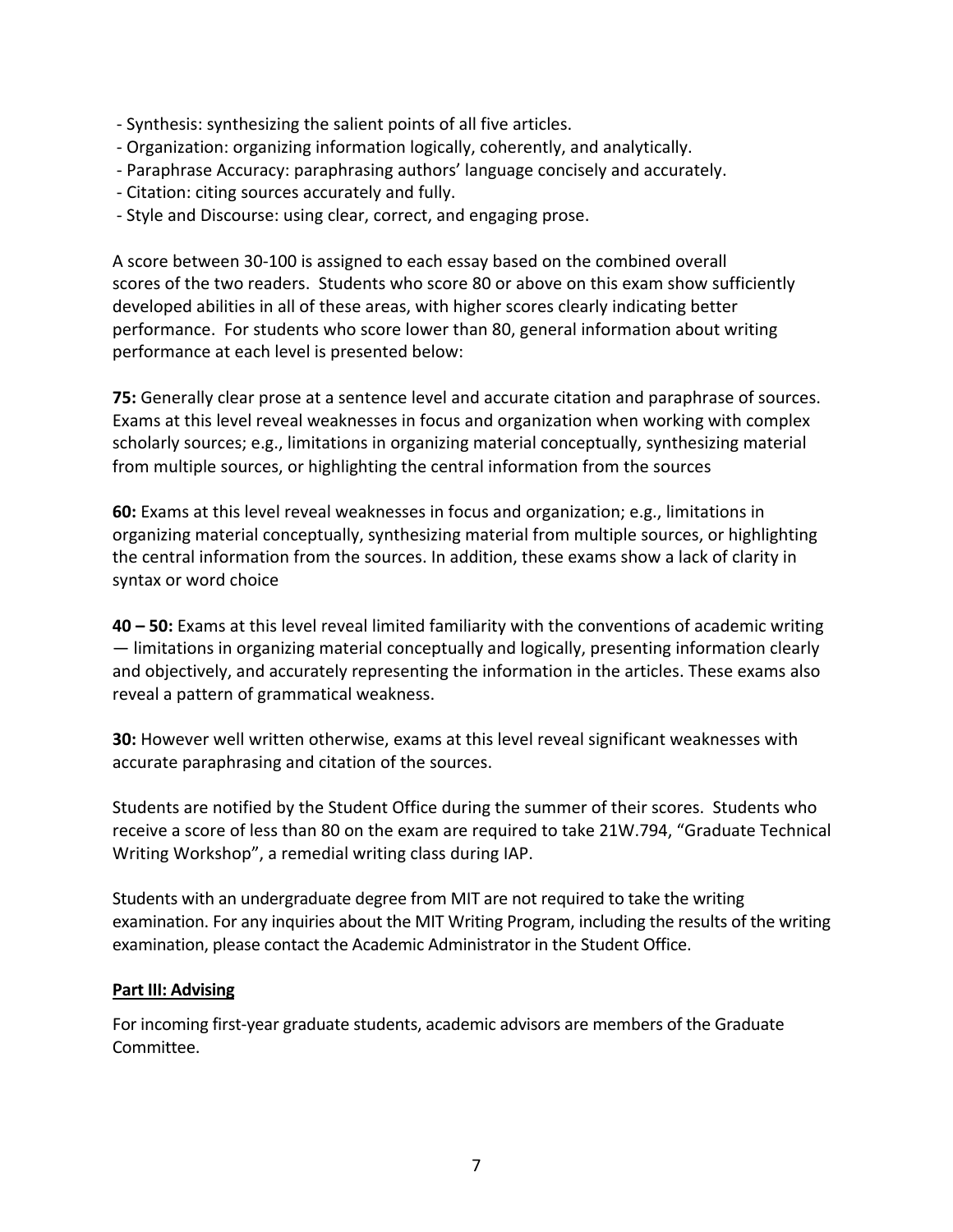- Synthesis: synthesizing the salient points of all five articles.
- Organization: organizing information logically, coherently, and analytically.
- Paraphrase Accuracy: paraphrasing authors' language concisely and accurately.
- Citation: citing sources accurately and fully.
- Style and Discourse: using clear, correct, and engaging prose.

A score between 30-100 is assigned to each essay based on the combined overall scores of the two readers. Students who score 80 or above on this exam show sufficiently developed abilities in all of these areas, with higher scores clearly indicating better performance. For students who score lower than 80, general information about writing performance at each level is presented below:

**75:** Generally clear prose at a sentence level and accurate citation and paraphrase of sources. Exams at this level reveal weaknesses in focus and organization when working with complex scholarly sources; e.g., limitations in organizing material conceptually, synthesizing material from multiple sources, or highlighting the central information from the sources

**60:** Exams at this level reveal weaknesses in focus and organization; e.g., limitations in organizing material conceptually, synthesizing material from multiple sources, or highlighting the central information from the sources. In addition, these exams show a lack of clarity in syntax or word choice

**40 – 50:** Exams at this level reveal limited familiarity with the conventions of academic writing — limitations in organizing material conceptually and logically, presenting information clearly and objectively, and accurately representing the information in the articles. These exams also reveal a pattern of grammatical weakness.

**30:** However well written otherwise, exams at this level reveal significant weaknesses with accurate paraphrasing and citation of the sources.

Students are notified by the Student Office during the summer of their scores. Students who receive a score of less than 80 on the exam are required to take 21W.794, "Graduate Technical Writing Workshop", a remedial writing class during IAP.

Students with an undergraduate degree from MIT are not required to take the writing examination. For any inquiries about the MIT Writing Program, including the results of the writing examination, please contact the Academic Administrator in the Student Office.

## Part III: Advising

For incoming first-year graduate students, academic advisors are members of the Graduate Committee.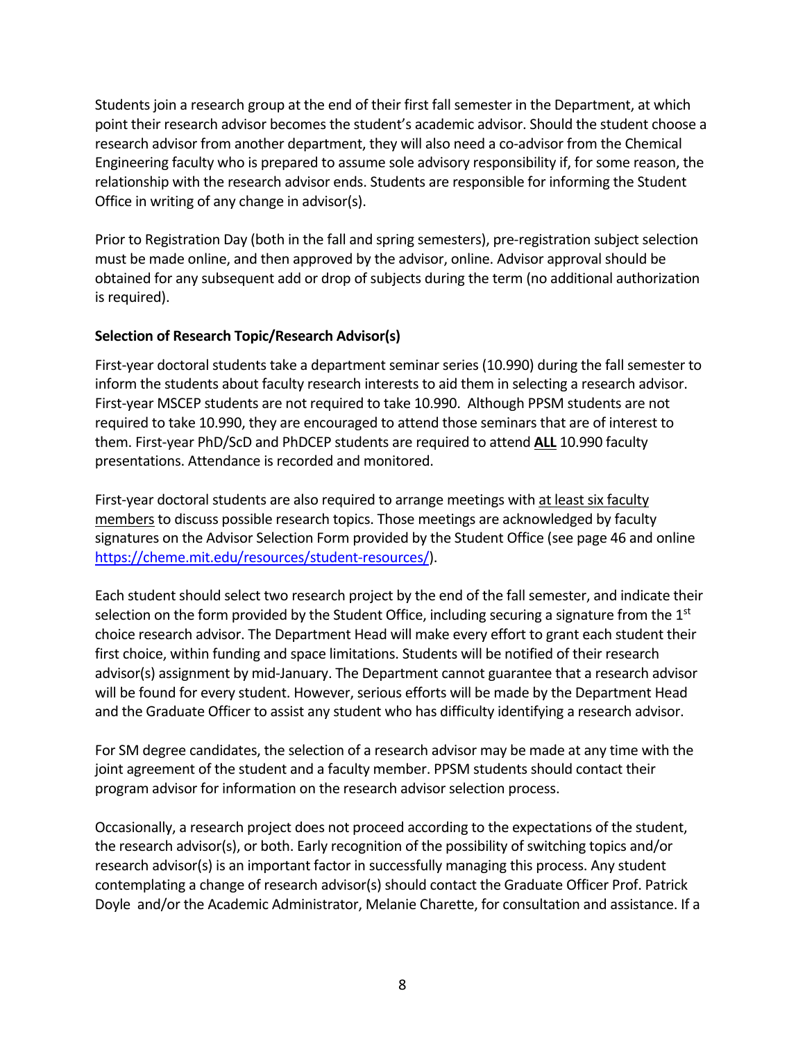Students join a research group at the end of their first fall semester in the Department, at which point their research advisor becomes the student's academic advisor. Should the student choose a research advisor from another department, they will also need a co-advisor from the Chemical Engineering faculty who is prepared to assume sole advisory responsibility if, for some reason, the relationship with the research advisor ends. Students are responsible for informing the Student Office in writing of any change in advisor(s).

Prior to Registration Day (both in the fall and spring semesters), pre-registration subject selection must be made online, and then approved by the advisor, online. Advisor approval should be obtained for any subsequent add or drop of subjects during the term (no additional authorization is required).

**Selection of Research Topic/Research Advisor(s)**

First-year doctoral students take a department seminar series (10.990) during the fall semester to inform the students about faculty research interests to aid them in selecting a research advisor. First-year MSCEP students are not required to take 10.990. Although PPSM students are not required to take 10.990, they are encouraged to attend those seminars that are of interest to them. First-year PhD/ScD and PhDCEP students are required to attend **ALL** 10.990 faculty presentations. Attendance is recorded and monitored.

First-year doctoral students are also required to arrange meetings with at least six faculty members to discuss possible research topics. Those meetings are acknowledged by faculty signatures on the Advisor Selection Form provided by the Student Office (see page 46 and online https://cheme.mit.edu/resources/student-resources/).

Each student should select two research project by the end of the fall semester, and indicate their selection on the form provided by the Student Office, including securing a signature from the 1st choice research advisor. The Department Head will make every effort to grant each student their first choice, within funding and space limitations. Students will be notified of their research advisor(s) assignment by mid-January. The Department cannot guarantee that a research advisor will be found for every student. However, serious efforts will be made by the Department Head and the Graduate Officer to assist any student who has difficulty identifying a research advisor.

For SM degree candidates, the selection of a research advisor may be made at any time with the joint agreement of the student and a faculty member. PPSM students should contact their program advisor for information on the research advisor selection process.

Occasionally, a research project does not proceed according to the expectations of the student, the research advisor(s), or both. Early recognition of the possibility of switching topics and/or research advisor(s) is an important factor in successfully managing this process. Any student contemplating a change of research advisor(s) should contact the Graduate Officer Prof. Patrick Doyle and/or the Academic Administrator, Melanie Charette, for consultation and assistance. If a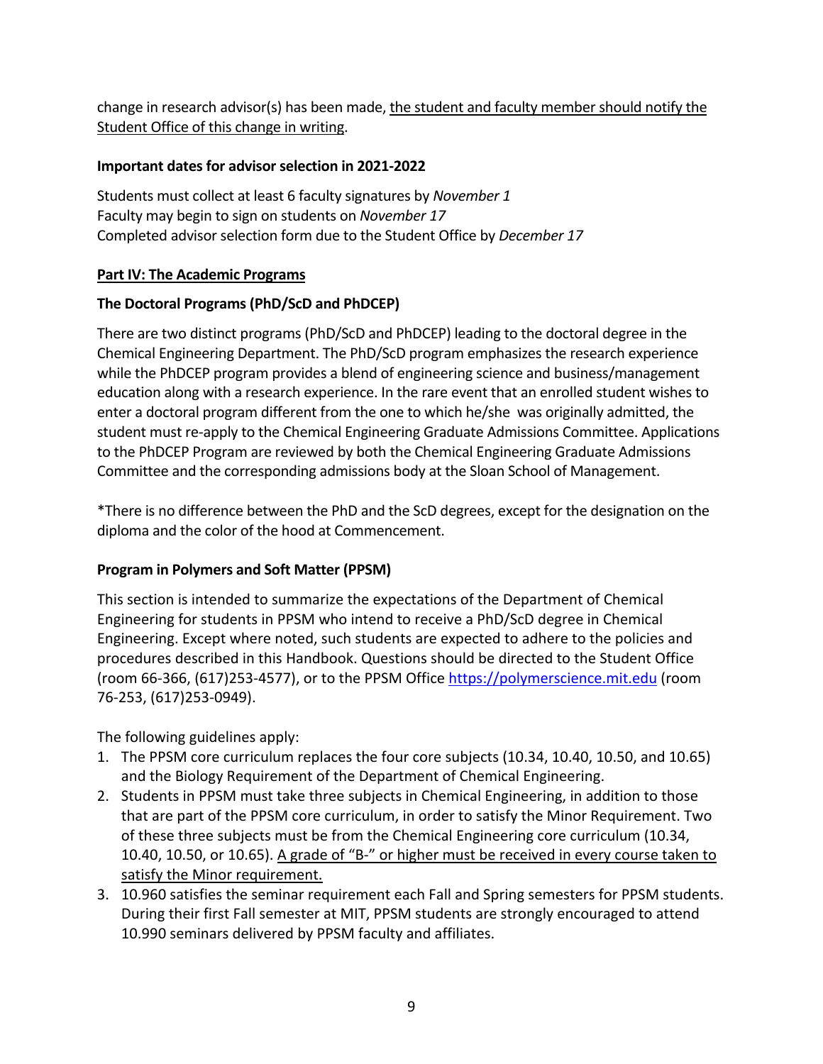change in research advisor(s) has been made, <u>the student and faculty member should notify the Student Office of this change in writing</u>.

**Important dates for advisor selection in 2021-2022**

Students must collect at least 6 faculty signatures by *November 1*
Faculty may begin to sign on students on *November 17*
Completed advisor selection form due to the Student Office by *December 17*

## Part IV: The Academic Programs

### The Doctoral Programs (PhD/ScD and PhDCEP)

There are two distinct programs (PhD/ScD and PhDCEP) leading to the doctoral degree in the Chemical Engineering Department. The PhD/ScD program emphasizes the research experience while the PhDCEP program provides a blend of engineering science and business/management education along with a research experience. In the rare event that an enrolled student wishes to enter a doctoral program different from the one to which he/she was originally admitted, the student must re-apply to the Chemical Engineering Graduate Admissions Committee. Applications to the PhDCEP Program are reviewed by both the Chemical Engineering Graduate Admissions Committee and the corresponding admissions body at the Sloan School of Management.

*There is no difference between the PhD and the ScD degrees, except for the designation on the diploma and the color of the hood at Commencement.

### Program in Polymers and Soft Matter (PPSM)

This section is intended to summarize the expectations of the Department of Chemical Engineering for students in PPSM who intend to receive a PhD/ScD degree in Chemical Engineering. Except where noted, such students are expected to adhere to the policies and procedures described in this Handbook. Questions should be directed to the Student Office (room 66-366, (617)253-4577), or to the PPSM Office https://polymerscience.mit.edu (room 76-253, (617)253-0949).

The following guidelines apply:

1. The PPSM core curriculum replaces the four core subjects (10.34, 10.40, 10.50, and 10.65) and the Biology Requirement of the Department of Chemical Engineering.
2. Students in PPSM must take three subjects in Chemical Engineering, in addition to those that are part of the PPSM core curriculum, in order to satisfy the Minor Requirement. Two of these three subjects must be from the Chemical Engineering core curriculum (10.34, 10.40, 10.50, or 10.65). <u>A grade of "B-" or higher must be received in every course taken to satisfy the Minor requirement.</u>
3. 10.960 satisfies the seminar requirement each Fall and Spring semesters for PPSM students. During their first Fall semester at MIT, PPSM students are strongly encouraged to attend 10.990 seminars delivered by PPSM faculty and affiliates.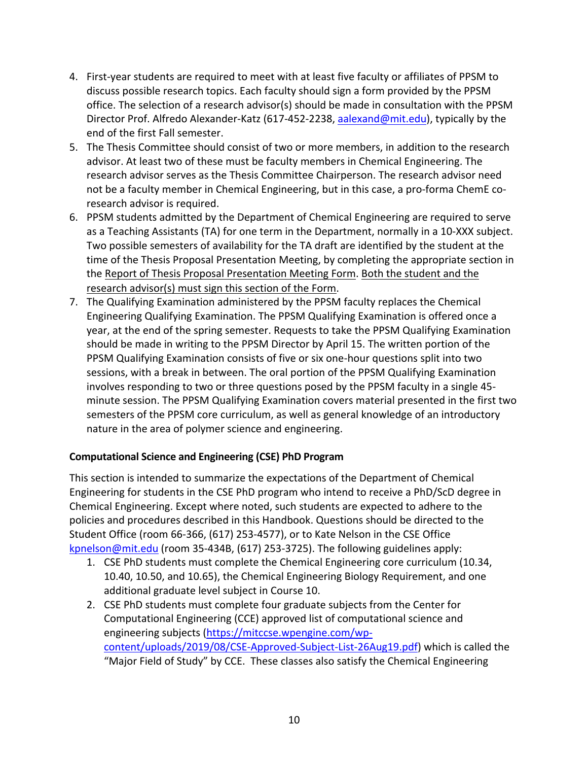4. First-year students are required to meet with at least five faculty or affiliates of PPSM to discuss possible research topics. Each faculty should sign a form provided by the PPSM office. The selection of a research advisor(s) should be made in consultation with the PPSM Director Prof. Alfredo Alexander-Katz (617-452-2238, aalexand@mit.edu), typically by the end of the first Fall semester.
5. The Thesis Committee should consist of two or more members, in addition to the research advisor. At least two of these must be faculty members in Chemical Engineering. The research advisor serves as the Thesis Committee Chairperson. The research advisor need not be a faculty member in Chemical Engineering, but in this case, a pro-forma ChemE co-research advisor is required.
6. PPSM students admitted by the Department of Chemical Engineering are required to serve as a Teaching Assistants (TA) for one term in the Department, normally in a 10-XXX subject. Two possible semesters of availability for the TA draft are identified by the student at the time of the Thesis Proposal Presentation Meeting, by completing the appropriate section in the Report of Thesis Proposal Presentation Meeting Form. Both the student and the research advisor(s) must sign this section of the Form.
7. The Qualifying Examination administered by the PPSM faculty replaces the Chemical Engineering Qualifying Examination. The PPSM Qualifying Examination is offered once a year, at the end of the spring semester. Requests to take the PPSM Qualifying Examination should be made in writing to the PPSM Director by April 15. The written portion of the PPSM Qualifying Examination consists of five or six one-hour questions split into two sessions, with a break in between. The oral portion of the PPSM Qualifying Examination involves responding to two or three questions posed by the PPSM faculty in a single 45-minute session. The PPSM Qualifying Examination covers material presented in the first two semesters of the PPSM core curriculum, as well as general knowledge of an introductory nature in the area of polymer science and engineering.

**Computational Science and Engineering (CSE) PhD Program**

This section is intended to summarize the expectations of the Department of Chemical Engineering for students in the CSE PhD program who intend to receive a PhD/ScD degree in Chemical Engineering. Except where noted, such students are expected to adhere to the policies and procedures described in this Handbook. Questions should be directed to the Student Office (room 66-366, (617) 253-4577), or to Kate Nelson in the CSE Office kpnelson@mit.edu (room 35-434B, (617) 253-3725). The following guidelines apply:

1. CSE PhD students must complete the Chemical Engineering core curriculum (10.34, 10.40, 10.50, and 10.65), the Chemical Engineering Biology Requirement, and one additional graduate level subject in Course 10.
2. CSE PhD students must complete four graduate subjects from the Center for Computational Engineering (CCE) approved list of computational science and engineering subjects (https://mitccse.wpengine.com/wp-content/uploads/2019/08/CSE-Approved-Subject-List-26Aug19.pdf) which is called the "Major Field of Study" by CCE. These classes also satisfy the Chemical Engineering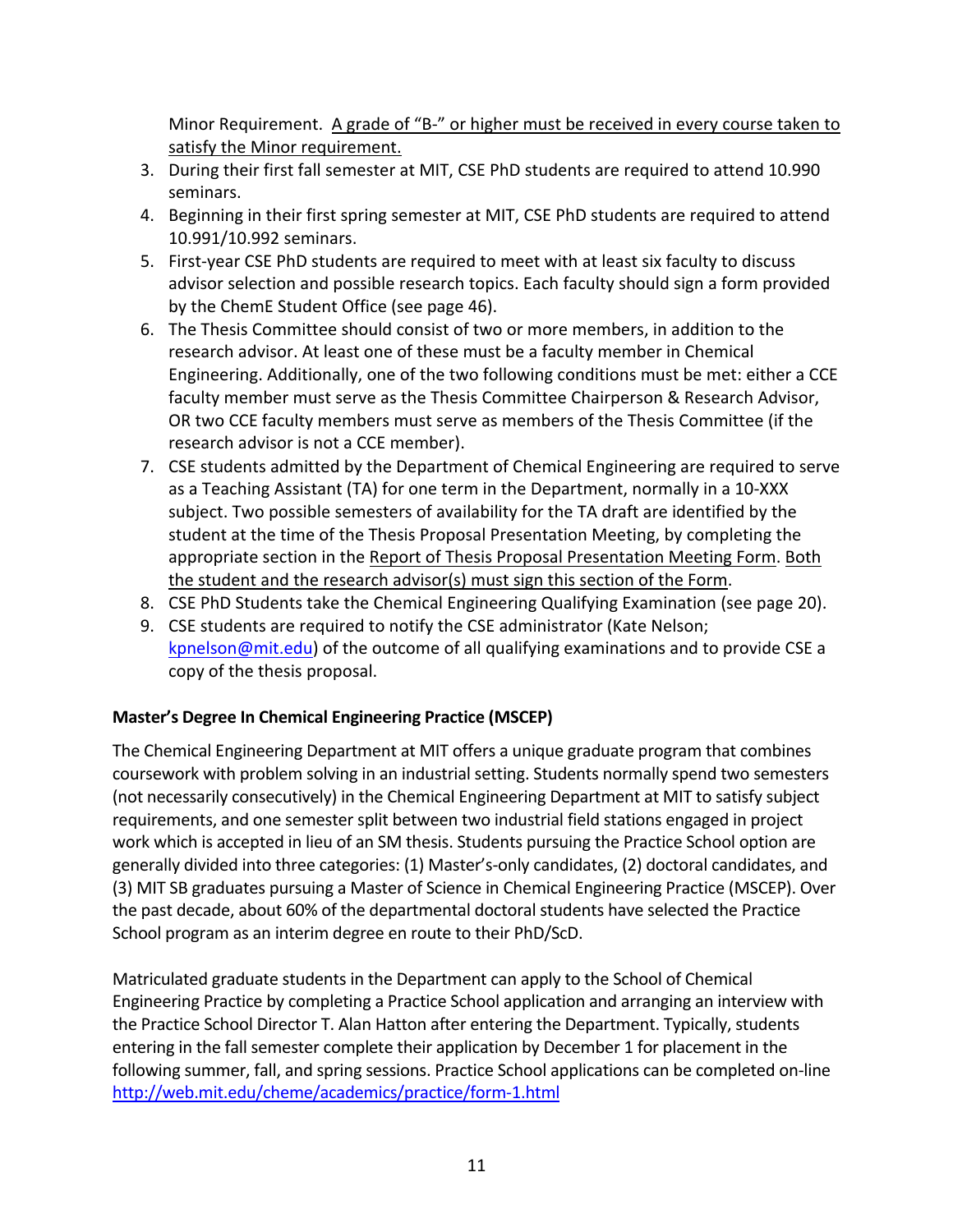Minor Requirement. A grade of "B-" or higher must be received in every course taken to satisfy the Minor requirement.

3. During their first fall semester at MIT, CSE PhD students are required to attend 10.990 seminars.
4. Beginning in their first spring semester at MIT, CSE PhD students are required to attend 10.991/10.992 seminars.
5. First-year CSE PhD students are required to meet with at least six faculty to discuss advisor selection and possible research topics. Each faculty should sign a form provided by the ChemE Student Office (see page 46).
6. The Thesis Committee should consist of two or more members, in addition to the research advisor. At least one of these must be a faculty member in Chemical Engineering. Additionally, one of the two following conditions must be met: either a CCE faculty member must serve as the Thesis Committee Chairperson & Research Advisor, OR two CCE faculty members must serve as members of the Thesis Committee (if the research advisor is not a CCE member).
7. CSE students admitted by the Department of Chemical Engineering are required to serve as a Teaching Assistant (TA) for one term in the Department, normally in a 10-XXX subject. Two possible semesters of availability for the TA draft are identified by the student at the time of the Thesis Proposal Presentation Meeting, by completing the appropriate section in the Report of Thesis Proposal Presentation Meeting Form. Both the student and the research advisor(s) must sign this section of the Form.
8. CSE PhD Students take the Chemical Engineering Qualifying Examination (see page 20).
9. CSE students are required to notify the CSE administrator (Kate Nelson; kpnelson@mit.edu) of the outcome of all qualifying examinations and to provide CSE a copy of the thesis proposal.

**Master's Degree In Chemical Engineering Practice (MSCEP)**

The Chemical Engineering Department at MIT offers a unique graduate program that combines coursework with problem solving in an industrial setting. Students normally spend two semesters (not necessarily consecutively) in the Chemical Engineering Department at MIT to satisfy subject requirements, and one semester split between two industrial field stations engaged in project work which is accepted in lieu of an SM thesis. Students pursuing the Practice School option are generally divided into three categories: (1) Master's-only candidates, (2) doctoral candidates, and (3) MIT SB graduates pursuing a Master of Science in Chemical Engineering Practice (MSCEP). Over the past decade, about 60% of the departmental doctoral students have selected the Practice School program as an interim degree en route to their PhD/ScD.

Matriculated graduate students in the Department can apply to the School of Chemical Engineering Practice by completing a Practice School application and arranging an interview with the Practice School Director T. Alan Hatton after entering the Department. Typically, students entering in the fall semester complete their application by December 1 for placement in the following summer, fall, and spring sessions. Practice School applications can be completed on-line http://web.mit.edu/cheme/academics/practice/form-1.html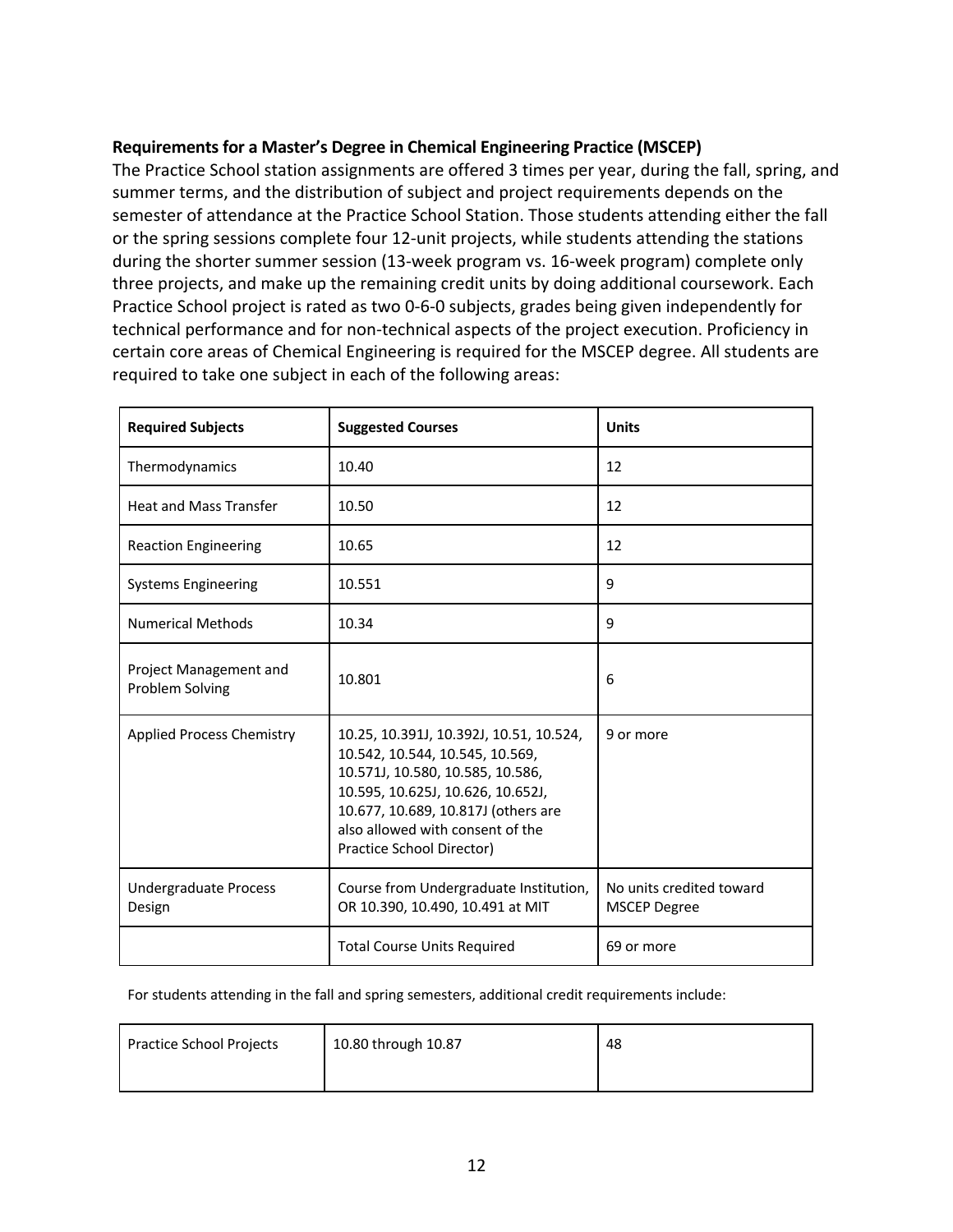**Requirements for a Master's Degree in Chemical Engineering Practice (MSCEP)**

The Practice School station assignments are offered 3 times per year, during the fall, spring, and summer terms, and the distribution of subject and project requirements depends on the semester of attendance at the Practice School Station. Those students attending either the fall or the spring sessions complete four 12-unit projects, while students attending the stations during the shorter summer session (13-week program vs. 16-week program) complete only three projects, and make up the remaining credit units by doing additional coursework. Each Practice School project is rated as two 0-6-0 subjects, grades being given independently for technical performance and for non-technical aspects of the project execution. Proficiency in certain core areas of Chemical Engineering is required for the MSCEP degree. All students are required to take one subject in each of the following areas:

| Required Subjects | Suggested Courses | Units |
|---|---|---|
| Thermodynamics | 10.40 | 12 |
| Heat and Mass Transfer | 10.50 | 12 |
| Reaction Engineering | 10.65 | 12 |
| Systems Engineering | 10.551 | 9 |
| Numerical Methods | 10.34 | 9 |
| Project Management and Problem Solving | 10.801 | 6 |
| Applied Process Chemistry | 10.25, 10.391J, 10.392J, 10.51, 10.524, 10.542, 10.544, 10.545, 10.569, 10.571J, 10.580, 10.585, 10.586, 10.595, 10.625J, 10.626, 10.652J, 10.677, 10.689, 10.817J (others are also allowed with consent of the Practice School Director) | 9 or more |
| Undergraduate Process Design | Course from Undergraduate Institution, OR 10.390, 10.490, 10.491 at MIT | No units credited toward MSCEP Degree |
| | Total Course Units Required | 69 or more |

For students attending in the fall and spring semesters, additional credit requirements include:

| Practice School Projects | 10.80 through 10.87 | 48 |
|---|---|---|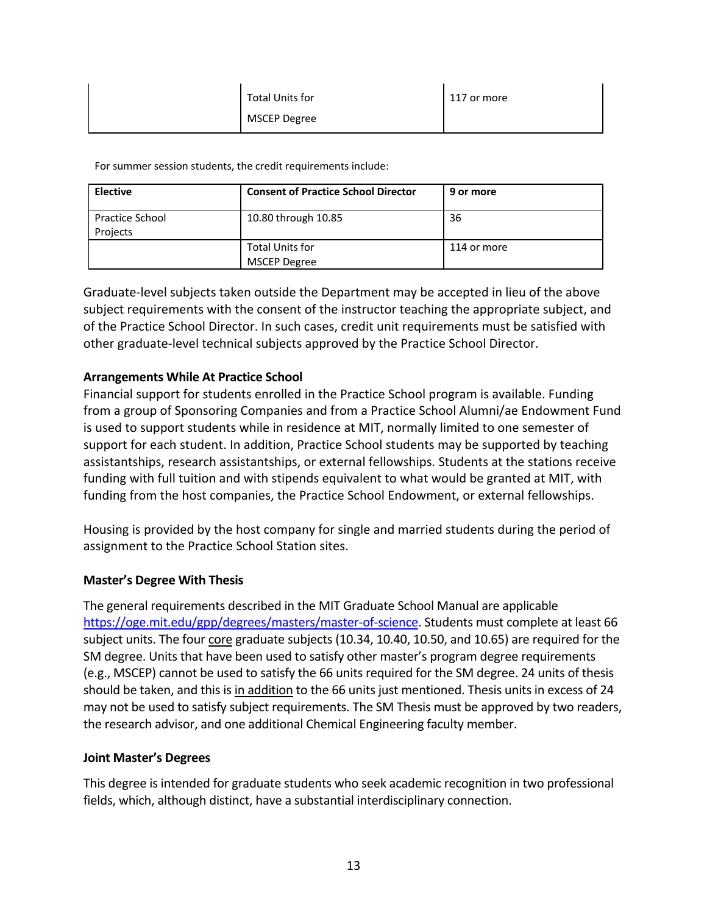| | Total Units for MSCEP Degree | 117 or more |
|---|---|---|

For summer session students, the credit requirements include:

| **Elective** | **Consent of Practice School Director** | **9 or more** |
|---|---|---|
| Practice School Projects | 10.80 through 10.85 | 36 |
| | Total Units for MSCEP Degree | 114 or more |

Graduate-level subjects taken outside the Department may be accepted in lieu of the above subject requirements with the consent of the instructor teaching the appropriate subject, and of the Practice School Director. In such cases, credit unit requirements must be satisfied with other graduate-level technical subjects approved by the Practice School Director.

**Arrangements While At Practice School**

Financial support for students enrolled in the Practice School program is available. Funding from a group of Sponsoring Companies and from a Practice School Alumni/ae Endowment Fund is used to support students while in residence at MIT, normally limited to one semester of support for each student. In addition, Practice School students may be supported by teaching assistantships, research assistantships, or external fellowships. Students at the stations receive funding with full tuition and with stipends equivalent to what would be granted at MIT, with funding from the host companies, the Practice School Endowment, or external fellowships.

Housing is provided by the host company for single and married students during the period of assignment to the Practice School Station sites.

**Master's Degree With Thesis**

The general requirements described in the MIT Graduate School Manual are applicable https://oge.mit.edu/gpp/degrees/masters/master-of-science. Students must complete at least 66 subject units. The four core graduate subjects (10.34, 10.40, 10.50, and 10.65) are required for the SM degree. Units that have been used to satisfy other master's program degree requirements (e.g., MSCEP) cannot be used to satisfy the 66 units required for the SM degree. 24 units of thesis should be taken, and this is in addition to the 66 units just mentioned. Thesis units in excess of 24 may not be used to satisfy subject requirements. The SM Thesis must be approved by two readers, the research advisor, and one additional Chemical Engineering faculty member.

**Joint Master's Degrees**

This degree is intended for graduate students who seek academic recognition in two professional fields, which, although distinct, have a substantial interdisciplinary connection.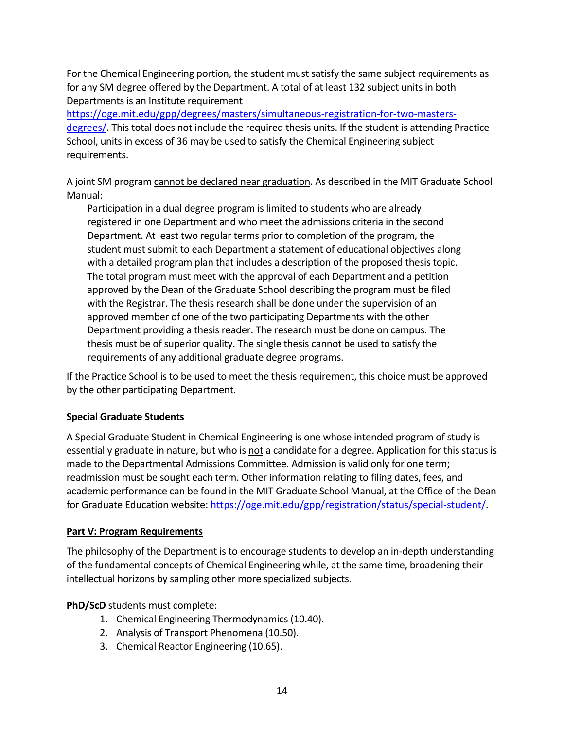For the Chemical Engineering portion, the student must satisfy the same subject requirements as for any SM degree offered by the Department. A total of at least 132 subject units in both Departments is an Institute requirement [https://oge.mit.edu/gpp/degrees/masters/simultaneous-registration-for-two-masters-degrees/](https://oge.mit.edu/gpp/degrees/masters/simultaneous-registration-for-two-masters-degrees/). This total does not include the required thesis units. If the student is attending Practice School, units in excess of 36 may be used to satisfy the Chemical Engineering subject requirements.

A joint SM program <u>cannot be declared near graduation</u>. As described in the MIT Graduate School Manual:

> Participation in a dual degree program is limited to students who are already registered in one Department and who meet the admissions criteria in the second Department. At least two regular terms prior to completion of the program, the student must submit to each Department a statement of educational objectives along with a detailed program plan that includes a description of the proposed thesis topic. The total program must meet with the approval of each Department and a petition approved by the Dean of the Graduate School describing the program must be filed with the Registrar. The thesis research shall be done under the supervision of an approved member of one of the two participating Departments with the other Department providing a thesis reader. The research must be done on campus. The thesis must be of superior quality. The single thesis cannot be used to satisfy the requirements of any additional graduate degree programs.

If the Practice School is to be used to meet the thesis requirement, this choice must be approved by the other participating Department.

**Special Graduate Students**

A Special Graduate Student in Chemical Engineering is one whose intended program of study is essentially graduate in nature, but who is <u>not</u> a candidate for a degree. Application for this status is made to the Departmental Admissions Committee. Admission is valid only for one term; readmission must be sought each term. Other information relating to filing dates, fees, and academic performance can be found in the MIT Graduate School Manual, at the Office of the Dean for Graduate Education website: [https://oge.mit.edu/gpp/registration/status/special-student/](https://oge.mit.edu/gpp/registration/status/special-student/).

## <u>Part V: Program Requirements</u>

The philosophy of the Department is to encourage students to develop an in-depth understanding of the fundamental concepts of Chemical Engineering while, at the same time, broadening their intellectual horizons by sampling other more specialized subjects.

**PhD/ScD** students must complete:

1. Chemical Engineering Thermodynamics (10.40).
2. Analysis of Transport Phenomena (10.50).
3. Chemical Reactor Engineering (10.65).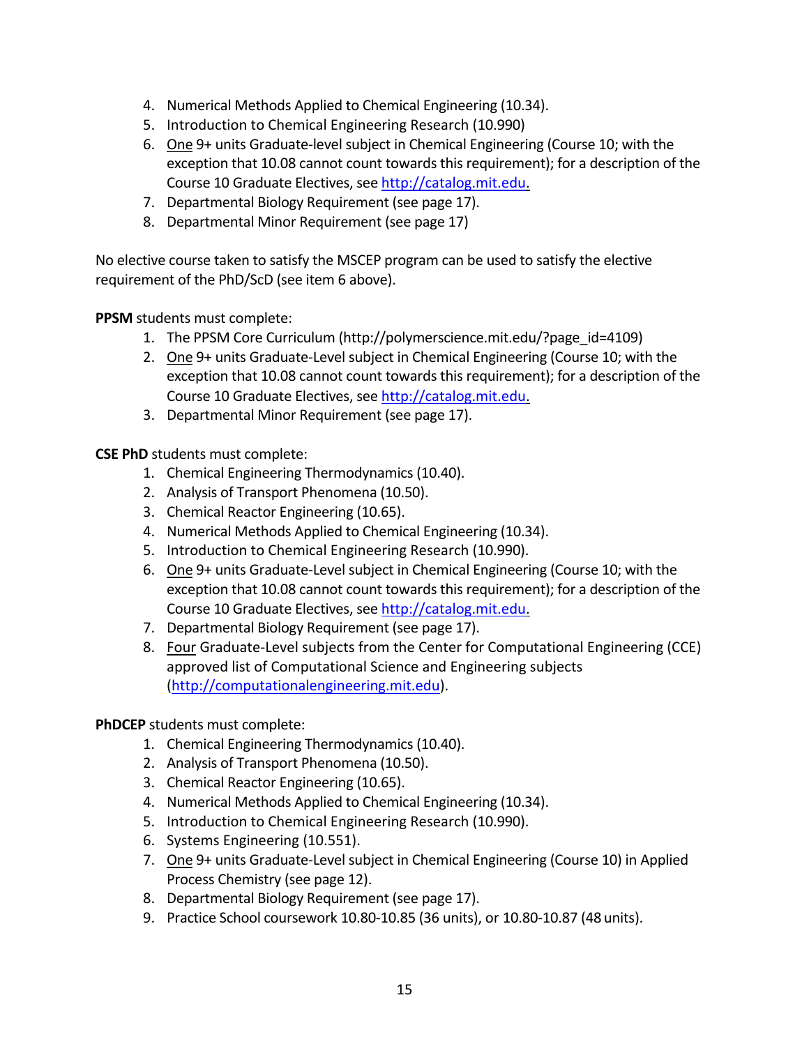4. Numerical Methods Applied to Chemical Engineering (10.34).
5. Introduction to Chemical Engineering Research (10.990)
6. One 9+ units Graduate-level subject in Chemical Engineering (Course 10; with the exception that 10.08 cannot count towards this requirement); for a description of the Course 10 Graduate Electives, see http://catalog.mit.edu.
7. Departmental Biology Requirement (see page 17).
8. Departmental Minor Requirement (see page 17)

No elective course taken to satisfy the MSCEP program can be used to satisfy the elective requirement of the PhD/ScD (see item 6 above).

**PPSM** students must complete:

1. The PPSM Core Curriculum (http://polymerscience.mit.edu/?page_id=4109)
2. One 9+ units Graduate-Level subject in Chemical Engineering (Course 10; with the exception that 10.08 cannot count towards this requirement); for a description of the Course 10 Graduate Electives, see http://catalog.mit.edu.
3. Departmental Minor Requirement (see page 17).

**CSE PhD** students must complete:

1. Chemical Engineering Thermodynamics (10.40).
2. Analysis of Transport Phenomena (10.50).
3. Chemical Reactor Engineering (10.65).
4. Numerical Methods Applied to Chemical Engineering (10.34).
5. Introduction to Chemical Engineering Research (10.990).
6. One 9+ units Graduate-Level subject in Chemical Engineering (Course 10; with the exception that 10.08 cannot count towards this requirement); for a description of the Course 10 Graduate Electives, see http://catalog.mit.edu.
7. Departmental Biology Requirement (see page 17).
8. Four Graduate-Level subjects from the Center for Computational Engineering (CCE) approved list of Computational Science and Engineering subjects (http://computationalengineering.mit.edu).

**PhDCEP** students must complete:

1. Chemical Engineering Thermodynamics (10.40).
2. Analysis of Transport Phenomena (10.50).
3. Chemical Reactor Engineering (10.65).
4. Numerical Methods Applied to Chemical Engineering (10.34).
5. Introduction to Chemical Engineering Research (10.990).
6. Systems Engineering (10.551).
7. One 9+ units Graduate-Level subject in Chemical Engineering (Course 10) in Applied Process Chemistry (see page 12).
8. Departmental Biology Requirement (see page 17).
9. Practice School coursework 10.80-10.85 (36 units), or 10.80-10.87 (48 units).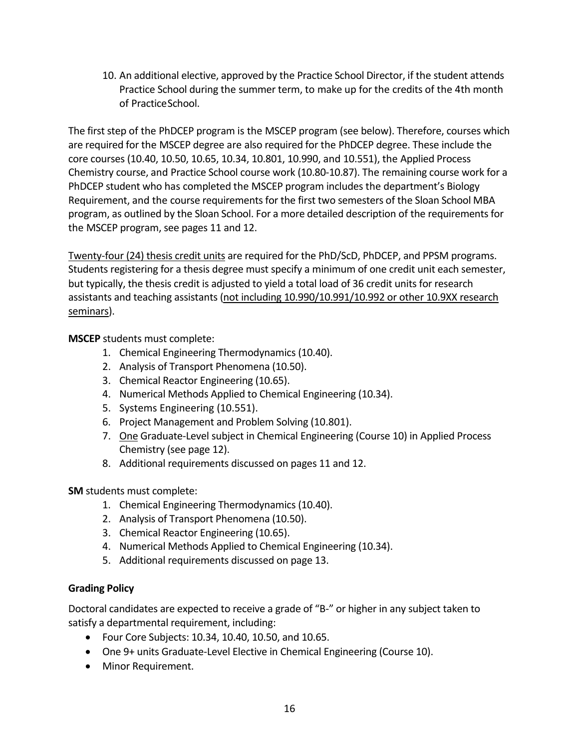10. An additional elective, approved by the Practice School Director, if the student attends Practice School during the summer term, to make up for the credits of the 4th month of Practice School.

The first step of the PhDCEP program is the MSCEP program (see below). Therefore, courses which are required for the MSCEP degree are also required for the PhDCEP degree. These include the core courses (10.40, 10.50, 10.65, 10.34, 10.801, 10.990, and 10.551), the Applied Process Chemistry course, and Practice School course work (10.80-10.87). The remaining course work for a PhDCEP student who has completed the MSCEP program includes the department's Biology Requirement, and the course requirements for the first two semesters of the Sloan School MBA program, as outlined by the Sloan School. For a more detailed description of the requirements for the MSCEP program, see pages 11 and 12.

<u>Twenty-four (24) thesis credit units</u> are required for the PhD/ScD, PhDCEP, and PPSM programs. Students registering for a thesis degree must specify a minimum of one credit unit each semester, but typically, the thesis credit is adjusted to yield a total load of 36 credit units for research assistants and teaching assistants (<u>not including 10.990/10.991/10.992 or other 10.9XX research seminars</u>).

**MSCEP** students must complete:

1. Chemical Engineering Thermodynamics (10.40).
2. Analysis of Transport Phenomena (10.50).
3. Chemical Reactor Engineering (10.65).
4. Numerical Methods Applied to Chemical Engineering (10.34).
5. Systems Engineering (10.551).
6. Project Management and Problem Solving (10.801).
7. <u>One</u> Graduate-Level subject in Chemical Engineering (Course 10) in Applied Process Chemistry (see page 12).
8. Additional requirements discussed on pages 11 and 12.

**SM** students must complete:

1. Chemical Engineering Thermodynamics (10.40).
2. Analysis of Transport Phenomena (10.50).
3. Chemical Reactor Engineering (10.65).
4. Numerical Methods Applied to Chemical Engineering (10.34).
5. Additional requirements discussed on page 13.

### Grading Policy

Doctoral candidates are expected to receive a grade of "B-" or higher in any subject taken to satisfy a departmental requirement, including:

- Four Core Subjects: 10.34, 10.40, 10.50, and 10.65.
- One 9+ units Graduate-Level Elective in Chemical Engineering (Course 10).
- Minor Requirement.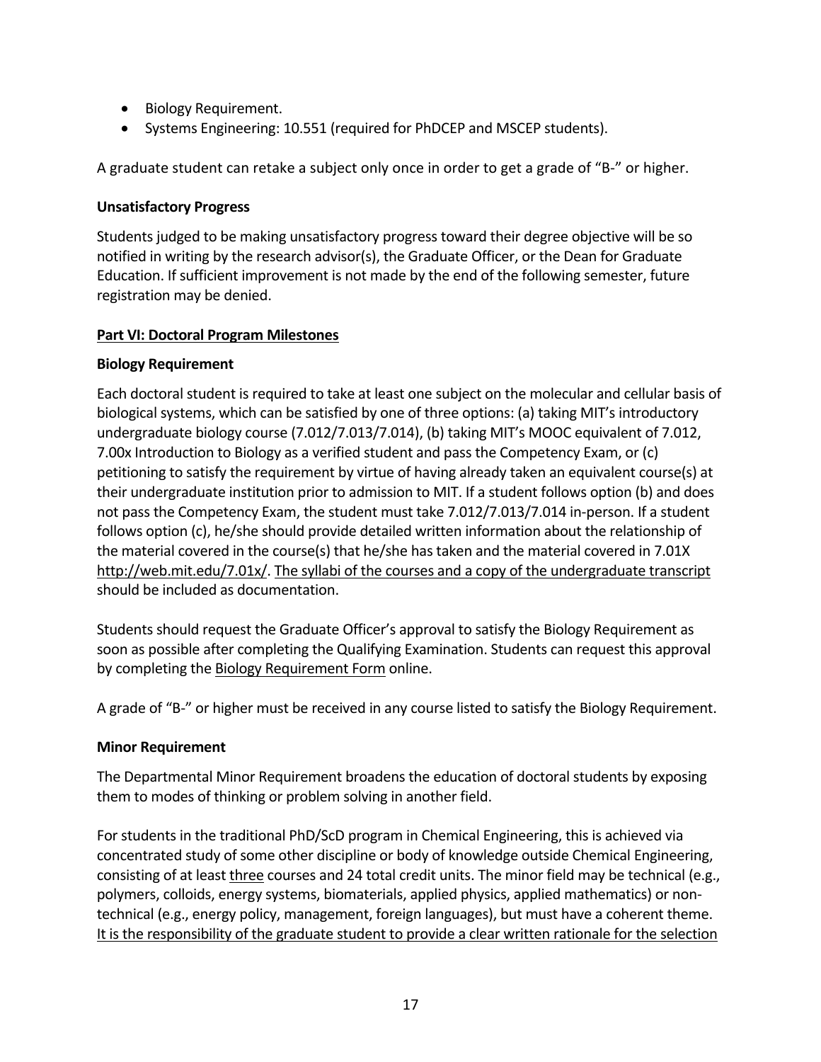- Biology Requirement.
- Systems Engineering: 10.551 (required for PhDCEP and MSCEP students).

A graduate student can retake a subject only once in order to get a grade of "B-" or higher.

**Unsatisfactory Progress**

Students judged to be making unsatisfactory progress toward their degree objective will be so notified in writing by the research advisor(s), the Graduate Officer, or the Dean for Graduate Education. If sufficient improvement is not made by the end of the following semester, future registration may be denied.

## Part VI: Doctoral Program Milestones

**Biology Requirement**

Each doctoral student is required to take at least one subject on the molecular and cellular basis of biological systems, which can be satisfied by one of three options: (a) taking MIT's introductory undergraduate biology course (7.012/7.013/7.014), (b) taking MIT's MOOC equivalent of 7.012, 7.00x Introduction to Biology as a verified student and pass the Competency Exam, or (c) petitioning to satisfy the requirement by virtue of having already taken an equivalent course(s) at their undergraduate institution prior to admission to MIT. If a student follows option (b) and does not pass the Competency Exam, the student must take 7.012/7.013/7.014 in-person. If a student follows option (c), he/she should provide detailed written information about the relationship of the material covered in the course(s) that he/she has taken and the material covered in 7.01X http://web.mit.edu/7.01x/. The syllabi of the courses and a copy of the undergraduate transcript should be included as documentation.

Students should request the Graduate Officer's approval to satisfy the Biology Requirement as soon as possible after completing the Qualifying Examination. Students can request this approval by completing the Biology Requirement Form online.

A grade of "B-" or higher must be received in any course listed to satisfy the Biology Requirement.

**Minor Requirement**

The Departmental Minor Requirement broadens the education of doctoral students by exposing them to modes of thinking or problem solving in another field.

For students in the traditional PhD/ScD program in Chemical Engineering, this is achieved via concentrated study of some other discipline or body of knowledge outside Chemical Engineering, consisting of at least three courses and 24 total credit units. The minor field may be technical (e.g., polymers, colloids, energy systems, biomaterials, applied physics, applied mathematics) or non-technical (e.g., energy policy, management, foreign languages), but must have a coherent theme. It is the responsibility of the graduate student to provide a clear written rationale for the selection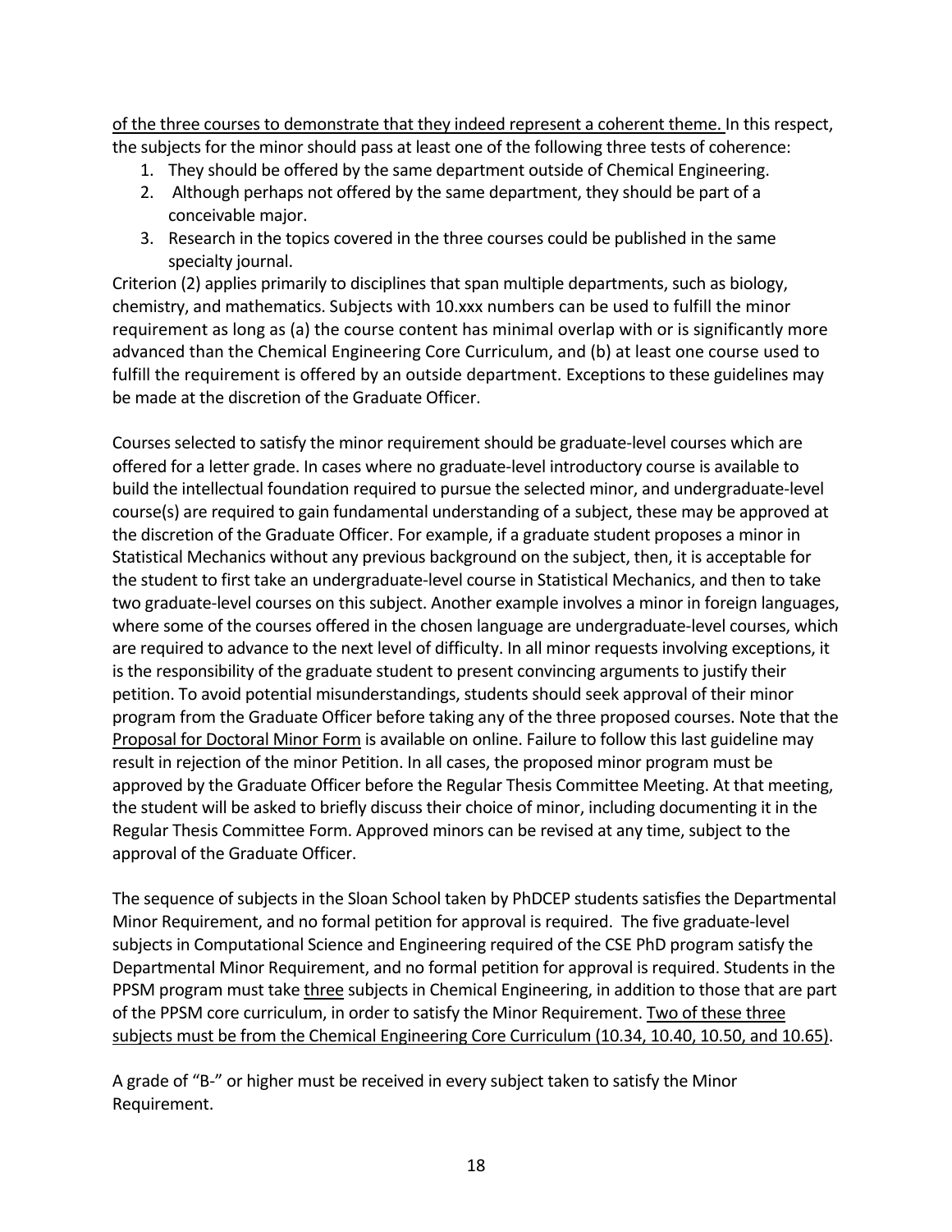of the three courses to demonstrate that they indeed represent a coherent theme. In this respect, the subjects for the minor should pass at least one of the following three tests of coherence:

1. They should be offered by the same department outside of Chemical Engineering.
2. Although perhaps not offered by the same department, they should be part of a conceivable major.
3. Research in the topics covered in the three courses could be published in the same specialty journal.

Criterion (2) applies primarily to disciplines that span multiple departments, such as biology, chemistry, and mathematics. Subjects with 10.xxx numbers can be used to fulfill the minor requirement as long as (a) the course content has minimal overlap with or is significantly more advanced than the Chemical Engineering Core Curriculum, and (b) at least one course used to fulfill the requirement is offered by an outside department. Exceptions to these guidelines may be made at the discretion of the Graduate Officer.

Courses selected to satisfy the minor requirement should be graduate-level courses which are offered for a letter grade. In cases where no graduate-level introductory course is available to build the intellectual foundation required to pursue the selected minor, and undergraduate-level course(s) are required to gain fundamental understanding of a subject, these may be approved at the discretion of the Graduate Officer. For example, if a graduate student proposes a minor in Statistical Mechanics without any previous background on the subject, then, it is acceptable for the student to first take an undergraduate-level course in Statistical Mechanics, and then to take two graduate-level courses on this subject. Another example involves a minor in foreign languages, where some of the courses offered in the chosen language are undergraduate-level courses, which are required to advance to the next level of difficulty. In all minor requests involving exceptions, it is the responsibility of the graduate student to present convincing arguments to justify their petition. To avoid potential misunderstandings, students should seek approval of their minor program from the Graduate Officer before taking any of the three proposed courses. Note that the Proposal for Doctoral Minor Form is available on online. Failure to follow this last guideline may result in rejection of the minor Petition. In all cases, the proposed minor program must be approved by the Graduate Officer before the Regular Thesis Committee Meeting. At that meeting, the student will be asked to briefly discuss their choice of minor, including documenting it in the Regular Thesis Committee Form. Approved minors can be revised at any time, subject to the approval of the Graduate Officer.

The sequence of subjects in the Sloan School taken by PhDCEP students satisfies the Departmental Minor Requirement, and no formal petition for approval is required. The five graduate-level subjects in Computational Science and Engineering required of the CSE PhD program satisfy the Departmental Minor Requirement, and no formal petition for approval is required. Students in the PPSM program must take three subjects in Chemical Engineering, in addition to those that are part of the PPSM core curriculum, in order to satisfy the Minor Requirement. Two of these three subjects must be from the Chemical Engineering Core Curriculum (10.34, 10.40, 10.50, and 10.65).

A grade of "B-" or higher must be received in every subject taken to satisfy the Minor Requirement.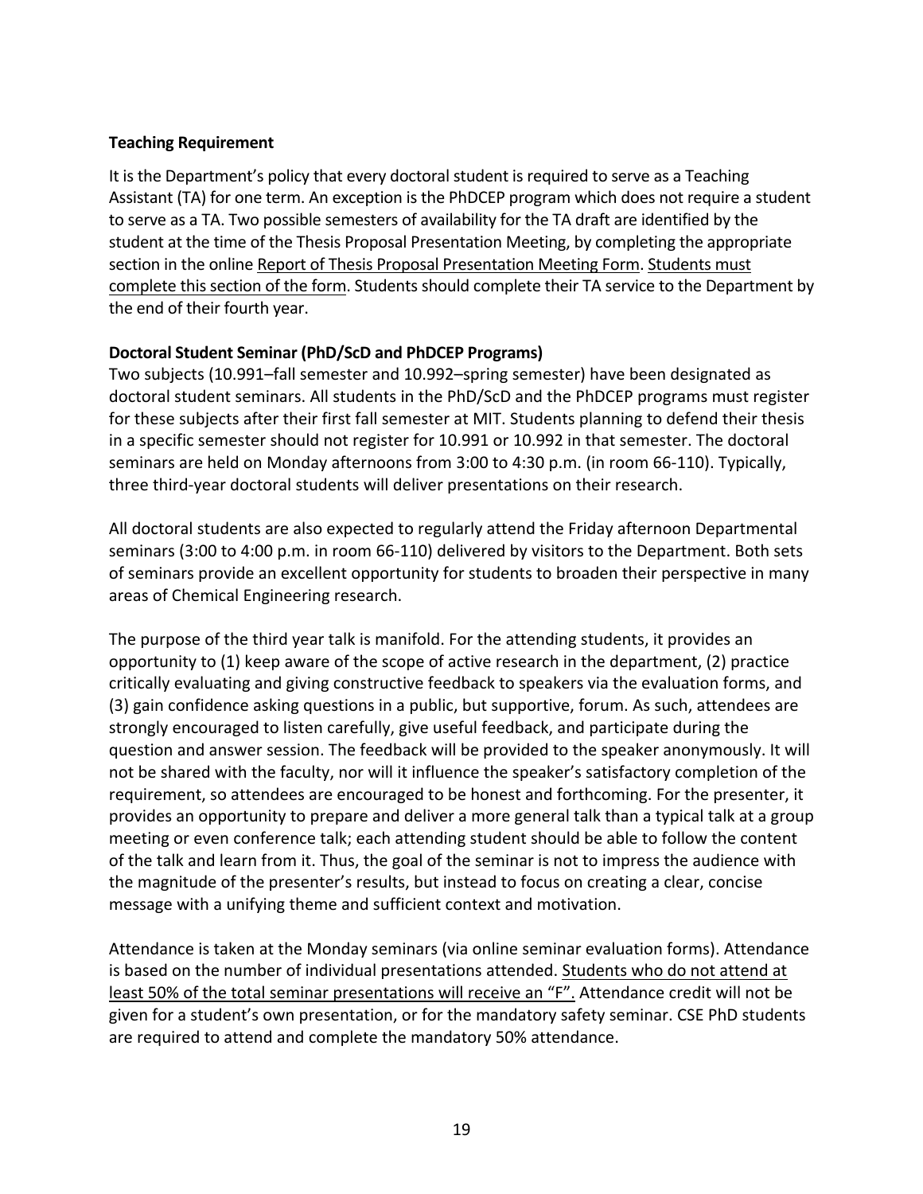**Teaching Requirement**

It is the Department's policy that every doctoral student is required to serve as a Teaching Assistant (TA) for one term. An exception is the PhDCEP program which does not require a student to serve as a TA. Two possible semesters of availability for the TA draft are identified by the student at the time of the Thesis Proposal Presentation Meeting, by completing the appropriate section in the online Report of Thesis Proposal Presentation Meeting Form. Students must complete this section of the form. Students should complete their TA service to the Department by the end of their fourth year.

**Doctoral Student Seminar (PhD/ScD and PhDCEP Programs)**

Two subjects (10.991–fall semester and 10.992–spring semester) have been designated as doctoral student seminars. All students in the PhD/ScD and the PhDCEP programs must register for these subjects after their first fall semester at MIT. Students planning to defend their thesis in a specific semester should not register for 10.991 or 10.992 in that semester. The doctoral seminars are held on Monday afternoons from 3:00 to 4:30 p.m. (in room 66-110). Typically, three third-year doctoral students will deliver presentations on their research.

All doctoral students are also expected to regularly attend the Friday afternoon Departmental seminars (3:00 to 4:00 p.m. in room 66-110) delivered by visitors to the Department. Both sets of seminars provide an excellent opportunity for students to broaden their perspective in many areas of Chemical Engineering research.

The purpose of the third year talk is manifold. For the attending students, it provides an opportunity to (1) keep aware of the scope of active research in the department, (2) practice critically evaluating and giving constructive feedback to speakers via the evaluation forms, and (3) gain confidence asking questions in a public, but supportive, forum. As such, attendees are strongly encouraged to listen carefully, give useful feedback, and participate during the question and answer session. The feedback will be provided to the speaker anonymously. It will not be shared with the faculty, nor will it influence the speaker's satisfactory completion of the requirement, so attendees are encouraged to be honest and forthcoming. For the presenter, it provides an opportunity to prepare and deliver a more general talk than a typical talk at a group meeting or even conference talk; each attending student should be able to follow the content of the talk and learn from it. Thus, the goal of the seminar is not to impress the audience with the magnitude of the presenter's results, but instead to focus on creating a clear, concise message with a unifying theme and sufficient context and motivation.

Attendance is taken at the Monday seminars (via online seminar evaluation forms). Attendance is based on the number of individual presentations attended. Students who do not attend at least 50% of the total seminar presentations will receive an "F". Attendance credit will not be given for a student's own presentation, or for the mandatory safety seminar. CSE PhD students are required to attend and complete the mandatory 50% attendance.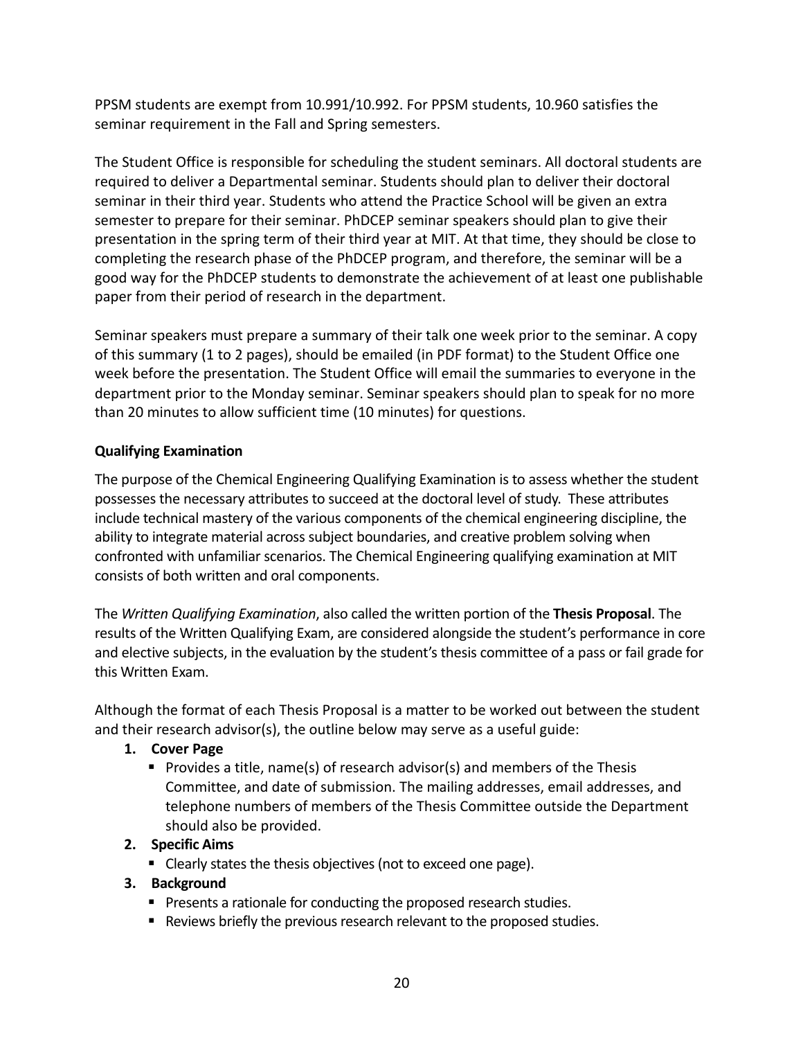PPSM students are exempt from 10.991/10.992. For PPSM students, 10.960 satisfies the seminar requirement in the Fall and Spring semesters.

The Student Office is responsible for scheduling the student seminars. All doctoral students are required to deliver a Departmental seminar. Students should plan to deliver their doctoral seminar in their third year. Students who attend the Practice School will be given an extra semester to prepare for their seminar. PhDCEP seminar speakers should plan to give their presentation in the spring term of their third year at MIT. At that time, they should be close to completing the research phase of the PhDCEP program, and therefore, the seminar will be a good way for the PhDCEP students to demonstrate the achievement of at least one publishable paper from their period of research in the department.

Seminar speakers must prepare a summary of their talk one week prior to the seminar. A copy of this summary (1 to 2 pages), should be emailed (in PDF format) to the Student Office one week before the presentation. The Student Office will email the summaries to everyone in the department prior to the Monday seminar. Seminar speakers should plan to speak for no more than 20 minutes to allow sufficient time (10 minutes) for questions.

**Qualifying Examination**

The purpose of the Chemical Engineering Qualifying Examination is to assess whether the student possesses the necessary attributes to succeed at the doctoral level of study. These attributes include technical mastery of the various components of the chemical engineering discipline, the ability to integrate material across subject boundaries, and creative problem solving when confronted with unfamiliar scenarios. The Chemical Engineering qualifying examination at MIT consists of both written and oral components.

The *Written Qualifying Examination*, also called the written portion of the **Thesis Proposal**. The results of the Written Qualifying Exam, are considered alongside the student's performance in core and elective subjects, in the evaluation by the student's thesis committee of a pass or fail grade for this Written Exam.

Although the format of each Thesis Proposal is a matter to be worked out between the student and their research advisor(s), the outline below may serve as a useful guide:

1. **Cover Page**
   - Provides a title, name(s) of research advisor(s) and members of the Thesis Committee, and date of submission. The mailing addresses, email addresses, and telephone numbers of members of the Thesis Committee outside the Department should also be provided.
2. **Specific Aims**
   - Clearly states the thesis objectives (not to exceed one page).
3. **Background**
   - Presents a rationale for conducting the proposed research studies.
   - Reviews briefly the previous research relevant to the proposed studies.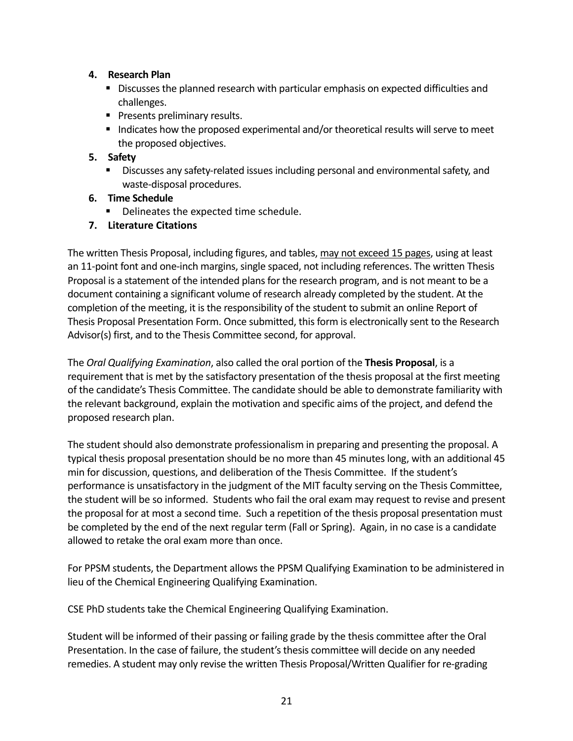4. **Research Plan**
   - Discusses the planned research with particular emphasis on expected difficulties and challenges.
   - Presents preliminary results.
   - Indicates how the proposed experimental and/or theoretical results will serve to meet the proposed objectives.
5. **Safety**
   - Discusses any safety-related issues including personal and environmental safety, and waste-disposal procedures.
6. **Time Schedule**
   - Delineates the expected time schedule.
7. **Literature Citations**

The written Thesis Proposal, including figures, and tables, <u>may not exceed 15 pages</u>, using at least an 11-point font and one-inch margins, single spaced, not including references. The written Thesis Proposal is a statement of the intended plans for the research program, and is not meant to be a document containing a significant volume of research already completed by the student. At the completion of the meeting, it is the responsibility of the student to submit an online Report of Thesis Proposal Presentation Form. Once submitted, this form is electronically sent to the Research Advisor(s) first, and to the Thesis Committee second, for approval.

The *Oral Qualifying Examination*, also called the oral portion of the **Thesis Proposal**, is a requirement that is met by the satisfactory presentation of the thesis proposal at the first meeting of the candidate's Thesis Committee. The candidate should be able to demonstrate familiarity with the relevant background, explain the motivation and specific aims of the project, and defend the proposed research plan.

The student should also demonstrate professionalism in preparing and presenting the proposal. A typical thesis proposal presentation should be no more than 45 minutes long, with an additional 45 min for discussion, questions, and deliberation of the Thesis Committee. If the student's performance is unsatisfactory in the judgment of the MIT faculty serving on the Thesis Committee, the student will be so informed. Students who fail the oral exam may request to revise and present the proposal for at most a second time. Such a repetition of the thesis proposal presentation must be completed by the end of the next regular term (Fall or Spring). Again, in no case is a candidate allowed to retake the oral exam more than once.

For PPSM students, the Department allows the PPSM Qualifying Examination to be administered in lieu of the Chemical Engineering Qualifying Examination.

CSE PhD students take the Chemical Engineering Qualifying Examination.

Student will be informed of their passing or failing grade by the thesis committee after the Oral Presentation. In the case of failure, the student's thesis committee will decide on any needed remedies. A student may only revise the written Thesis Proposal/Written Qualifier for re-grading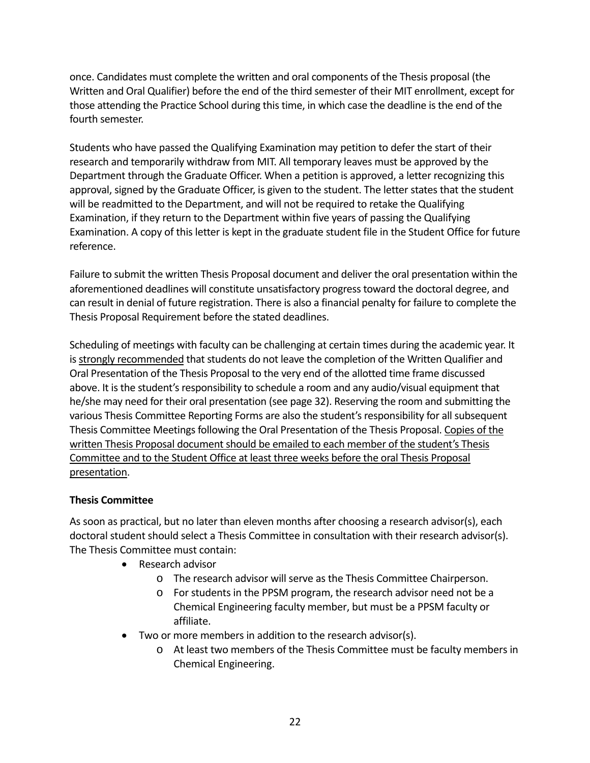once. Candidates must complete the written and oral components of the Thesis proposal (the Written and Oral Qualifier) before the end of the third semester of their MIT enrollment, except for those attending the Practice School during this time, in which case the deadline is the end of the fourth semester.

Students who have passed the Qualifying Examination may petition to defer the start of their research and temporarily withdraw from MIT. All temporary leaves must be approved by the Department through the Graduate Officer. When a petition is approved, a letter recognizing this approval, signed by the Graduate Officer, is given to the student. The letter states that the student will be readmitted to the Department, and will not be required to retake the Qualifying Examination, if they return to the Department within five years of passing the Qualifying Examination. A copy of this letter is kept in the graduate student file in the Student Office for future reference.

Failure to submit the written Thesis Proposal document and deliver the oral presentation within the aforementioned deadlines will constitute unsatisfactory progress toward the doctoral degree, and can result in denial of future registration. There is also a financial penalty for failure to complete the Thesis Proposal Requirement before the stated deadlines.

Scheduling of meetings with faculty can be challenging at certain times during the academic year. It is <u>strongly recommended</u> that students do not leave the completion of the Written Qualifier and Oral Presentation of the Thesis Proposal to the very end of the allotted time frame discussed above. It is the student's responsibility to schedule a room and any audio/visual equipment that he/she may need for their oral presentation (see page 32). Reserving the room and submitting the various Thesis Committee Reporting Forms are also the student's responsibility for all subsequent Thesis Committee Meetings following the Oral Presentation of the Thesis Proposal. <u>Copies of the written Thesis Proposal document should be emailed to each member of the student's Thesis Committee and to the Student Office at least three weeks before the oral Thesis Proposal presentation</u>.

**Thesis Committee**

As soon as practical, but no later than eleven months after choosing a research advisor(s), each doctoral student should select a Thesis Committee in consultation with their research advisor(s). The Thesis Committee must contain:

- Research advisor
  - The research advisor will serve as the Thesis Committee Chairperson.
  - For students in the PPSM program, the research advisor need not be a Chemical Engineering faculty member, but must be a PPSM faculty or affiliate.
- Two or more members in addition to the research advisor(s).
  - At least two members of the Thesis Committee must be faculty members in Chemical Engineering.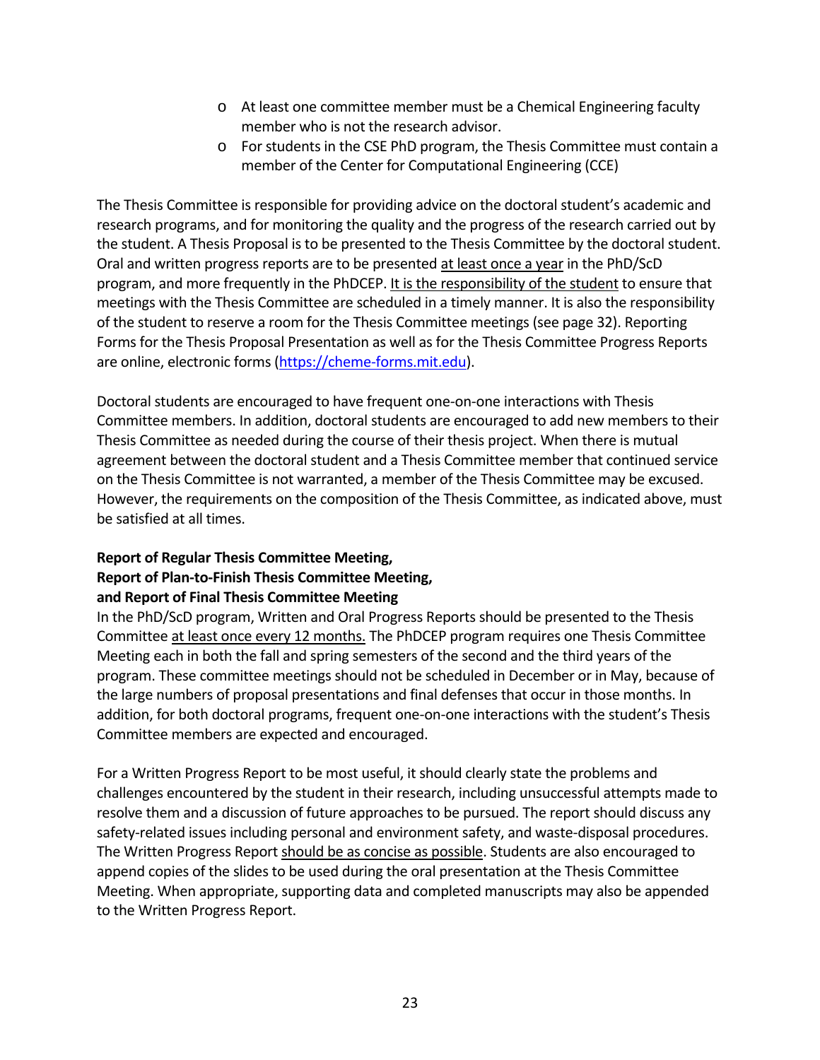- At least one committee member must be a Chemical Engineering faculty member who is not the research advisor.
- For students in the CSE PhD program, the Thesis Committee must contain a member of the Center for Computational Engineering (CCE)

The Thesis Committee is responsible for providing advice on the doctoral student's academic and research programs, and for monitoring the quality and the progress of the research carried out by the student. A Thesis Proposal is to be presented to the Thesis Committee by the doctoral student. Oral and written progress reports are to be presented <u>at least once a year</u> in the PhD/ScD program, and more frequently in the PhDCEP. <u>It is the responsibility of the student</u> to ensure that meetings with the Thesis Committee are scheduled in a timely manner. It is also the responsibility of the student to reserve a room for the Thesis Committee meetings (see page 32). Reporting Forms for the Thesis Proposal Presentation as well as for the Thesis Committee Progress Reports are online, electronic forms ([https://cheme-forms.mit.edu](https://cheme-forms.mit.edu)).

Doctoral students are encouraged to have frequent one-on-one interactions with Thesis Committee members. In addition, doctoral students are encouraged to add new members to their Thesis Committee as needed during the course of their thesis project. When there is mutual agreement between the doctoral student and a Thesis Committee member that continued service on the Thesis Committee is not warranted, a member of the Thesis Committee may be excused. However, the requirements on the composition of the Thesis Committee, as indicated above, must be satisfied at all times.

**Report of Regular Thesis Committee Meeting,**
**Report of Plan-to-Finish Thesis Committee Meeting,**
**and Report of Final Thesis Committee Meeting**

In the PhD/ScD program, Written and Oral Progress Reports should be presented to the Thesis Committee <u>at least once every 12 months.</u> The PhDCEP program requires one Thesis Committee Meeting each in both the fall and spring semesters of the second and the third years of the program. These committee meetings should not be scheduled in December or in May, because of the large numbers of proposal presentations and final defenses that occur in those months. In addition, for both doctoral programs, frequent one-on-one interactions with the student's Thesis Committee members are expected and encouraged.

For a Written Progress Report to be most useful, it should clearly state the problems and challenges encountered by the student in their research, including unsuccessful attempts made to resolve them and a discussion of future approaches to be pursued. The report should discuss any safety-related issues including personal and environment safety, and waste-disposal procedures. The Written Progress Report <u>should be as concise as possible</u>. Students are also encouraged to append copies of the slides to be used during the oral presentation at the Thesis Committee Meeting. When appropriate, supporting data and completed manuscripts may also be appended to the Written Progress Report.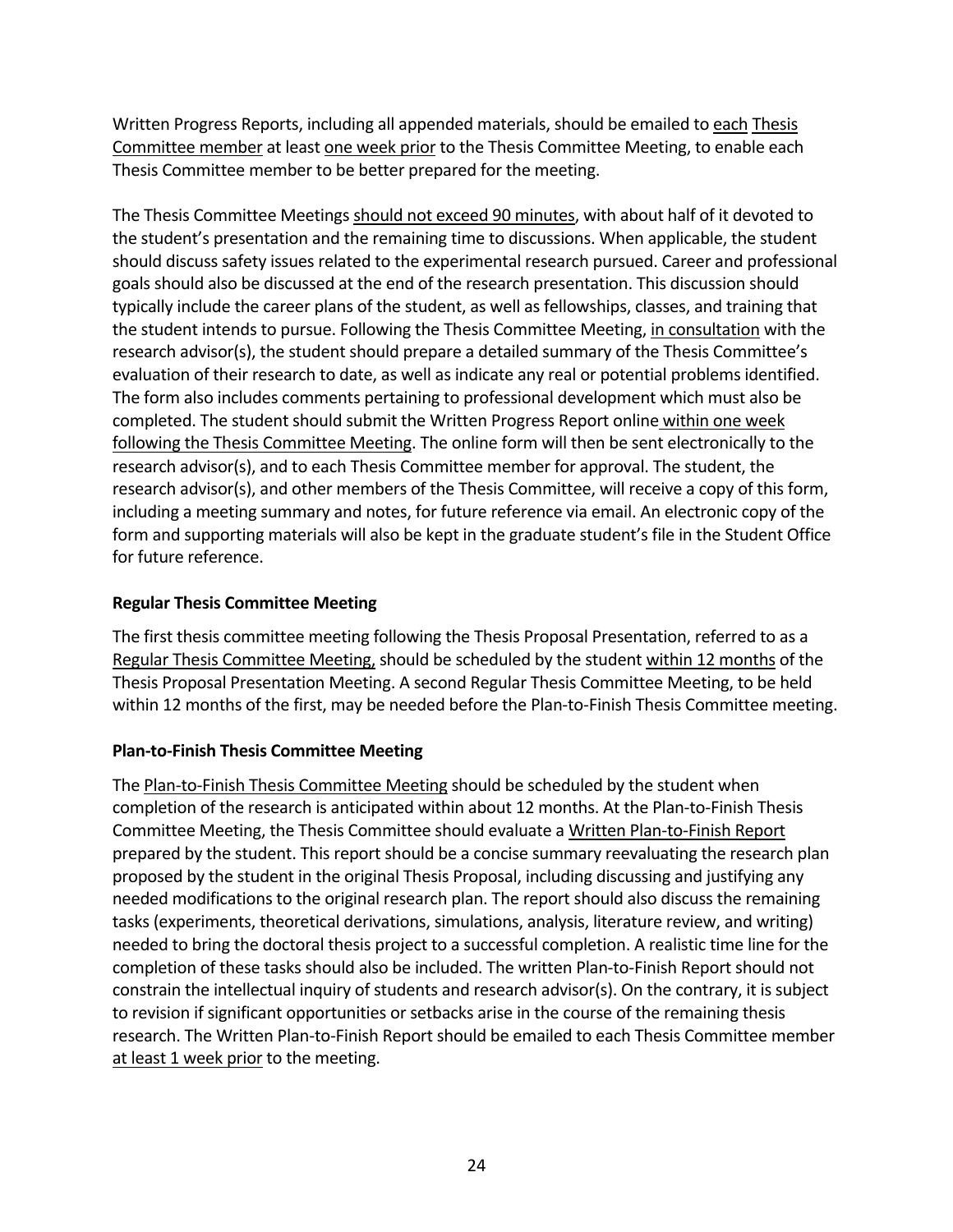Written Progress Reports, including all appended materials, should be emailed to each Thesis Committee member at least one week prior to the Thesis Committee Meeting, to enable each Thesis Committee member to be better prepared for the meeting.

The Thesis Committee Meetings should not exceed 90 minutes, with about half of it devoted to the student's presentation and the remaining time to discussions. When applicable, the student should discuss safety issues related to the experimental research pursued. Career and professional goals should also be discussed at the end of the research presentation. This discussion should typically include the career plans of the student, as well as fellowships, classes, and training that the student intends to pursue. Following the Thesis Committee Meeting, in consultation with the research advisor(s), the student should prepare a detailed summary of the Thesis Committee's evaluation of their research to date, as well as indicate any real or potential problems identified. The form also includes comments pertaining to professional development which must also be completed. The student should submit the Written Progress Report online within one week following the Thesis Committee Meeting. The online form will then be sent electronically to the research advisor(s), and to each Thesis Committee member for approval. The student, the research advisor(s), and other members of the Thesis Committee, will receive a copy of this form, including a meeting summary and notes, for future reference via email. An electronic copy of the form and supporting materials will also be kept in the graduate student's file in the Student Office for future reference.

### Regular Thesis Committee Meeting

The first thesis committee meeting following the Thesis Proposal Presentation, referred to as a Regular Thesis Committee Meeting, should be scheduled by the student within 12 months of the Thesis Proposal Presentation Meeting. A second Regular Thesis Committee Meeting, to be held within 12 months of the first, may be needed before the Plan-to-Finish Thesis Committee meeting.

### Plan-to-Finish Thesis Committee Meeting

The Plan-to-Finish Thesis Committee Meeting should be scheduled by the student when completion of the research is anticipated within about 12 months. At the Plan-to-Finish Thesis Committee Meeting, the Thesis Committee should evaluate a Written Plan-to-Finish Report prepared by the student. This report should be a concise summary reevaluating the research plan proposed by the student in the original Thesis Proposal, including discussing and justifying any needed modifications to the original research plan. The report should also discuss the remaining tasks (experiments, theoretical derivations, simulations, analysis, literature review, and writing) needed to bring the doctoral thesis project to a successful completion. A realistic time line for the completion of these tasks should also be included. The written Plan-to-Finish Report should not constrain the intellectual inquiry of students and research advisor(s). On the contrary, it is subject to revision if significant opportunities or setbacks arise in the course of the remaining thesis research. The Written Plan-to-Finish Report should be emailed to each Thesis Committee member at least 1 week prior to the meeting.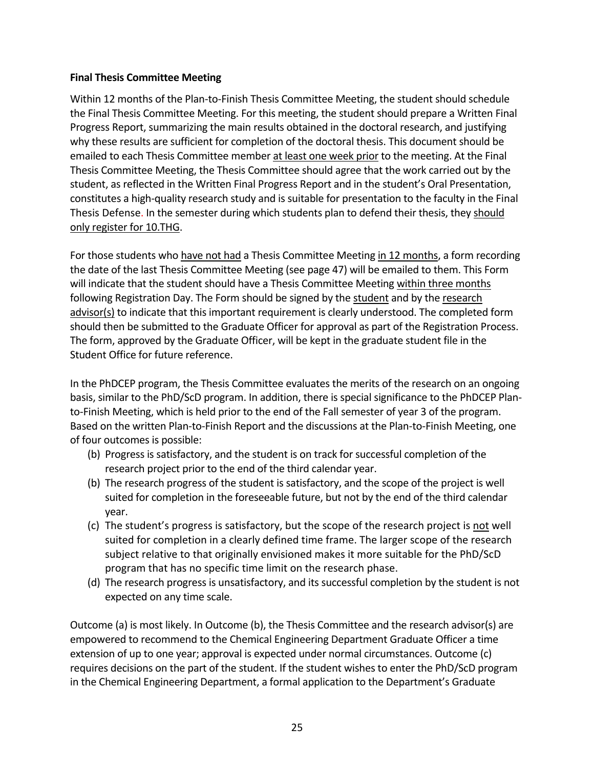**Final Thesis Committee Meeting**

Within 12 months of the Plan-to-Finish Thesis Committee Meeting, the student should schedule the Final Thesis Committee Meeting. For this meeting, the student should prepare a Written Final Progress Report, summarizing the main results obtained in the doctoral research, and justifying why these results are sufficient for completion of the doctoral thesis. This document should be emailed to each Thesis Committee member at least one week prior to the meeting. At the Final Thesis Committee Meeting, the Thesis Committee should agree that the work carried out by the student, as reflected in the Written Final Progress Report and in the student's Oral Presentation, constitutes a high-quality research study and is suitable for presentation to the faculty in the Final Thesis Defense. In the semester during which students plan to defend their thesis, they should only register for 10.THG.

For those students who have not had a Thesis Committee Meeting in 12 months, a form recording the date of the last Thesis Committee Meeting (see page 47) will be emailed to them. This Form will indicate that the student should have a Thesis Committee Meeting within three months following Registration Day. The Form should be signed by the student and by the research advisor(s) to indicate that this important requirement is clearly understood. The completed form should then be submitted to the Graduate Officer for approval as part of the Registration Process. The form, approved by the Graduate Officer, will be kept in the graduate student file in the Student Office for future reference.

In the PhDCEP program, the Thesis Committee evaluates the merits of the research on an ongoing basis, similar to the PhD/ScD program. In addition, there is special significance to the PhDCEP Plan-to-Finish Meeting, which is held prior to the end of the Fall semester of year 3 of the program. Based on the written Plan-to-Finish Report and the discussions at the Plan-to-Finish Meeting, one of four outcomes is possible:

(b) Progress is satisfactory, and the student is on track for successful completion of the research project prior to the end of the third calendar year.
(b) The research progress of the student is satisfactory, and the scope of the project is well suited for completion in the foreseeable future, but not by the end of the third calendar year.
(c) The student's progress is satisfactory, but the scope of the research project is not well suited for completion in a clearly defined time frame. The larger scope of the research subject relative to that originally envisioned makes it more suitable for the PhD/ScD program that has no specific time limit on the research phase.
(d) The research progress is unsatisfactory, and its successful completion by the student is not expected on any time scale.

Outcome (a) is most likely. In Outcome (b), the Thesis Committee and the research advisor(s) are empowered to recommend to the Chemical Engineering Department Graduate Officer a time extension of up to one year; approval is expected under normal circumstances. Outcome (c) requires decisions on the part of the student. If the student wishes to enter the PhD/ScD program in the Chemical Engineering Department, a formal application to the Department's Graduate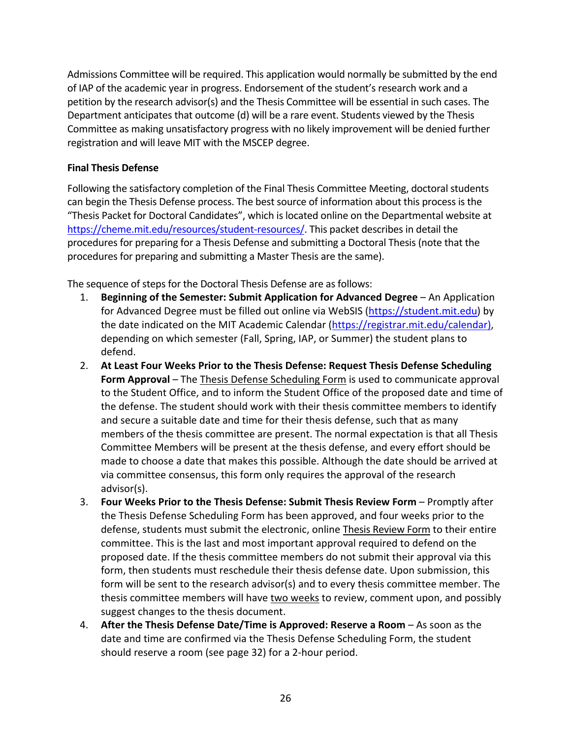Admissions Committee will be required. This application would normally be submitted by the end of IAP of the academic year in progress. Endorsement of the student's research work and a petition by the research advisor(s) and the Thesis Committee will be essential in such cases. The Department anticipates that outcome (d) will be a rare event. Students viewed by the Thesis Committee as making unsatisfactory progress with no likely improvement will be denied further registration and will leave MIT with the MSCEP degree.

**Final Thesis Defense**

Following the satisfactory completion of the Final Thesis Committee Meeting, doctoral students can begin the Thesis Defense process. The best source of information about this process is the "Thesis Packet for Doctoral Candidates", which is located online on the Departmental website at [https://cheme.mit.edu/resources/student-resources/](https://cheme.mit.edu/resources/student-resources/). This packet describes in detail the procedures for preparing for a Thesis Defense and submitting a Doctoral Thesis (note that the procedures for preparing and submitting a Master Thesis are the same).

The sequence of steps for the Doctoral Thesis Defense are as follows:

1. **Beginning of the Semester: Submit Application for Advanced Degree** – An Application for Advanced Degree must be filled out online via WebSIS ([https://student.mit.edu](https://student.mit.edu)) by the date indicated on the MIT Academic Calendar ([https://registrar.mit.edu/calendar)](https://registrar.mit.edu/calendar), depending on which semester (Fall, Spring, IAP, or Summer) the student plans to defend.
2. **At Least Four Weeks Prior to the Thesis Defense: Request Thesis Defense Scheduling Form Approval** – The Thesis Defense Scheduling Form is used to communicate approval to the Student Office, and to inform the Student Office of the proposed date and time of the defense. The student should work with their thesis committee members to identify and secure a suitable date and time for their thesis defense, such that as many members of the thesis committee are present. The normal expectation is that all Thesis Committee Members will be present at the thesis defense, and every effort should be made to choose a date that makes this possible. Although the date should be arrived at via committee consensus, this form only requires the approval of the research advisor(s).
3. **Four Weeks Prior to the Thesis Defense: Submit Thesis Review Form** – Promptly after the Thesis Defense Scheduling Form has been approved, and four weeks prior to the defense, students must submit the electronic, online Thesis Review Form to their entire committee. This is the last and most important approval required to defend on the proposed date. If the thesis committee members do not submit their approval via this form, then students must reschedule their thesis defense date. Upon submission, this form will be sent to the research advisor(s) and to every thesis committee member. The thesis committee members will have two weeks to review, comment upon, and possibly suggest changes to the thesis document.
4. **After the Thesis Defense Date/Time is Approved: Reserve a Room** – As soon as the date and time are confirmed via the Thesis Defense Scheduling Form, the student should reserve a room (see page 32) for a 2-hour period.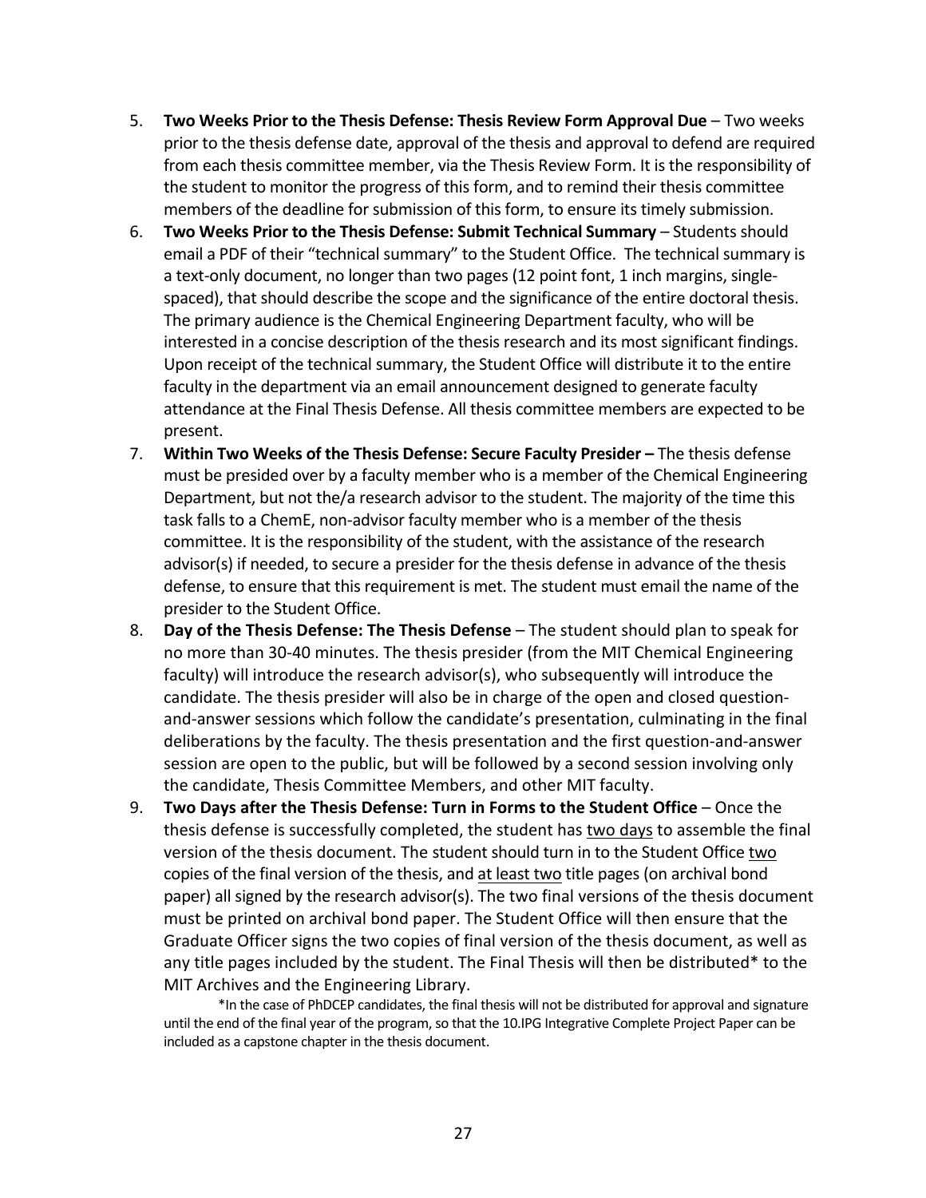5. **Two Weeks Prior to the Thesis Defense: Thesis Review Form Approval Due** – Two weeks prior to the thesis defense date, approval of the thesis and approval to defend are required from each thesis committee member, via the Thesis Review Form. It is the responsibility of the student to monitor the progress of this form, and to remind their thesis committee members of the deadline for submission of this form, to ensure its timely submission.
6. **Two Weeks Prior to the Thesis Defense: Submit Technical Summary** – Students should email a PDF of their "technical summary" to the Student Office. The technical summary is a text-only document, no longer than two pages (12 point font, 1 inch margins, single-spaced), that should describe the scope and the significance of the entire doctoral thesis. The primary audience is the Chemical Engineering Department faculty, who will be interested in a concise description of the thesis research and its most significant findings. Upon receipt of the technical summary, the Student Office will distribute it to the entire faculty in the department via an email announcement designed to generate faculty attendance at the Final Thesis Defense. All thesis committee members are expected to be present.
7. **Within Two Weeks of the Thesis Defense: Secure Faculty Presider –** The thesis defense must be presided over by a faculty member who is a member of the Chemical Engineering Department, but not the/a research advisor to the student. The majority of the time this task falls to a ChemE, non-advisor faculty member who is a member of the thesis committee. It is the responsibility of the student, with the assistance of the research advisor(s) if needed, to secure a presider for the thesis defense in advance of the thesis defense, to ensure that this requirement is met. The student must email the name of the presider to the Student Office.
8. **Day of the Thesis Defense: The Thesis Defense** – The student should plan to speak for no more than 30-40 minutes. The thesis presider (from the MIT Chemical Engineering faculty) will introduce the research advisor(s), who subsequently will introduce the candidate. The thesis presider will also be in charge of the open and closed question-and-answer sessions which follow the candidate's presentation, culminating in the final deliberations by the faculty. The thesis presentation and the first question-and-answer session are open to the public, but will be followed by a second session involving only the candidate, Thesis Committee Members, and other MIT faculty.
9. **Two Days after the Thesis Defense: Turn in Forms to the Student Office** – Once the thesis defense is successfully completed, the student has <u>two days</u> to assemble the final version of the thesis document. The student should turn in to the Student Office <u>two</u> copies of the final version of the thesis, and <u>at least two</u> title pages (on archival bond paper) all signed by the research advisor(s). The two final versions of the thesis document must be printed on archival bond paper. The Student Office will then ensure that the Graduate Officer signs the two copies of final version of the thesis document, as well as any title pages included by the student. The Final Thesis will then be distributed* to the MIT Archives and the Engineering Library.

   *In the case of PhDCEP candidates, the final thesis will not be distributed for approval and signature until the end of the final year of the program, so that the 10.IPG Integrative Complete Project Paper can be included as a capstone chapter in the thesis document.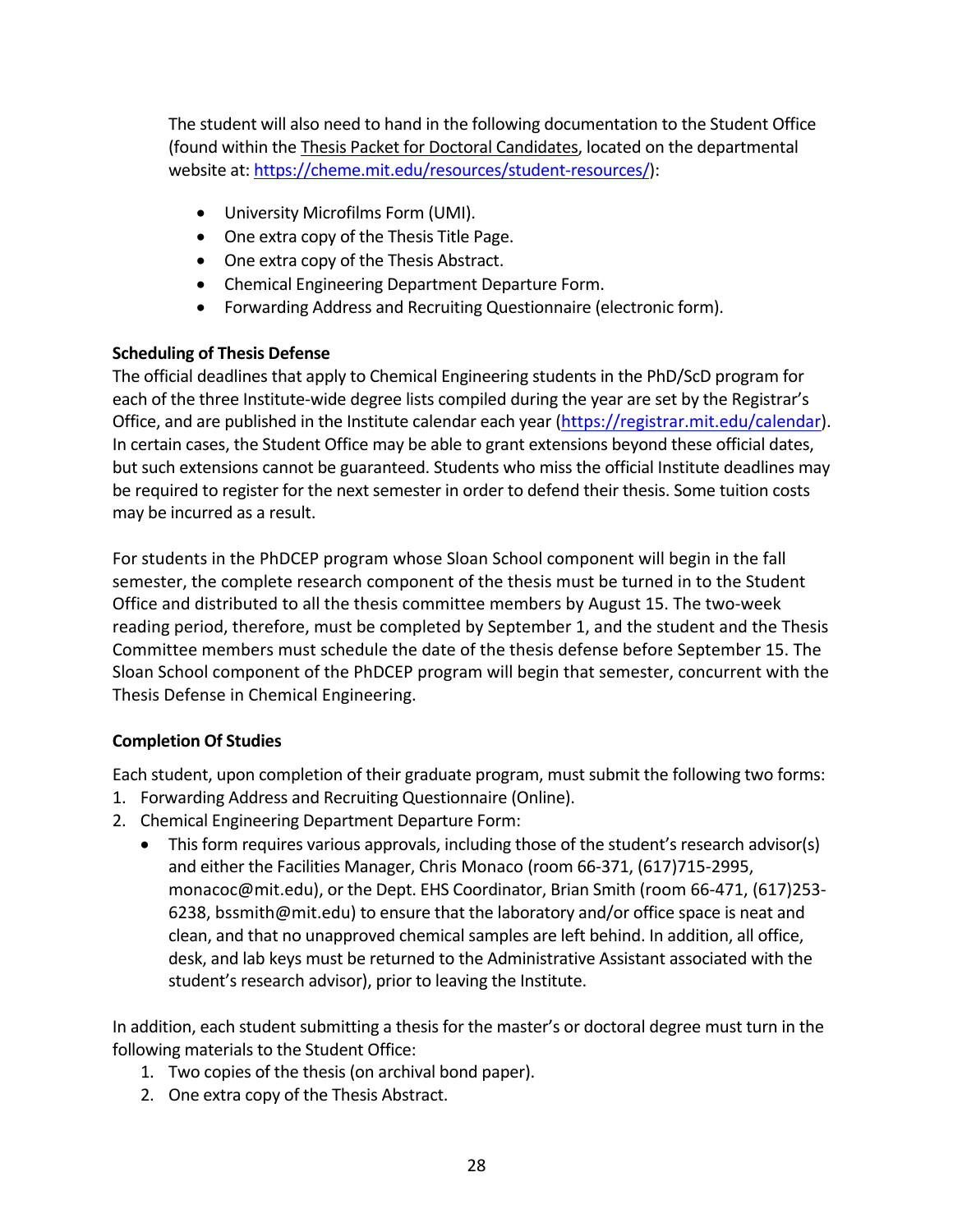The student will also need to hand in the following documentation to the Student Office (found within the Thesis Packet for Doctoral Candidates, located on the departmental website at: https://cheme.mit.edu/resources/student-resources/):

- University Microfilms Form (UMI).
- One extra copy of the Thesis Title Page.
- One extra copy of the Thesis Abstract.
- Chemical Engineering Department Departure Form.
- Forwarding Address and Recruiting Questionnaire (electronic form).

**Scheduling of Thesis Defense**

The official deadlines that apply to Chemical Engineering students in the PhD/ScD program for each of the three Institute-wide degree lists compiled during the year are set by the Registrar's Office, and are published in the Institute calendar each year (https://registrar.mit.edu/calendar). In certain cases, the Student Office may be able to grant extensions beyond these official dates, but such extensions cannot be guaranteed. Students who miss the official Institute deadlines may be required to register for the next semester in order to defend their thesis. Some tuition costs may be incurred as a result.

For students in the PhDCEP program whose Sloan School component will begin in the fall semester, the complete research component of the thesis must be turned in to the Student Office and distributed to all the thesis committee members by August 15. The two-week reading period, therefore, must be completed by September 1, and the student and the Thesis Committee members must schedule the date of the thesis defense before September 15. The Sloan School component of the PhDCEP program will begin that semester, concurrent with the Thesis Defense in Chemical Engineering.

**Completion Of Studies**

Each student, upon completion of their graduate program, must submit the following two forms:

1. Forwarding Address and Recruiting Questionnaire (Online).
2. Chemical Engineering Department Departure Form:
   - This form requires various approvals, including those of the student's research advisor(s) and either the Facilities Manager, Chris Monaco (room 66-371, (617)715-2995, monacoc@mit.edu), or the Dept. EHS Coordinator, Brian Smith (room 66-471, (617)253-6238, bssmith@mit.edu) to ensure that the laboratory and/or office space is neat and clean, and that no unapproved chemical samples are left behind. In addition, all office, desk, and lab keys must be returned to the Administrative Assistant associated with the student's research advisor), prior to leaving the Institute.

In addition, each student submitting a thesis for the master's or doctoral degree must turn in the following materials to the Student Office:

1. Two copies of the thesis (on archival bond paper).
2. One extra copy of the Thesis Abstract.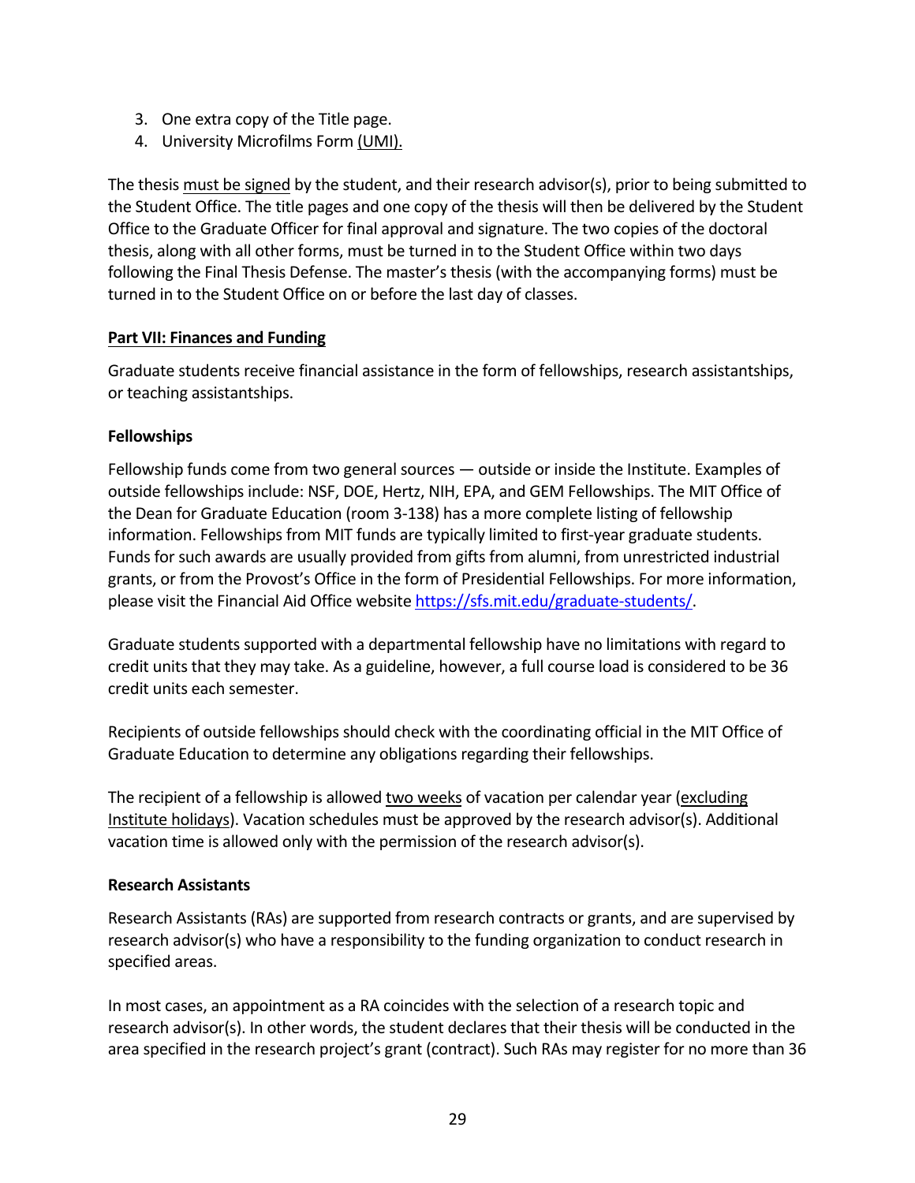3. One extra copy of the Title page.
4. University Microfilms Form (UMI).

The thesis must be signed by the student, and their research advisor(s), prior to being submitted to the Student Office. The title pages and one copy of the thesis will then be delivered by the Student Office to the Graduate Officer for final approval and signature. The two copies of the doctoral thesis, along with all other forms, must be turned in to the Student Office within two days following the Final Thesis Defense. The master's thesis (with the accompanying forms) must be turned in to the Student Office on or before the last day of classes.

## Part VII: Finances and Funding

Graduate students receive financial assistance in the form of fellowships, research assistantships, or teaching assistantships.

### Fellowships

Fellowship funds come from two general sources — outside or inside the Institute. Examples of outside fellowships include: NSF, DOE, Hertz, NIH, EPA, and GEM Fellowships. The MIT Office of the Dean for Graduate Education (room 3-138) has a more complete listing of fellowship information. Fellowships from MIT funds are typically limited to first-year graduate students. Funds for such awards are usually provided from gifts from alumni, from unrestricted industrial grants, or from the Provost's Office in the form of Presidential Fellowships. For more information, please visit the Financial Aid Office website https://sfs.mit.edu/graduate-students/.

Graduate students supported with a departmental fellowship have no limitations with regard to credit units that they may take. As a guideline, however, a full course load is considered to be 36 credit units each semester.

Recipients of outside fellowships should check with the coordinating official in the MIT Office of Graduate Education to determine any obligations regarding their fellowships.

The recipient of a fellowship is allowed two weeks of vacation per calendar year (excluding Institute holidays). Vacation schedules must be approved by the research advisor(s). Additional vacation time is allowed only with the permission of the research advisor(s).

### Research Assistants

Research Assistants (RAs) are supported from research contracts or grants, and are supervised by research advisor(s) who have a responsibility to the funding organization to conduct research in specified areas.

In most cases, an appointment as a RA coincides with the selection of a research topic and research advisor(s). In other words, the student declares that their thesis will be conducted in the area specified in the research project's grant (contract). Such RAs may register for no more than 36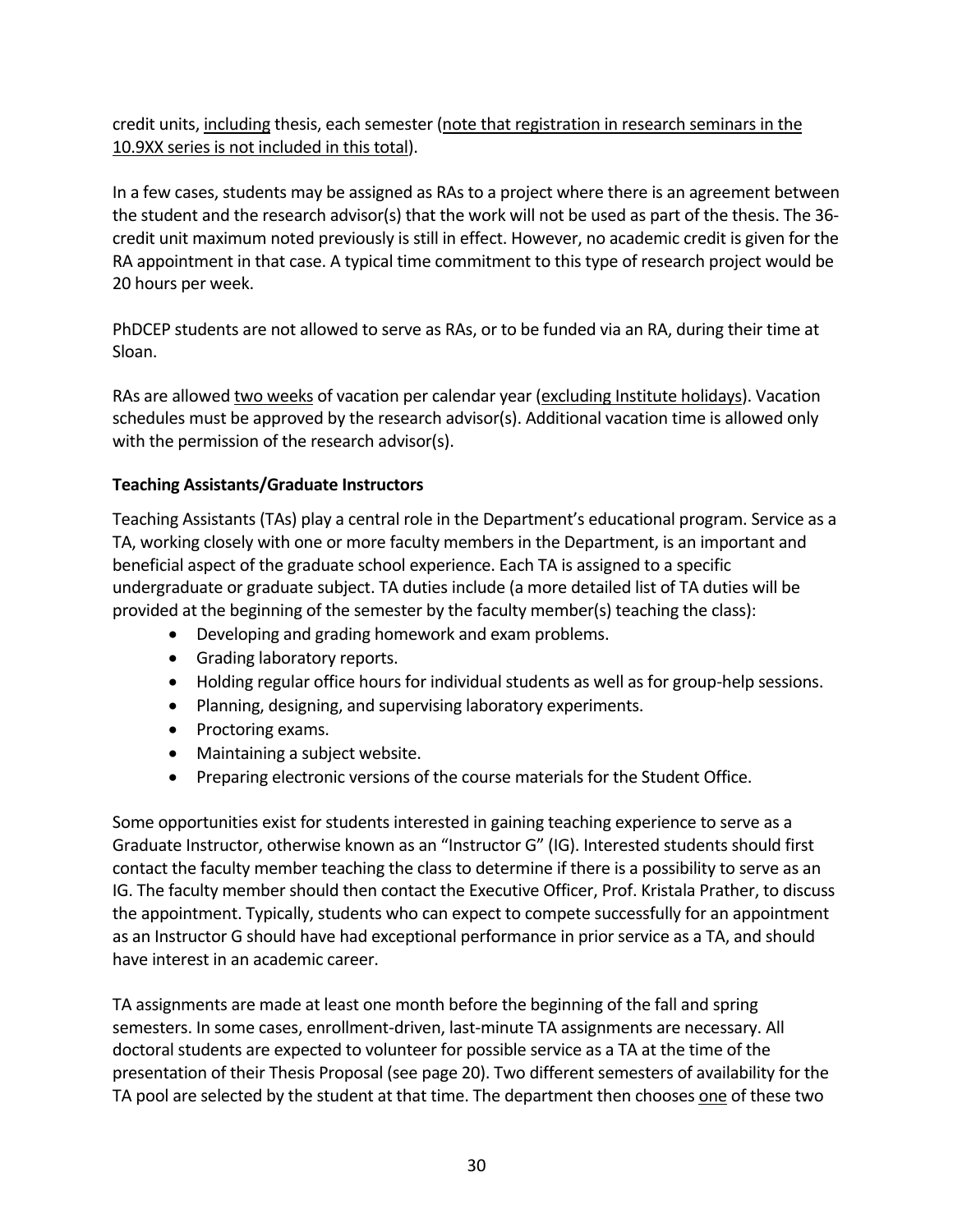credit units, <u>including</u> thesis, each semester (<u>note that registration in research seminars in the 10.9XX series is not included in this total</u>).

In a few cases, students may be assigned as RAs to a project where there is an agreement between the student and the research advisor(s) that the work will not be used as part of the thesis. The 36-credit unit maximum noted previously is still in effect. However, no academic credit is given for the RA appointment in that case. A typical time commitment to this type of research project would be 20 hours per week.

PhDCEP students are not allowed to serve as RAs, or to be funded via an RA, during their time at Sloan.

RAs are allowed <u>two weeks</u> of vacation per calendar year (<u>excluding Institute holidays</u>). Vacation schedules must be approved by the research advisor(s). Additional vacation time is allowed only with the permission of the research advisor(s).

**Teaching Assistants/Graduate Instructors**

Teaching Assistants (TAs) play a central role in the Department's educational program. Service as a TA, working closely with one or more faculty members in the Department, is an important and beneficial aspect of the graduate school experience. Each TA is assigned to a specific undergraduate or graduate subject. TA duties include (a more detailed list of TA duties will be provided at the beginning of the semester by the faculty member(s) teaching the class):

- Developing and grading homework and exam problems.
- Grading laboratory reports.
- Holding regular office hours for individual students as well as for group-help sessions.
- Planning, designing, and supervising laboratory experiments.
- Proctoring exams.
- Maintaining a subject website.
- Preparing electronic versions of the course materials for the Student Office.

Some opportunities exist for students interested in gaining teaching experience to serve as a Graduate Instructor, otherwise known as an "Instructor G" (IG). Interested students should first contact the faculty member teaching the class to determine if there is a possibility to serve as an IG. The faculty member should then contact the Executive Officer, Prof. Kristala Prather, to discuss the appointment. Typically, students who can expect to compete successfully for an appointment as an Instructor G should have had exceptional performance in prior service as a TA, and should have interest in an academic career.

TA assignments are made at least one month before the beginning of the fall and spring semesters. In some cases, enrollment-driven, last-minute TA assignments are necessary. All doctoral students are expected to volunteer for possible service as a TA at the time of the presentation of their Thesis Proposal (see page 20). Two different semesters of availability for the TA pool are selected by the student at that time. The department then chooses <u>one</u> of these two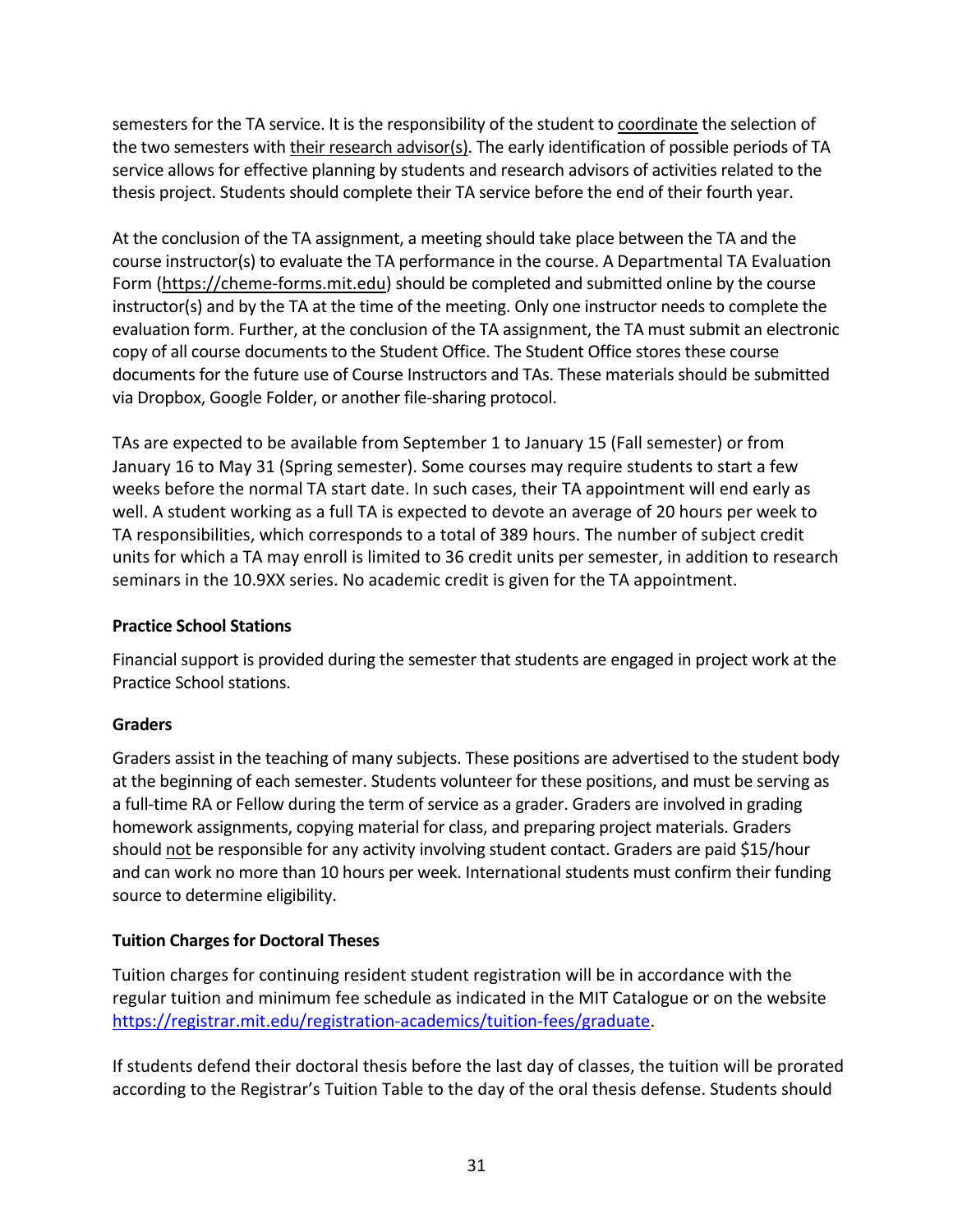semesters for the TA service. It is the responsibility of the student to coordinate the selection of the two semesters with their research advisor(s). The early identification of possible periods of TA service allows for effective planning by students and research advisors of activities related to the thesis project. Students should complete their TA service before the end of their fourth year.

At the conclusion of the TA assignment, a meeting should take place between the TA and the course instructor(s) to evaluate the TA performance in the course. A Departmental TA Evaluation Form (https://cheme-forms.mit.edu) should be completed and submitted online by the course instructor(s) and by the TA at the time of the meeting. Only one instructor needs to complete the evaluation form. Further, at the conclusion of the TA assignment, the TA must submit an electronic copy of all course documents to the Student Office. The Student Office stores these course documents for the future use of Course Instructors and TAs. These materials should be submitted via Dropbox, Google Folder, or another file-sharing protocol.

TAs are expected to be available from September 1 to January 15 (Fall semester) or from January 16 to May 31 (Spring semester). Some courses may require students to start a few weeks before the normal TA start date. In such cases, their TA appointment will end early as well. A student working as a full TA is expected to devote an average of 20 hours per week to TA responsibilities, which corresponds to a total of 389 hours. The number of subject credit units for which a TA may enroll is limited to 36 credit units per semester, in addition to research seminars in the 10.9XX series. No academic credit is given for the TA appointment.

### Practice School Stations

Financial support is provided during the semester that students are engaged in project work at the Practice School stations.

### Graders

Graders assist in the teaching of many subjects. These positions are advertised to the student body at the beginning of each semester. Students volunteer for these positions, and must be serving as a full-time RA or Fellow during the term of service as a grader. Graders are involved in grading homework assignments, copying material for class, and preparing project materials. Graders should not be responsible for any activity involving student contact. Graders are paid $15/hour and can work no more than 10 hours per week. International students must confirm their funding source to determine eligibility.

### Tuition Charges for Doctoral Theses

Tuition charges for continuing resident student registration will be in accordance with the regular tuition and minimum fee schedule as indicated in the MIT Catalogue or on the website https://registrar.mit.edu/registration-academics/tuition-fees/graduate.

If students defend their doctoral thesis before the last day of classes, the tuition will be prorated according to the Registrar's Tuition Table to the day of the oral thesis defense. Students should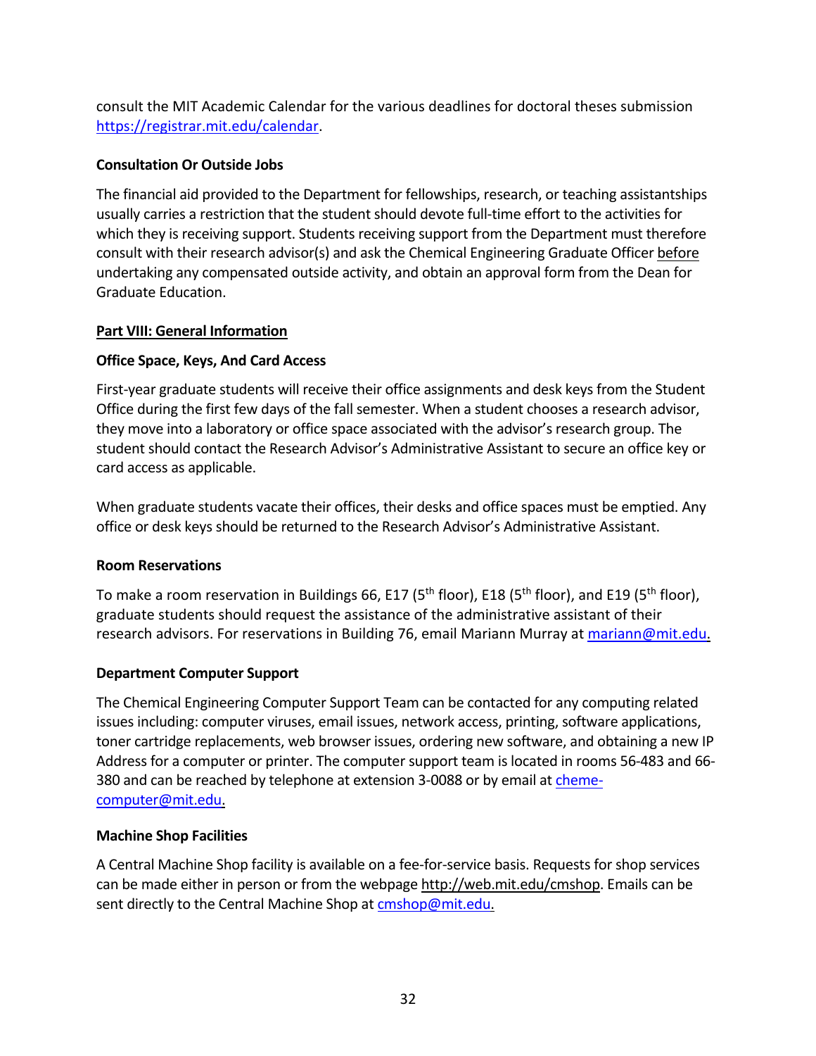consult the MIT Academic Calendar for the various deadlines for doctoral theses submission https://registrar.mit.edu/calendar.

### Consultation Or Outside Jobs

The financial aid provided to the Department for fellowships, research, or teaching assistantships usually carries a restriction that the student should devote full-time effort to the activities for which they is receiving support. Students receiving support from the Department must therefore consult with their research advisor(s) and ask the Chemical Engineering Graduate Officer before undertaking any compensated outside activity, and obtain an approval form from the Dean for Graduate Education.

## Part VIII: General Information

### Office Space, Keys, And Card Access

First-year graduate students will receive their office assignments and desk keys from the Student Office during the first few days of the fall semester. When a student chooses a research advisor, they move into a laboratory or office space associated with the advisor's research group. The student should contact the Research Advisor's Administrative Assistant to secure an office key or card access as applicable.

When graduate students vacate their offices, their desks and office spaces must be emptied. Any office or desk keys should be returned to the Research Advisor's Administrative Assistant.

### Room Reservations

To make a room reservation in Buildings 66, E17 (5th floor), E18 (5th floor), and E19 (5th floor), graduate students should request the assistance of the administrative assistant of their research advisors. For reservations in Building 76, email Mariann Murray at mariann@mit.edu.

### Department Computer Support

The Chemical Engineering Computer Support Team can be contacted for any computing related issues including: computer viruses, email issues, network access, printing, software applications, toner cartridge replacements, web browser issues, ordering new software, and obtaining a new IP Address for a computer or printer. The computer support team is located in rooms 56-483 and 66-380 and can be reached by telephone at extension 3-0088 or by email at cheme-computer@mit.edu.

### Machine Shop Facilities

A Central Machine Shop facility is available on a fee-for-service basis. Requests for shop services can be made either in person or from the webpage http://web.mit.edu/cmshop. Emails can be sent directly to the Central Machine Shop at cmshop@mit.edu.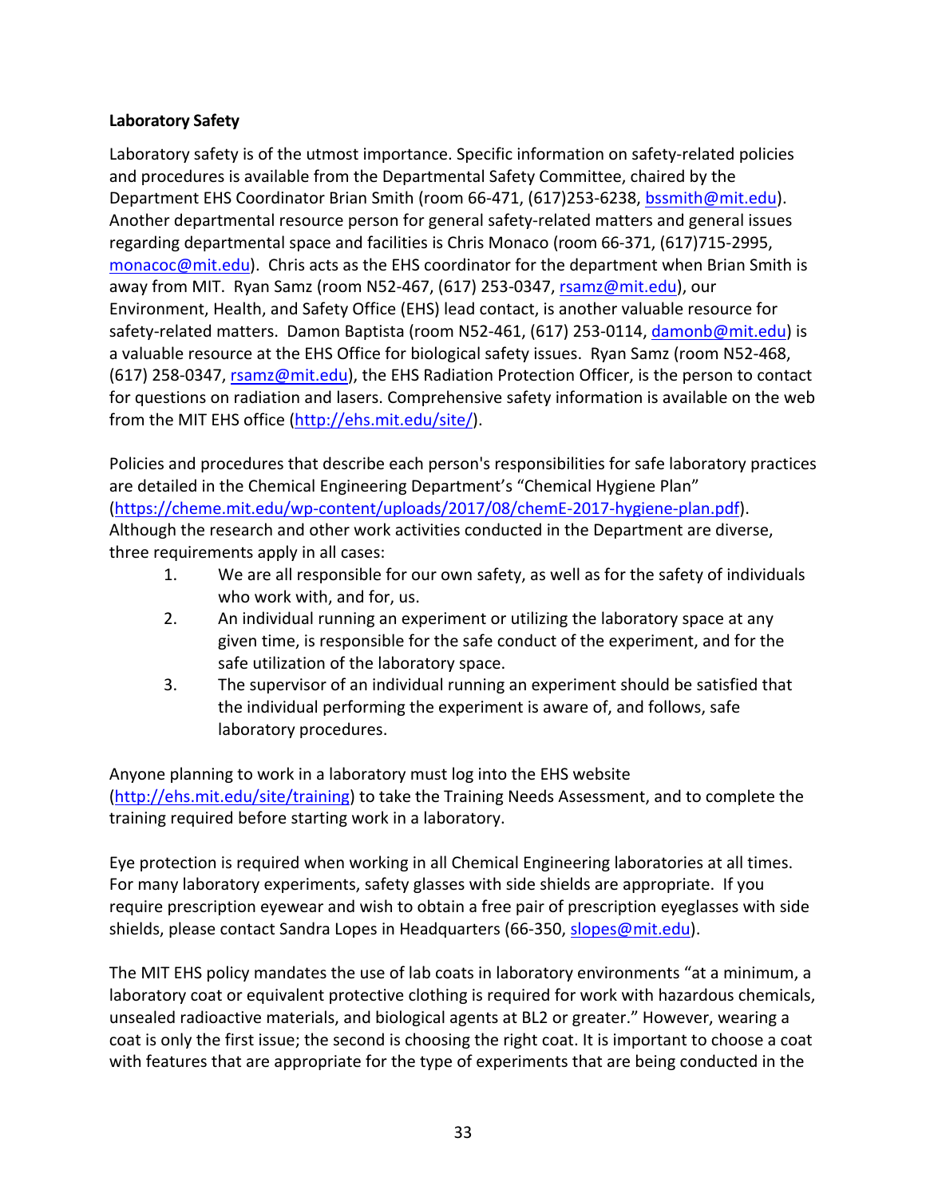**Laboratory Safety**

Laboratory safety is of the utmost importance. Specific information on safety-related policies and procedures is available from the Departmental Safety Committee, chaired by the Department EHS Coordinator Brian Smith (room 66-471, (617)253-6238, bssmith@mit.edu). Another departmental resource person for general safety-related matters and general issues regarding departmental space and facilities is Chris Monaco (room 66-371, (617)715-2995, monacoc@mit.edu). Chris acts as the EHS coordinator for the department when Brian Smith is away from MIT. Ryan Samz (room N52-467, (617) 253-0347, rsamz@mit.edu), our Environment, Health, and Safety Office (EHS) lead contact, is another valuable resource for safety-related matters. Damon Baptista (room N52-461, (617) 253-0114, damonb@mit.edu) is a valuable resource at the EHS Office for biological safety issues. Ryan Samz (room N52-468, (617) 258-0347, rsamz@mit.edu), the EHS Radiation Protection Officer, is the person to contact for questions on radiation and lasers. Comprehensive safety information is available on the web from the MIT EHS office (http://ehs.mit.edu/site/).

Policies and procedures that describe each person's responsibilities for safe laboratory practices are detailed in the Chemical Engineering Department's "Chemical Hygiene Plan" (https://cheme.mit.edu/wp-content/uploads/2017/08/chemE-2017-hygiene-plan.pdf). Although the research and other work activities conducted in the Department are diverse, three requirements apply in all cases:

1. We are all responsible for our own safety, as well as for the safety of individuals who work with, and for, us.
2. An individual running an experiment or utilizing the laboratory space at any given time, is responsible for the safe conduct of the experiment, and for the safe utilization of the laboratory space.
3. The supervisor of an individual running an experiment should be satisfied that the individual performing the experiment is aware of, and follows, safe laboratory procedures.

Anyone planning to work in a laboratory must log into the EHS website (http://ehs.mit.edu/site/training) to take the Training Needs Assessment, and to complete the training required before starting work in a laboratory.

Eye protection is required when working in all Chemical Engineering laboratories at all times. For many laboratory experiments, safety glasses with side shields are appropriate. If you require prescription eyewear and wish to obtain a free pair of prescription eyeglasses with side shields, please contact Sandra Lopes in Headquarters (66-350, slopes@mit.edu).

The MIT EHS policy mandates the use of lab coats in laboratory environments "at a minimum, a laboratory coat or equivalent protective clothing is required for work with hazardous chemicals, unsealed radioactive materials, and biological agents at BL2 or greater." However, wearing a coat is only the first issue; the second is choosing the right coat. It is important to choose a coat with features that are appropriate for the type of experiments that are being conducted in the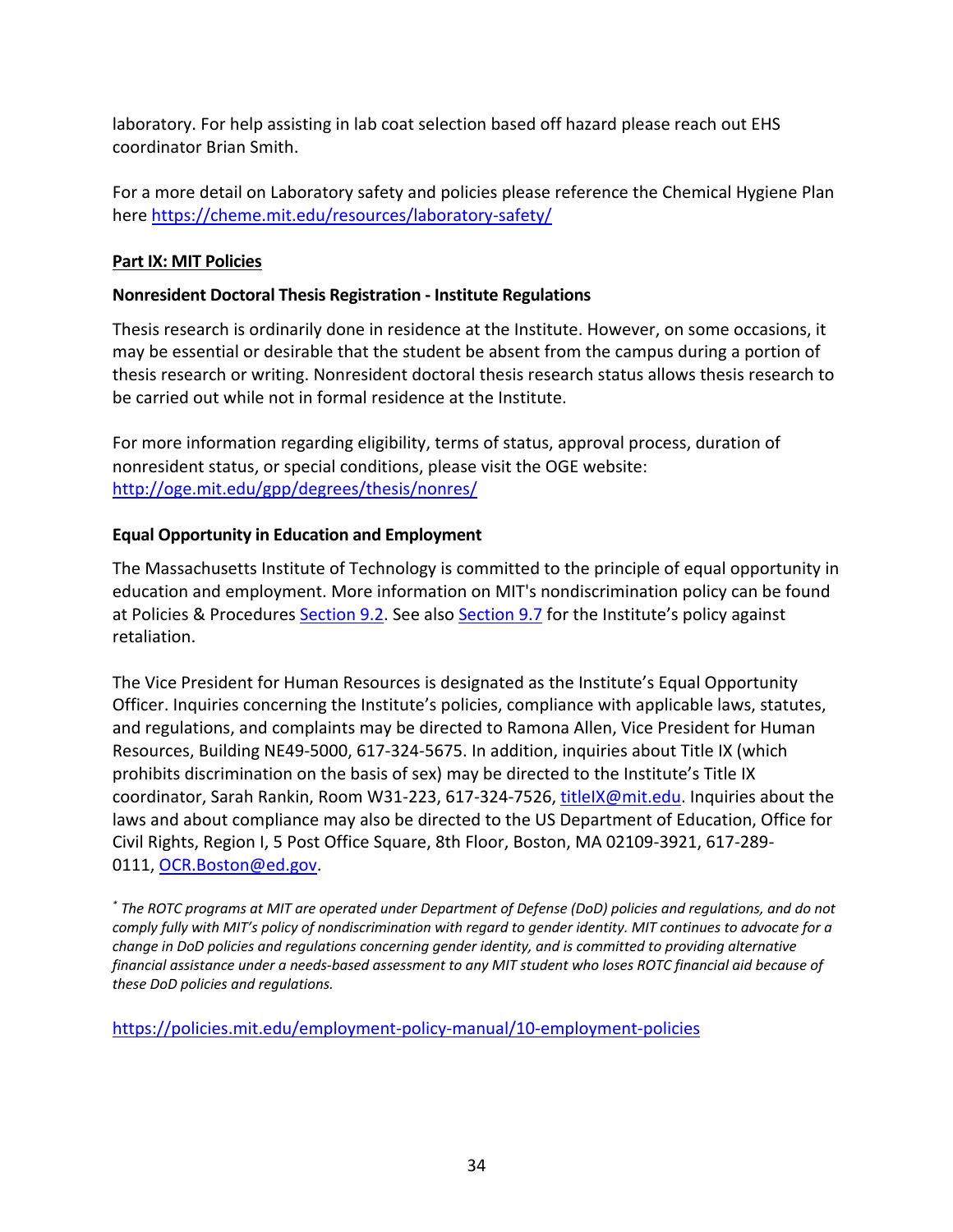laboratory. For help assisting in lab coat selection based off hazard please reach out EHS coordinator Brian Smith.

For a more detail on Laboratory safety and policies please reference the Chemical Hygiene Plan here [https://cheme.mit.edu/resources/laboratory-safety/](https://cheme.mit.edu/resources/laboratory-safety/)

## Part IX: MIT Policies

### Nonresident Doctoral Thesis Registration - Institute Regulations

Thesis research is ordinarily done in residence at the Institute. However, on some occasions, it may be essential or desirable that the student be absent from the campus during a portion of thesis research or writing. Nonresident doctoral thesis research status allows thesis research to be carried out while not in formal residence at the Institute.

For more information regarding eligibility, terms of status, approval process, duration of nonresident status, or special conditions, please visit the OGE website: [http://oge.mit.edu/gpp/degrees/thesis/nonres/](http://oge.mit.edu/gpp/degrees/thesis/nonres/)

### Equal Opportunity in Education and Employment

The Massachusetts Institute of Technology is committed to the principle of equal opportunity in education and employment. More information on MIT's nondiscrimination policy can be found at Policies & Procedures Section 9.2. See also Section 9.7 for the Institute's policy against retaliation.

The Vice President for Human Resources is designated as the Institute's Equal Opportunity Officer. Inquiries concerning the Institute's policies, compliance with applicable laws, statutes, and regulations, and complaints may be directed to Ramona Allen, Vice President for Human Resources, Building NE49-5000, 617-324-5675. In addition, inquiries about Title IX (which prohibits discrimination on the basis of sex) may be directed to the Institute's Title IX coordinator, Sarah Rankin, Room W31-223, 617-324-7526, titleIX@mit.edu. Inquiries about the laws and about compliance may also be directed to the US Department of Education, Office for Civil Rights, Region I, 5 Post Office Square, 8th Floor, Boston, MA 02109-3921, 617-289-0111, OCR.Boston@ed.gov.

*[*] The ROTC programs at MIT are operated under Department of Defense (DoD) policies and regulations, and do not comply fully with MIT's policy of nondiscrimination with regard to gender identity. MIT continues to advocate for a change in DoD policies and regulations concerning gender identity, and is committed to providing alternative financial assistance under a needs-based assessment to any MIT student who loses ROTC financial aid because of these DoD policies and regulations.*

[https://policies.mit.edu/employment-policy-manual/10-employment-policies](https://policies.mit.edu/employment-policy-manual/10-employment-policies)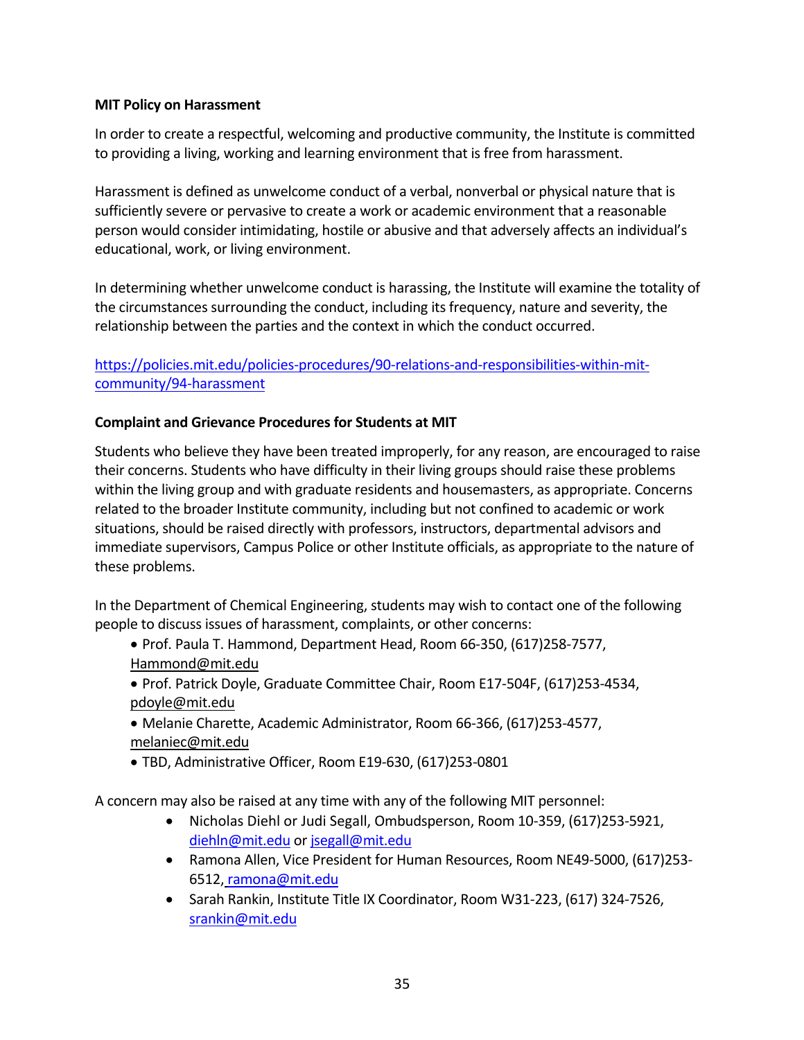**MIT Policy on Harassment**

In order to create a respectful, welcoming and productive community, the Institute is committed to providing a living, working and learning environment that is free from harassment.

Harassment is defined as unwelcome conduct of a verbal, nonverbal or physical nature that is sufficiently severe or pervasive to create a work or academic environment that a reasonable person would consider intimidating, hostile or abusive and that adversely affects an individual's educational, work, or living environment.

In determining whether unwelcome conduct is harassing, the Institute will examine the totality of the circumstances surrounding the conduct, including its frequency, nature and severity, the relationship between the parties and the context in which the conduct occurred.

https://policies.mit.edu/policies-procedures/90-relations-and-responsibilities-within-mit-community/94-harassment

**Complaint and Grievance Procedures for Students at MIT**

Students who believe they have been treated improperly, for any reason, are encouraged to raise their concerns. Students who have difficulty in their living groups should raise these problems within the living group and with graduate residents and housemasters, as appropriate. Concerns related to the broader Institute community, including but not confined to academic or work situations, should be raised directly with professors, instructors, departmental advisors and immediate supervisors, Campus Police or other Institute officials, as appropriate to the nature of these problems.

In the Department of Chemical Engineering, students may wish to contact one of the following people to discuss issues of harassment, complaints, or other concerns:

- Prof. Paula T. Hammond, Department Head, Room 66-350, (617)258-7577, Hammond@mit.edu
- Prof. Patrick Doyle, Graduate Committee Chair, Room E17-504F, (617)253-4534, pdoyle@mit.edu
- Melanie Charette, Academic Administrator, Room 66-366, (617)253-4577, melaniec@mit.edu
- TBD, Administrative Officer, Room E19-630, (617)253-0801

A concern may also be raised at any time with any of the following MIT personnel:

- Nicholas Diehl or Judi Segall, Ombudsperson, Room 10-359, (617)253-5921, diehln@mit.edu or jsegall@mit.edu
- Ramona Allen, Vice President for Human Resources, Room NE49-5000, (617)253-6512, ramona@mit.edu
- Sarah Rankin, Institute Title IX Coordinator, Room W31-223, (617) 324-7526, srankin@mit.edu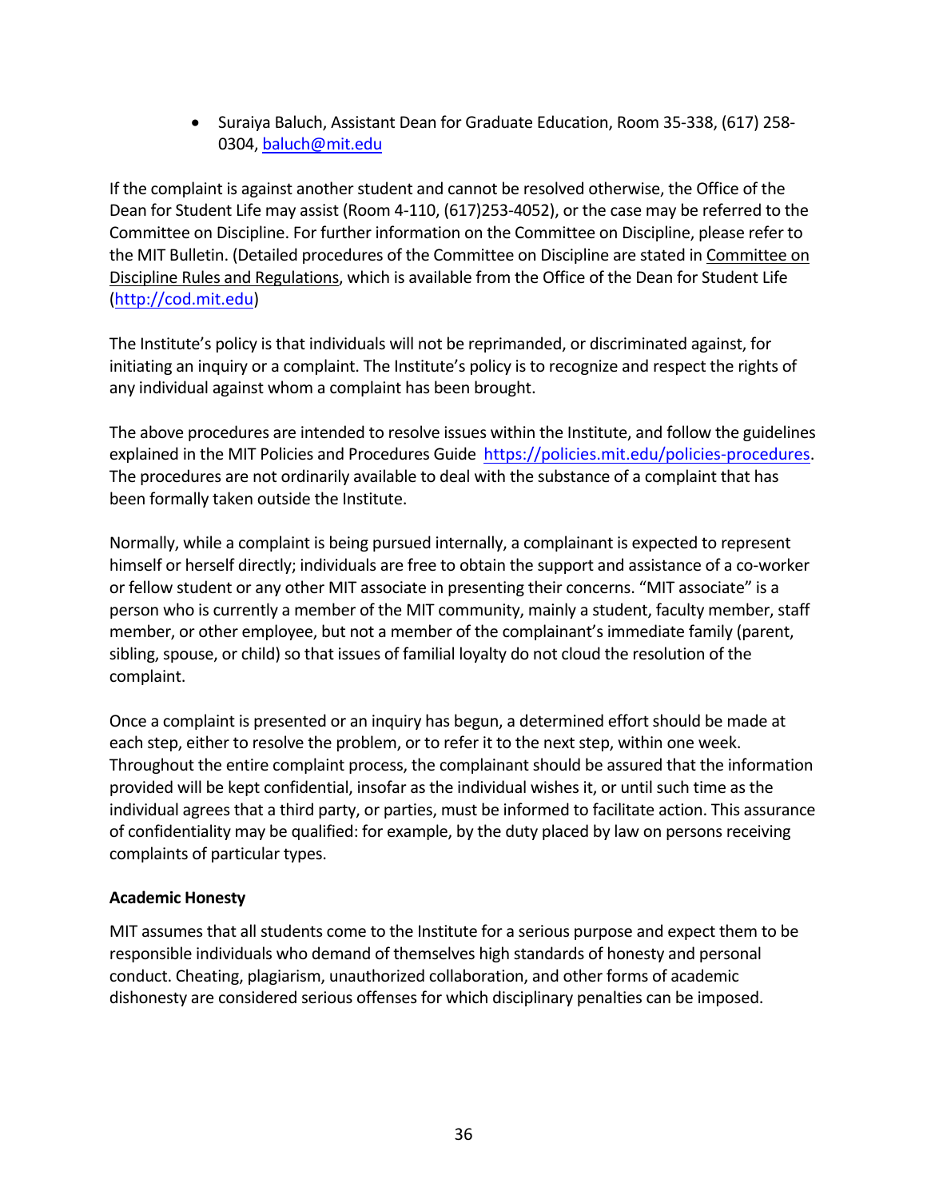- Suraiya Baluch, Assistant Dean for Graduate Education, Room 35-338, (617) 258-0304, baluch@mit.edu

If the complaint is against another student and cannot be resolved otherwise, the Office of the Dean for Student Life may assist (Room 4-110, (617)253-4052), or the case may be referred to the Committee on Discipline. For further information on the Committee on Discipline, please refer to the MIT Bulletin. (Detailed procedures of the Committee on Discipline are stated in Committee on Discipline Rules and Regulations, which is available from the Office of the Dean for Student Life (http://cod.mit.edu)

The Institute's policy is that individuals will not be reprimanded, or discriminated against, for initiating an inquiry or a complaint. The Institute's policy is to recognize and respect the rights of any individual against whom a complaint has been brought.

The above procedures are intended to resolve issues within the Institute, and follow the guidelines explained in the MIT Policies and Procedures Guide https://policies.mit.edu/policies-procedures. The procedures are not ordinarily available to deal with the substance of a complaint that has been formally taken outside the Institute.

Normally, while a complaint is being pursued internally, a complainant is expected to represent himself or herself directly; individuals are free to obtain the support and assistance of a co-worker or fellow student or any other MIT associate in presenting their concerns. "MIT associate" is a person who is currently a member of the MIT community, mainly a student, faculty member, staff member, or other employee, but not a member of the complainant's immediate family (parent, sibling, spouse, or child) so that issues of familial loyalty do not cloud the resolution of the complaint.

Once a complaint is presented or an inquiry has begun, a determined effort should be made at each step, either to resolve the problem, or to refer it to the next step, within one week. Throughout the entire complaint process, the complainant should be assured that the information provided will be kept confidential, insofar as the individual wishes it, or until such time as the individual agrees that a third party, or parties, must be informed to facilitate action. This assurance of confidentiality may be qualified: for example, by the duty placed by law on persons receiving complaints of particular types.

**Academic Honesty**

MIT assumes that all students come to the Institute for a serious purpose and expect them to be responsible individuals who demand of themselves high standards of honesty and personal conduct. Cheating, plagiarism, unauthorized collaboration, and other forms of academic dishonesty are considered serious offenses for which disciplinary penalties can be imposed.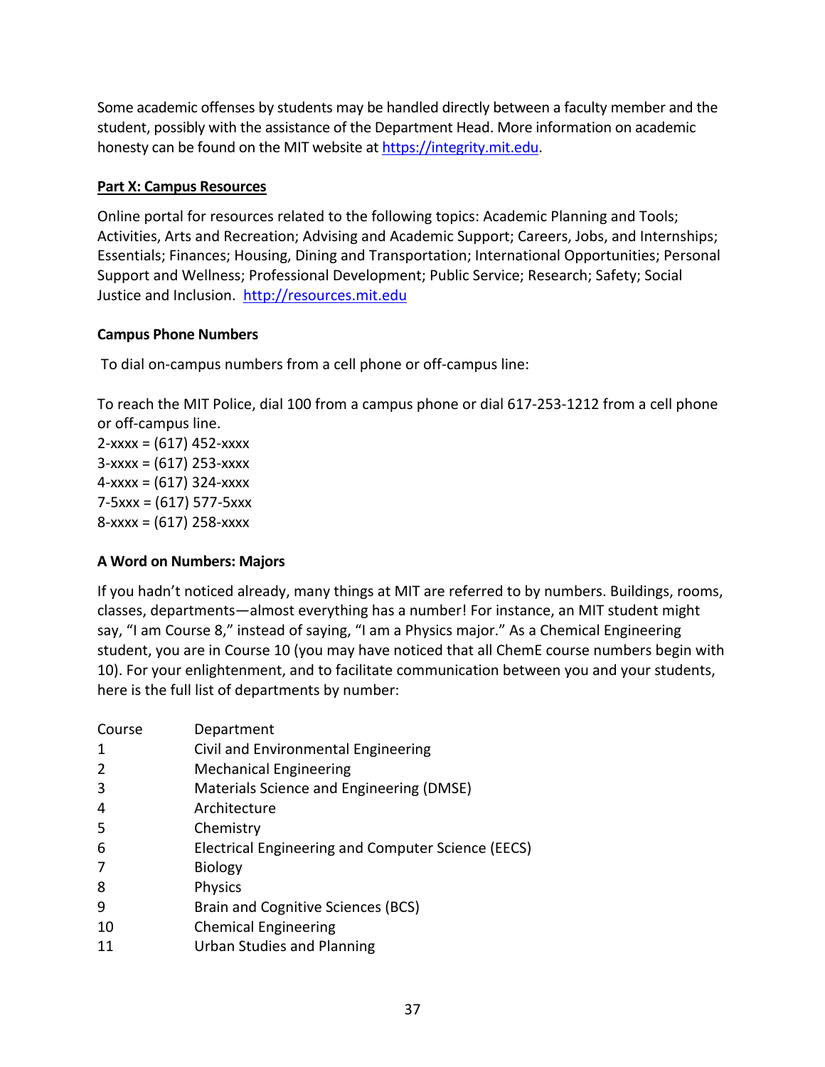Some academic offenses by students may be handled directly between a faculty member and the student, possibly with the assistance of the Department Head. More information on academic honesty can be found on the MIT website at https://integrity.mit.edu.

## Part X: Campus Resources

Online portal for resources related to the following topics: Academic Planning and Tools; Activities, Arts and Recreation; Advising and Academic Support; Careers, Jobs, and Internships; Essentials; Finances; Housing, Dining and Transportation; International Opportunities; Personal Support and Wellness; Professional Development; Public Service; Research; Safety; Social Justice and Inclusion. http://resources.mit.edu

### Campus Phone Numbers

To dial on-campus numbers from a cell phone or off-campus line:

To reach the MIT Police, dial 100 from a campus phone or dial 617-253-1212 from a cell phone or off-campus line.
2-xxxx = (617) 452-xxxx
3-xxxx = (617) 253-xxxx
4-xxxx = (617) 324-xxxx
7-5xxx = (617) 577-5xxx
8-xxxx = (617) 258-xxxx

### A Word on Numbers: Majors

If you hadn't noticed already, many things at MIT are referred to by numbers. Buildings, rooms, classes, departments—almost everything has a number! For instance, an MIT student might say, "I am Course 8," instead of saying, "I am a Physics major." As a Chemical Engineering student, you are in Course 10 (you may have noticed that all ChemE course numbers begin with 10). For your enlightenment, and to facilitate communication between you and your students, here is the full list of departments by number:

| Course | Department |
|---|---|
| 1 | Civil and Environmental Engineering |
| 2 | Mechanical Engineering |
| 3 | Materials Science and Engineering (DMSE) |
| 4 | Architecture |
| 5 | Chemistry |
| 6 | Electrical Engineering and Computer Science (EECS) |
| 7 | Biology |
| 8 | Physics |
| 9 | Brain and Cognitive Sciences (BCS) |
| 10 | Chemical Engineering |
| 11 | Urban Studies and Planning |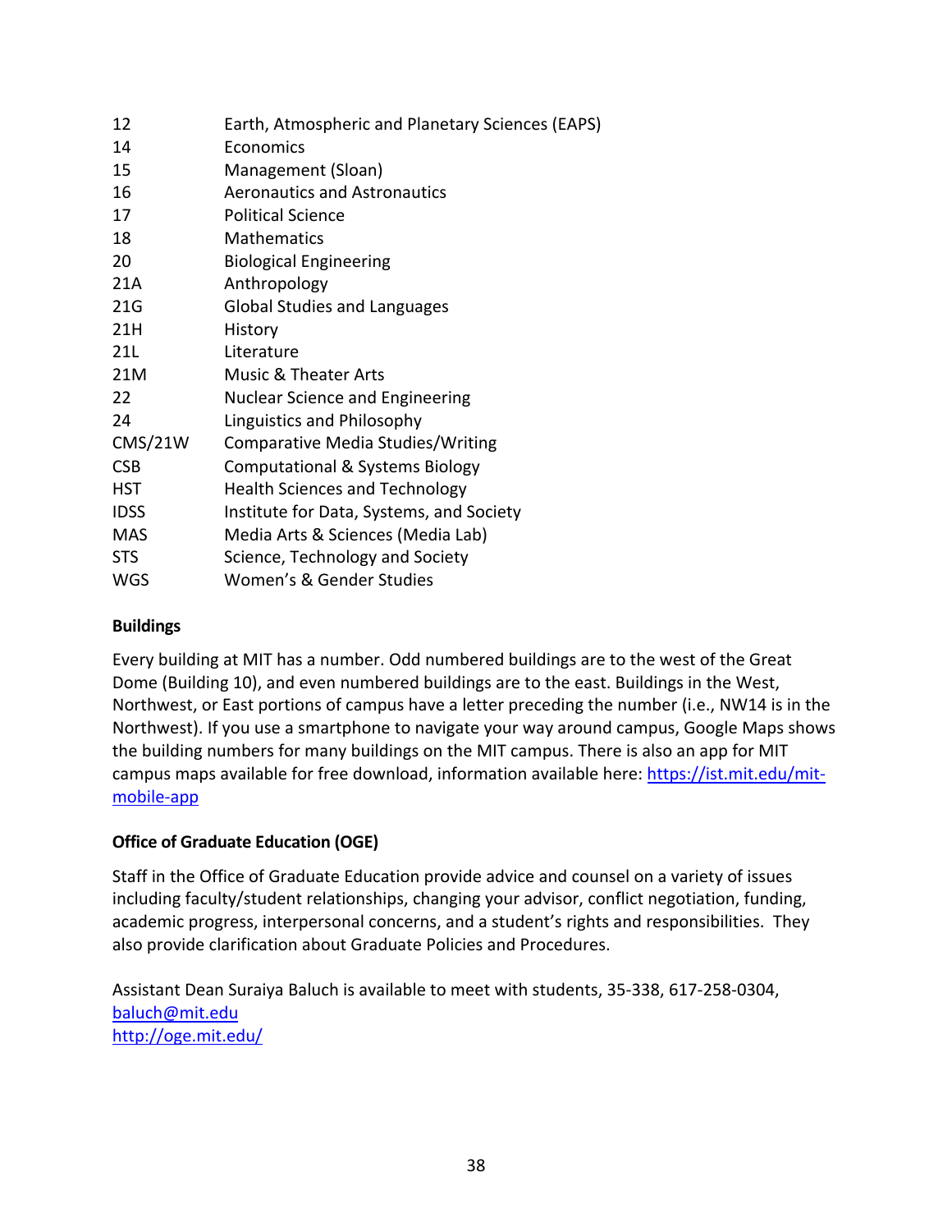| | |
|---|---|
| 12 | Earth, Atmospheric and Planetary Sciences (EAPS) |
| 14 | Economics |
| 15 | Management (Sloan) |
| 16 | Aeronautics and Astronautics |
| 17 | Political Science |
| 18 | Mathematics |
| 20 | Biological Engineering |
| 21A | Anthropology |
| 21G | Global Studies and Languages |
| 21H | History |
| 21L | Literature |
| 21M | Music & Theater Arts |
| 22 | Nuclear Science and Engineering |
| 24 | Linguistics and Philosophy |
| CMS/21W | Comparative Media Studies/Writing |
| CSB | Computational & Systems Biology |
| HST | Health Sciences and Technology |
| IDSS | Institute for Data, Systems, and Society |
| MAS | Media Arts & Sciences (Media Lab) |
| STS | Science, Technology and Society |
| WGS | Women's & Gender Studies |

**Buildings**

Every building at MIT has a number. Odd numbered buildings are to the west of the Great Dome (Building 10), and even numbered buildings are to the east. Buildings in the West, Northwest, or East portions of campus have a letter preceding the number (i.e., NW14 is in the Northwest). If you use a smartphone to navigate your way around campus, Google Maps shows the building numbers for many buildings on the MIT campus. There is also an app for MIT campus maps available for free download, information available here: https://ist.mit.edu/mit-mobile-app

**Office of Graduate Education (OGE)**

Staff in the Office of Graduate Education provide advice and counsel on a variety of issues including faculty/student relationships, changing your advisor, conflict negotiation, funding, academic progress, interpersonal concerns, and a student's rights and responsibilities. They also provide clarification about Graduate Policies and Procedures.

Assistant Dean Suraiya Baluch is available to meet with students, 35-338, 617-258-0304, baluch@mit.edu
http://oge.mit.edu/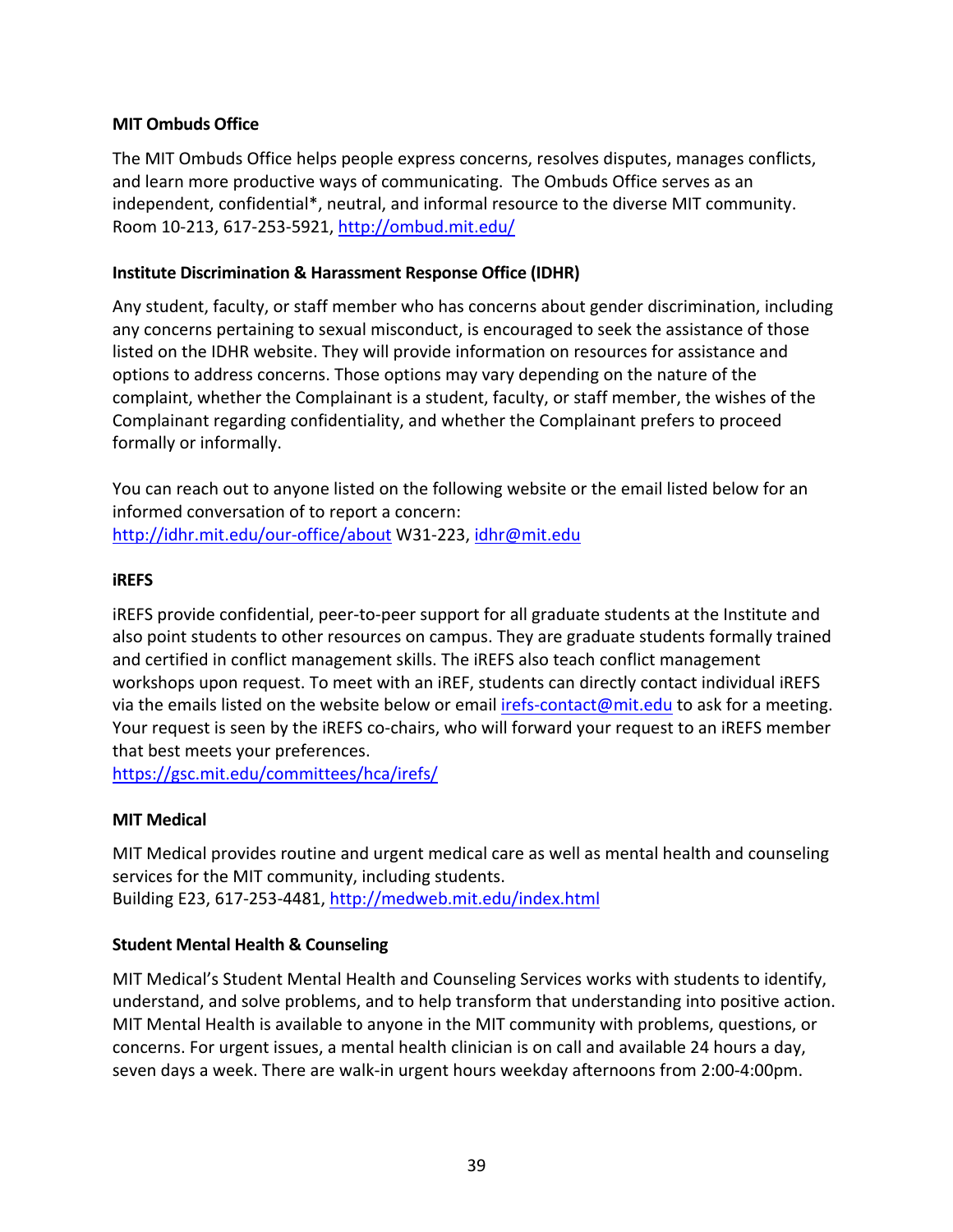**MIT Ombuds Office**

The MIT Ombuds Office helps people express concerns, resolves disputes, manages conflicts, and learn more productive ways of communicating. The Ombuds Office serves as an independent, confidential*, neutral, and informal resource to the diverse MIT community. Room 10-213, 617-253-5921, http://ombud.mit.edu/

**Institute Discrimination & Harassment Response Office (IDHR)**

Any student, faculty, or staff member who has concerns about gender discrimination, including any concerns pertaining to sexual misconduct, is encouraged to seek the assistance of those listed on the IDHR website. They will provide information on resources for assistance and options to address concerns. Those options may vary depending on the nature of the complaint, whether the Complainant is a student, faculty, or staff member, the wishes of the Complainant regarding confidentiality, and whether the Complainant prefers to proceed formally or informally.

You can reach out to anyone listed on the following website or the email listed below for an informed conversation of to report a concern:
http://idhr.mit.edu/our-office/about W31-223, idhr@mit.edu

**iREFS**

iREFS provide confidential, peer-to-peer support for all graduate students at the Institute and also point students to other resources on campus. They are graduate students formally trained and certified in conflict management skills. The iREFS also teach conflict management workshops upon request. To meet with an iREF, students can directly contact individual iREFS via the emails listed on the website below or email irefs-contact@mit.edu to ask for a meeting. Your request is seen by the iREFS co-chairs, who will forward your request to an iREFS member that best meets your preferences.
https://gsc.mit.edu/committees/hca/irefs/

**MIT Medical**

MIT Medical provides routine and urgent medical care as well as mental health and counseling services for the MIT community, including students.
Building E23, 617-253-4481, http://medweb.mit.edu/index.html

**Student Mental Health & Counseling**

MIT Medical's Student Mental Health and Counseling Services works with students to identify, understand, and solve problems, and to help transform that understanding into positive action. MIT Mental Health is available to anyone in the MIT community with problems, questions, or concerns. For urgent issues, a mental health clinician is on call and available 24 hours a day, seven days a week. There are walk-in urgent hours weekday afternoons from 2:00-4:00pm.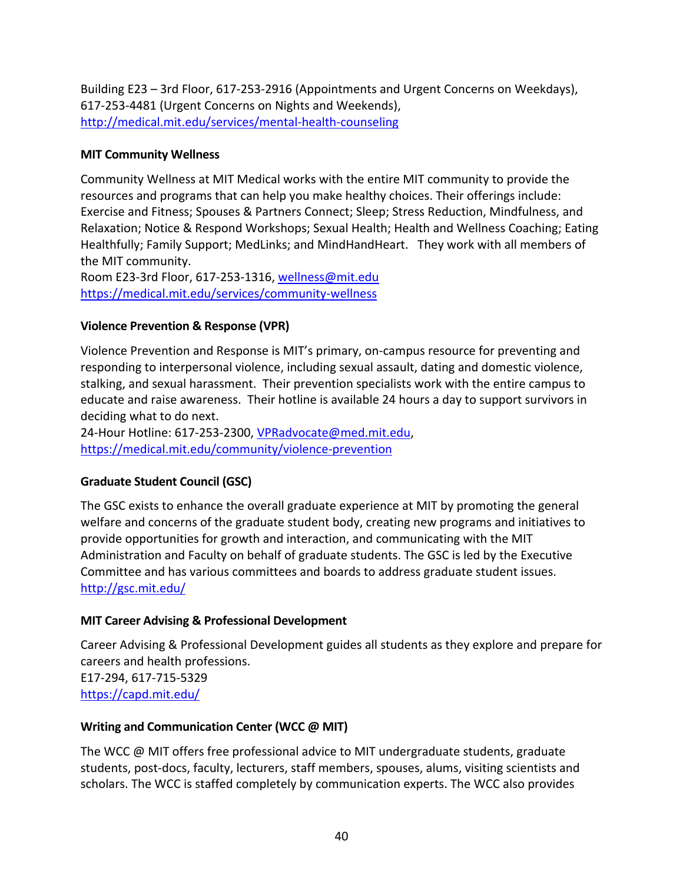Building E23 – 3rd Floor, 617-253-2916 (Appointments and Urgent Concerns on Weekdays), 617-253-4481 (Urgent Concerns on Nights and Weekends), http://medical.mit.edu/services/mental-health-counseling

**MIT Community Wellness**

Community Wellness at MIT Medical works with the entire MIT community to provide the resources and programs that can help you make healthy choices. Their offerings include: Exercise and Fitness; Spouses & Partners Connect; Sleep; Stress Reduction, Mindfulness, and Relaxation; Notice & Respond Workshops; Sexual Health; Health and Wellness Coaching; Eating Healthfully; Family Support; MedLinks; and MindHandHeart. They work with all members of the MIT community.
Room E23-3rd Floor, 617-253-1316, wellness@mit.edu
https://medical.mit.edu/services/community-wellness

**Violence Prevention & Response (VPR)**

Violence Prevention and Response is MIT's primary, on-campus resource for preventing and responding to interpersonal violence, including sexual assault, dating and domestic violence, stalking, and sexual harassment. Their prevention specialists work with the entire campus to educate and raise awareness. Their hotline is available 24 hours a day to support survivors in deciding what to do next.
24-Hour Hotline: 617-253-2300, VPRadvocate@med.mit.edu,
https://medical.mit.edu/community/violence-prevention

**Graduate Student Council (GSC)**

The GSC exists to enhance the overall graduate experience at MIT by promoting the general welfare and concerns of the graduate student body, creating new programs and initiatives to provide opportunities for growth and interaction, and communicating with the MIT Administration and Faculty on behalf of graduate students. The GSC is led by the Executive Committee and has various committees and boards to address graduate student issues.
http://gsc.mit.edu/

**MIT Career Advising & Professional Development**

Career Advising & Professional Development guides all students as they explore and prepare for careers and health professions.
E17-294, 617-715-5329
https://capd.mit.edu/

**Writing and Communication Center (WCC @ MIT)**

The WCC @ MIT offers free professional advice to MIT undergraduate students, graduate students, post-docs, faculty, lecturers, staff members, spouses, alums, visiting scientists and scholars. The WCC is staffed completely by communication experts. The WCC also provides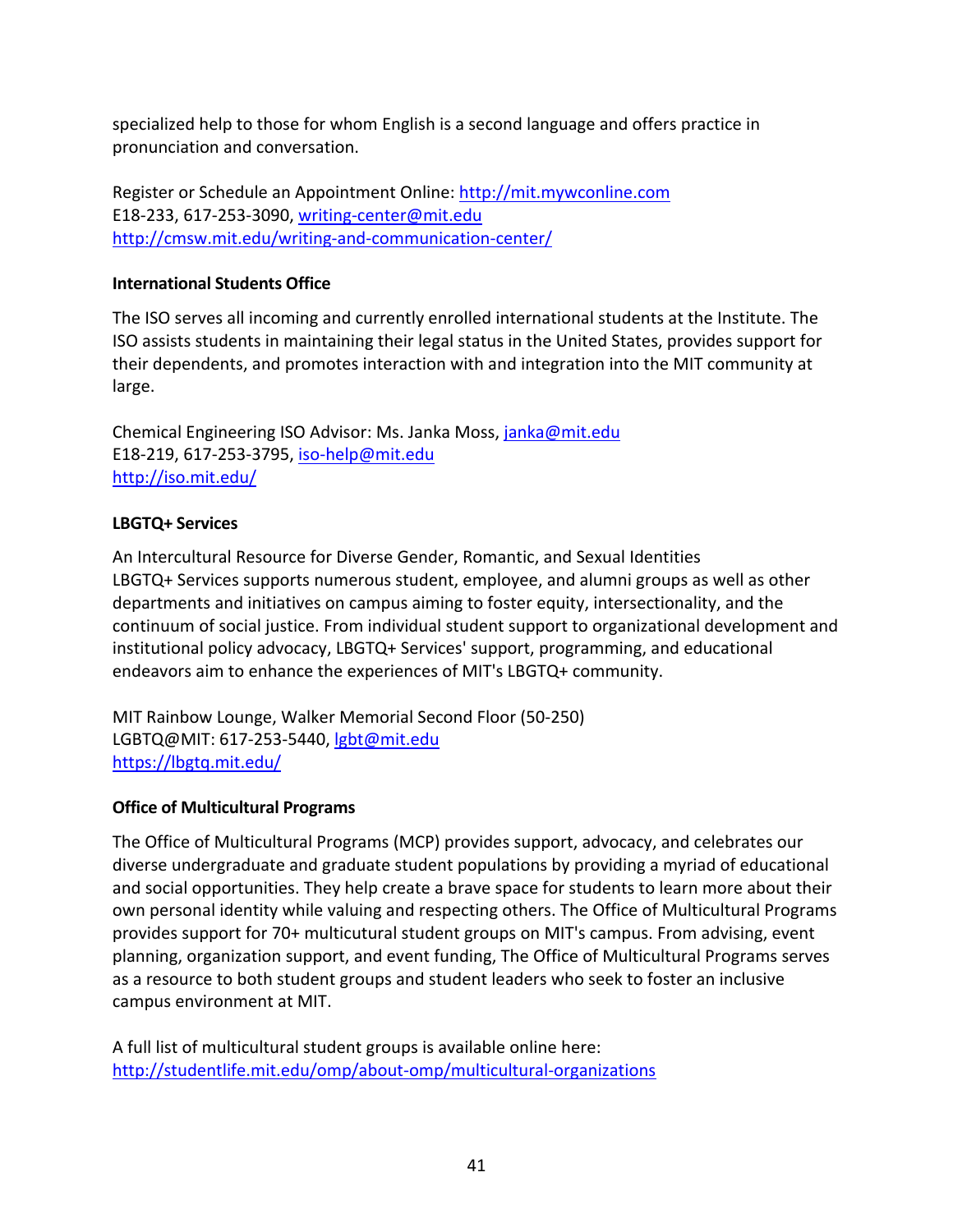specialized help to those for whom English is a second language and offers practice in pronunciation and conversation.

Register or Schedule an Appointment Online: http://mit.mywconline.com
E18-233, 617-253-3090, writing-center@mit.edu
http://cmsw.mit.edu/writing-and-communication-center/

**International Students Office**

The ISO serves all incoming and currently enrolled international students at the Institute. The ISO assists students in maintaining their legal status in the United States, provides support for their dependents, and promotes interaction with and integration into the MIT community at large.

Chemical Engineering ISO Advisor: Ms. Janka Moss, janka@mit.edu
E18-219, 617-253-3795, iso-help@mit.edu
http://iso.mit.edu/

**LBGTQ+ Services**

An Intercultural Resource for Diverse Gender, Romantic, and Sexual Identities
LBGTQ+ Services supports numerous student, employee, and alumni groups as well as other departments and initiatives on campus aiming to foster equity, intersectionality, and the continuum of social justice. From individual student support to organizational development and institutional policy advocacy, LBGTQ+ Services' support, programming, and educational endeavors aim to enhance the experiences of MIT's LBGTQ+ community.

MIT Rainbow Lounge, Walker Memorial Second Floor (50-250)
LGBTQ@MIT: 617-253-5440, lgbt@mit.edu
https://lbgtq.mit.edu/

**Office of Multicultural Programs**

The Office of Multicultural Programs (MCP) provides support, advocacy, and celebrates our diverse undergraduate and graduate student populations by providing a myriad of educational and social opportunities. They help create a brave space for students to learn more about their own personal identity while valuing and respecting others. The Office of Multicultural Programs provides support for 70+ multicutural student groups on MIT's campus. From advising, event planning, organization support, and event funding, The Office of Multicultural Programs serves as a resource to both student groups and student leaders who seek to foster an inclusive campus environment at MIT.

A full list of multicultural student groups is available online here:
http://studentlife.mit.edu/omp/about-omp/multicultural-organizations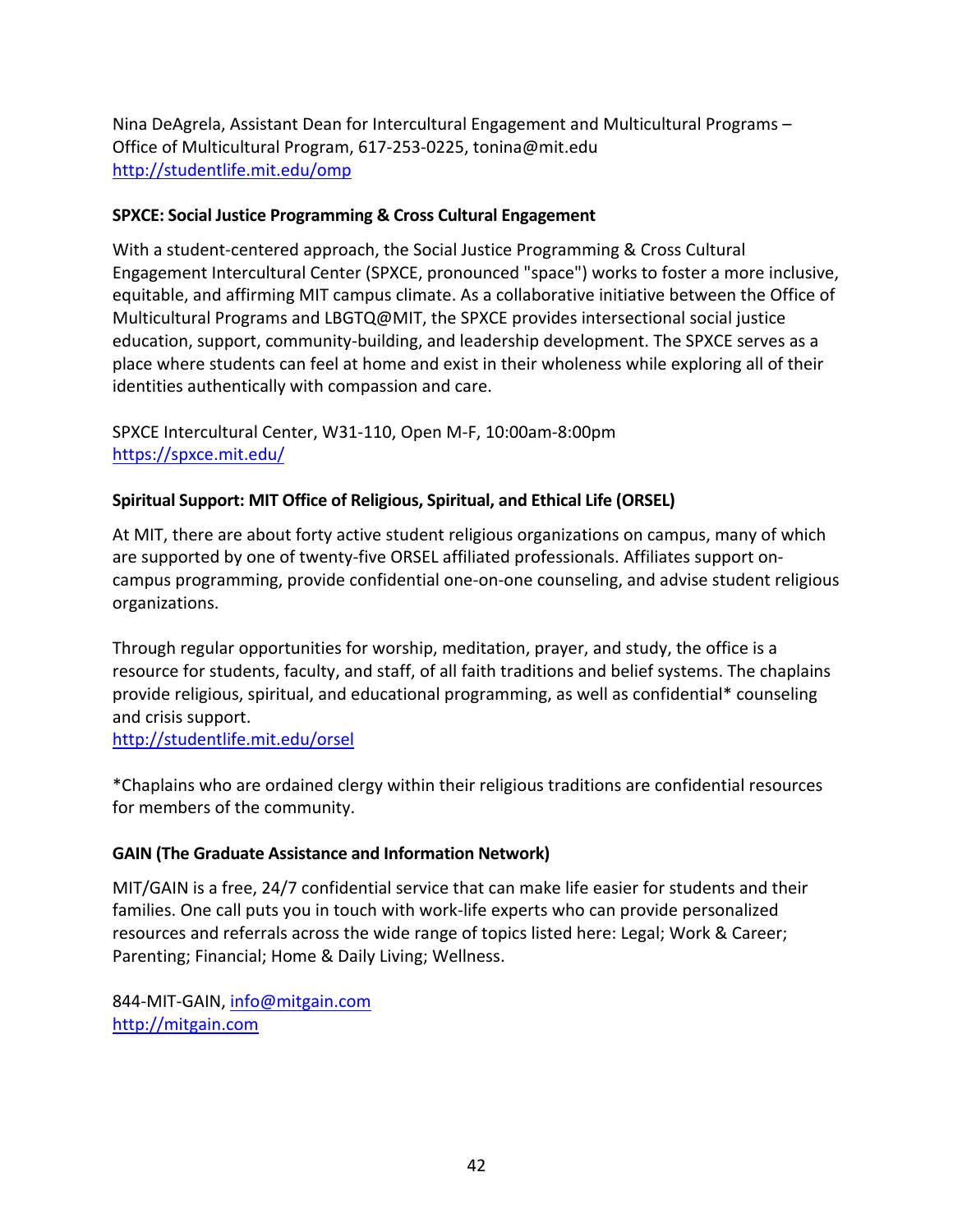Nina DeAgrela, Assistant Dean for Intercultural Engagement and Multicultural Programs – Office of Multicultural Program, 617-253-0225, tonina@mit.edu
http://studentlife.mit.edu/omp

**SPXCE: Social Justice Programming & Cross Cultural Engagement**

With a student-centered approach, the Social Justice Programming & Cross Cultural Engagement Intercultural Center (SPXCE, pronounced "space") works to foster a more inclusive, equitable, and affirming MIT campus climate. As a collaborative initiative between the Office of Multicultural Programs and LBGTQ@MIT, the SPXCE provides intersectional social justice education, support, community-building, and leadership development. The SPXCE serves as a place where students can feel at home and exist in their wholeness while exploring all of their identities authentically with compassion and care.

SPXCE Intercultural Center, W31-110, Open M-F, 10:00am-8:00pm
https://spxce.mit.edu/

**Spiritual Support: MIT Office of Religious, Spiritual, and Ethical Life (ORSEL)**

At MIT, there are about forty active student religious organizations on campus, many of which are supported by one of twenty-five ORSEL affiliated professionals. Affiliates support on-campus programming, provide confidential one-on-one counseling, and advise student religious organizations.

Through regular opportunities for worship, meditation, prayer, and study, the office is a resource for students, faculty, and staff, of all faith traditions and belief systems. The chaplains provide religious, spiritual, and educational programming, as well as confidential* counseling and crisis support.
http://studentlife.mit.edu/orsel

*Chaplains who are ordained clergy within their religious traditions are confidential resources for members of the community.

**GAIN (The Graduate Assistance and Information Network)**

MIT/GAIN is a free, 24/7 confidential service that can make life easier for students and their families. One call puts you in touch with work-life experts who can provide personalized resources and referrals across the wide range of topics listed here: Legal; Work & Career; Parenting; Financial; Home & Daily Living; Wellness.

844-MIT-GAIN, info@mitgain.com
http://mitgain.com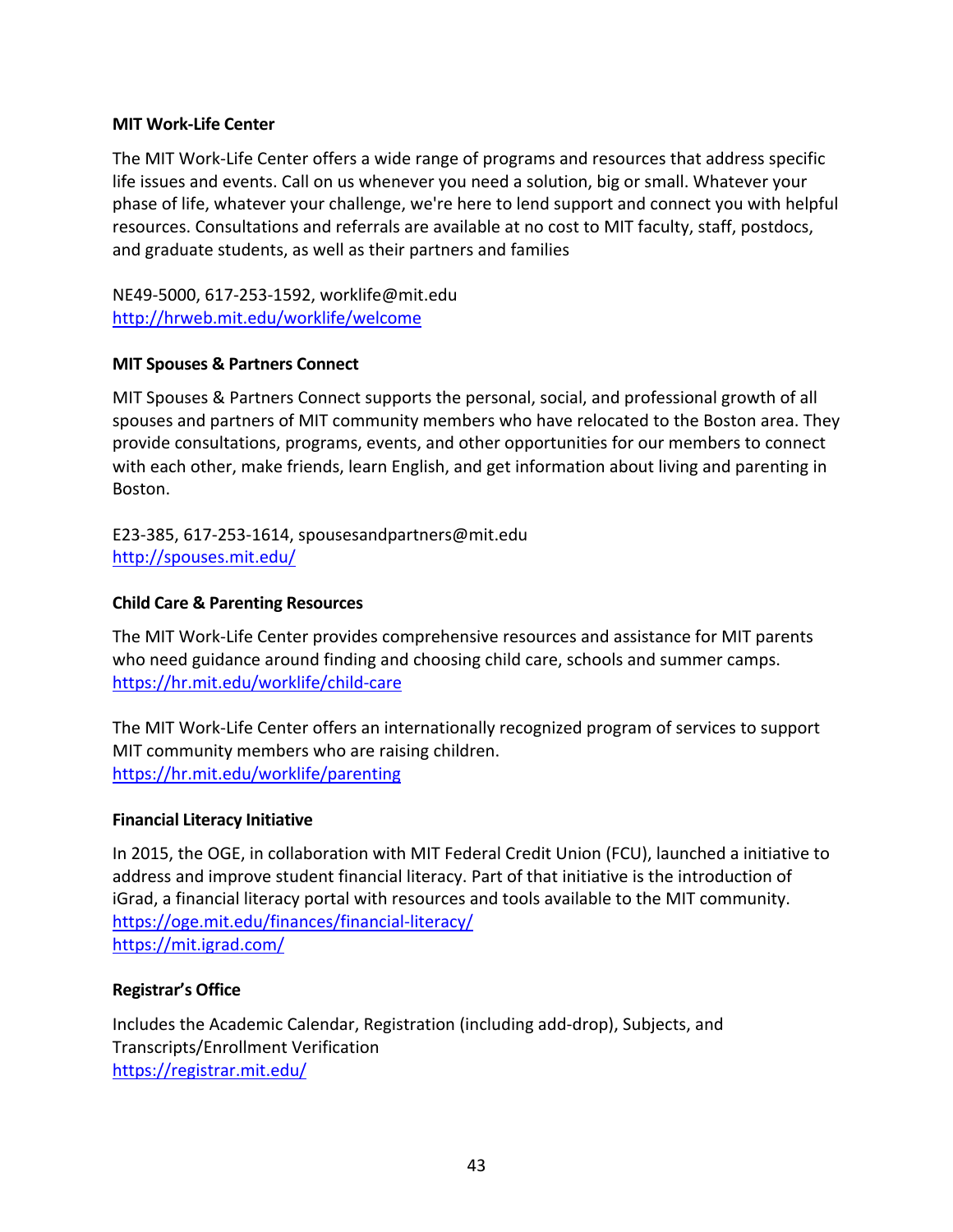**MIT Work-Life Center**

The MIT Work-Life Center offers a wide range of programs and resources that address specific life issues and events. Call on us whenever you need a solution, big or small. Whatever your phase of life, whatever your challenge, we're here to lend support and connect you with helpful resources. Consultations and referrals are available at no cost to MIT faculty, staff, postdocs, and graduate students, as well as their partners and families

NE49-5000, 617-253-1592, worklife@mit.edu
http://hrweb.mit.edu/worklife/welcome

**MIT Spouses & Partners Connect**

MIT Spouses & Partners Connect supports the personal, social, and professional growth of all spouses and partners of MIT community members who have relocated to the Boston area. They provide consultations, programs, events, and other opportunities for our members to connect with each other, make friends, learn English, and get information about living and parenting in Boston.

E23-385, 617-253-1614, spousesandpartners@mit.edu
http://spouses.mit.edu/

**Child Care & Parenting Resources**

The MIT Work-Life Center provides comprehensive resources and assistance for MIT parents who need guidance around finding and choosing child care, schools and summer camps.
https://hr.mit.edu/worklife/child-care

The MIT Work-Life Center offers an internationally recognized program of services to support MIT community members who are raising children.
https://hr.mit.edu/worklife/parenting

**Financial Literacy Initiative**

In 2015, the OGE, in collaboration with MIT Federal Credit Union (FCU), launched a initiative to address and improve student financial literacy. Part of that initiative is the introduction of iGrad, a financial literacy portal with resources and tools available to the MIT community.
https://oge.mit.edu/finances/financial-literacy/
https://mit.igrad.com/

**Registrar's Office**

Includes the Academic Calendar, Registration (including add-drop), Subjects, and Transcripts/Enrollment Verification
https://registrar.mit.edu/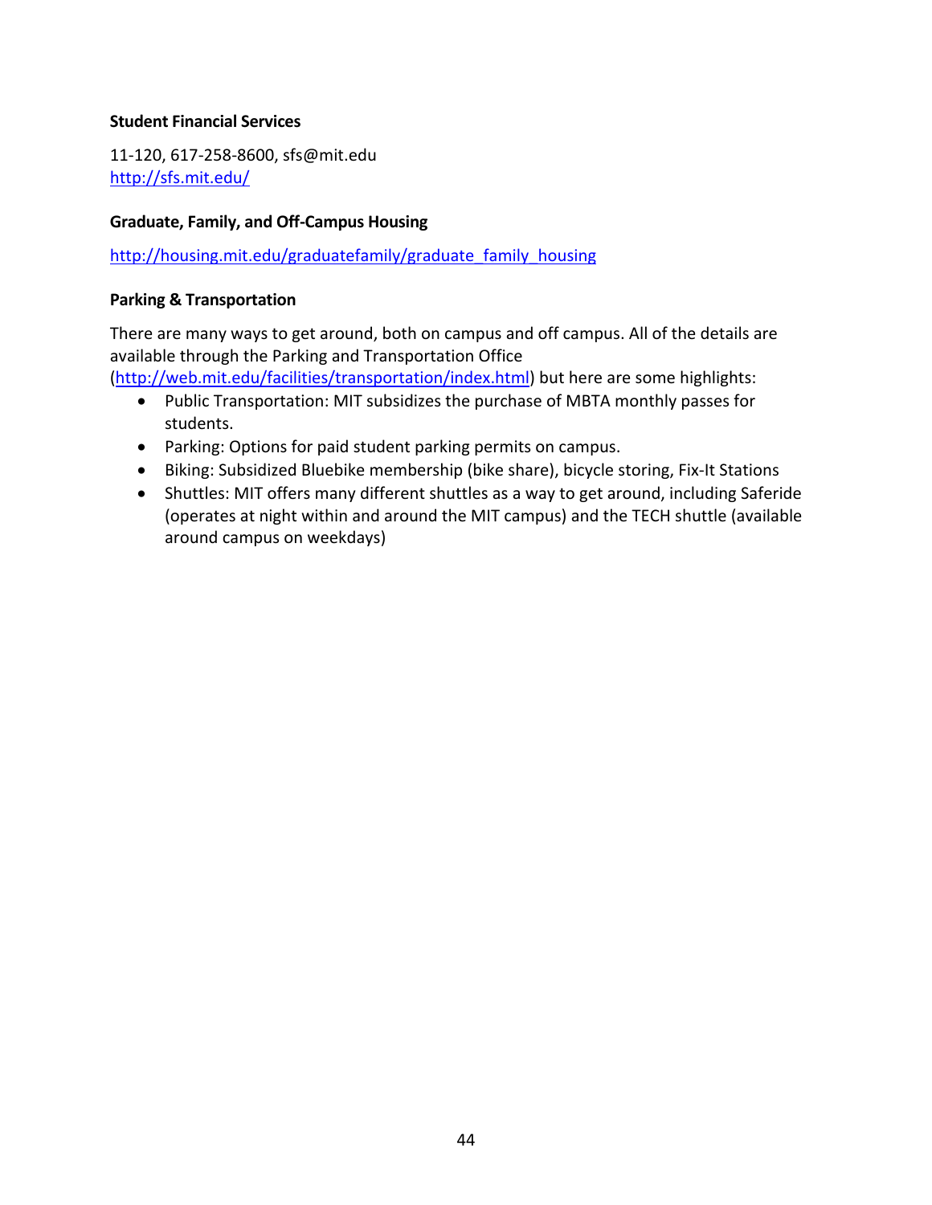**Student Financial Services**

11-120, 617-258-8600, sfs@mit.edu
http://sfs.mit.edu/

**Graduate, Family, and Off-Campus Housing**

http://housing.mit.edu/graduatefamily/graduate_family_housing

**Parking & Transportation**

There are many ways to get around, both on campus and off campus. All of the details are available through the Parking and Transportation Office (http://web.mit.edu/facilities/transportation/index.html) but here are some highlights:

- Public Transportation: MIT subsidizes the purchase of MBTA monthly passes for students.
- Parking: Options for paid student parking permits on campus.
- Biking: Subsidized Bluebike membership (bike share), bicycle storing, Fix-It Stations
- Shuttles: MIT offers many different shuttles as a way to get around, including Saferide (operates at night within and around the MIT campus) and the TECH shuttle (available around campus on weekdays)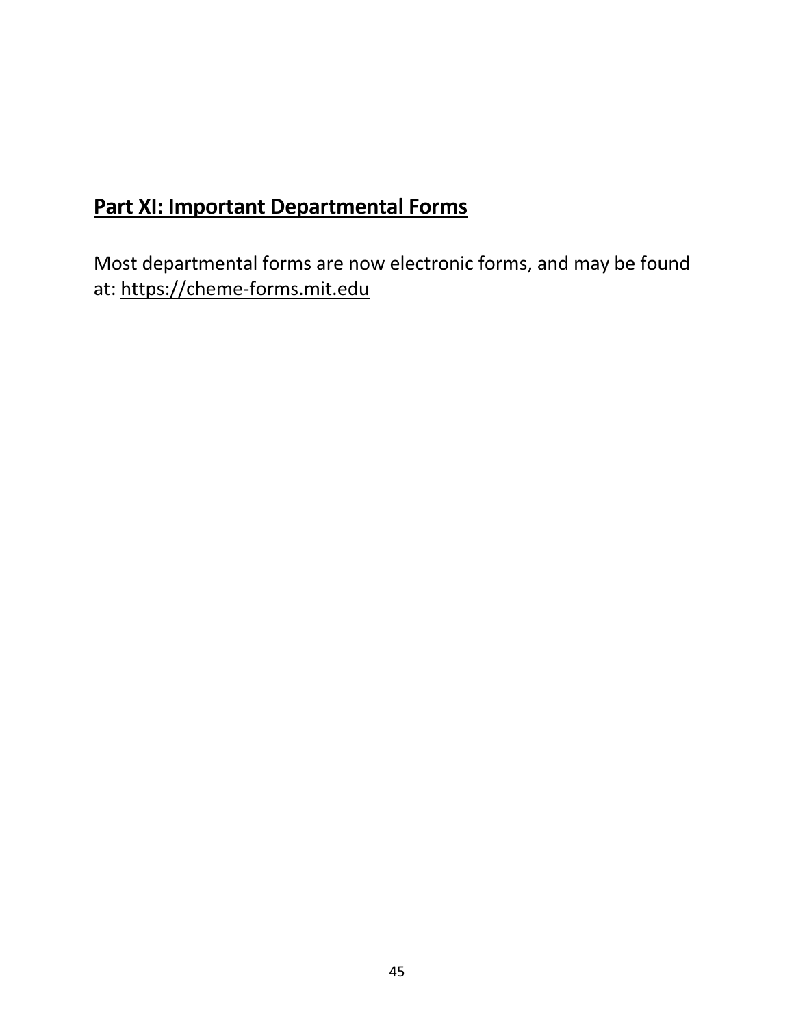## Part XI: Important Departmental Forms

Most departmental forms are now electronic forms, and may be found at: https://cheme-forms.mit.edu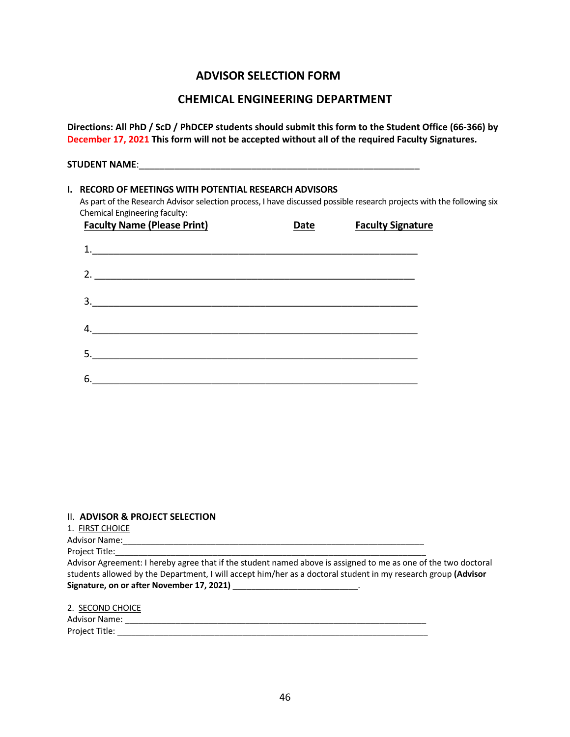# ADVISOR SELECTION FORM

## CHEMICAL ENGINEERING DEPARTMENT

**Directions: All PhD / ScD / PhDCEP students should submit this form to the Student Office (66-366) by December 17, 2021 This form will not be accepted without all of the required Faculty Signatures.**

**STUDENT NAME**:____________________________________________________________

**I. RECORD OF MEETINGS WITH POTENTIAL RESEARCH ADVISORS**

As part of the Research Advisor selection process, I have discussed possible research projects with the following six Chemical Engineering faculty:

| Faculty Name (Please Print) | Date | Faculty Signature |
|---|---|---|
| 1.______________________ | | |
| 2.______________________ | | |
| 3.______________________ | | |
| 4.______________________ | | |
| 5.______________________ | | |
| 6.______________________ | | |

II. **ADVISOR & PROJECT SELECTION**

1. FIRST CHOICE

Advisor Name:_______________________________________________________________

Project Title:________________________________________________________________

Advisor Agreement: I hereby agree that if the student named above is assigned to me as one of the two doctoral students allowed by the Department, I will accept him/her as a doctoral student in my research group **(Advisor Signature, on or after November 17, 2021)** ___________________________.

2. SECOND CHOICE

Advisor Name: ______________________________________________________________

Project Title: _______________________________________________________________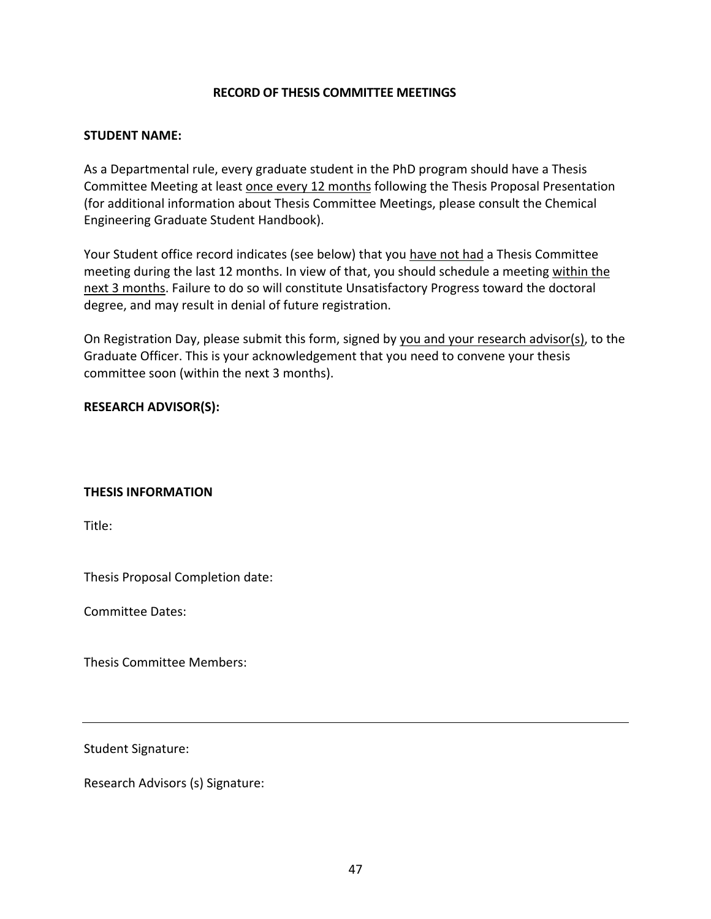## RECORD OF THESIS COMMITTEE MEETINGS

**STUDENT NAME:**

As a Departmental rule, every graduate student in the PhD program should have a Thesis Committee Meeting at least <u>once every 12 months</u> following the Thesis Proposal Presentation (for additional information about Thesis Committee Meetings, please consult the Chemical Engineering Graduate Student Handbook).

Your Student office record indicates (see below) that you <u>have not had</u> a Thesis Committee meeting during the last 12 months. In view of that, you should schedule a meeting <u>within the next 3 months</u>. Failure to do so will constitute Unsatisfactory Progress toward the doctoral degree, and may result in denial of future registration.

On Registration Day, please submit this form, signed by <u>you and your research advisor(s)</u>, to the Graduate Officer. This is your acknowledgement that you need to convene your thesis committee soon (within the next 3 months).

**RESEARCH ADVISOR(S):**

**THESIS INFORMATION**

Title:

Thesis Proposal Completion date:

Committee Dates:

Thesis Committee Members:

---

Student Signature:

Research Advisors (s) Signature: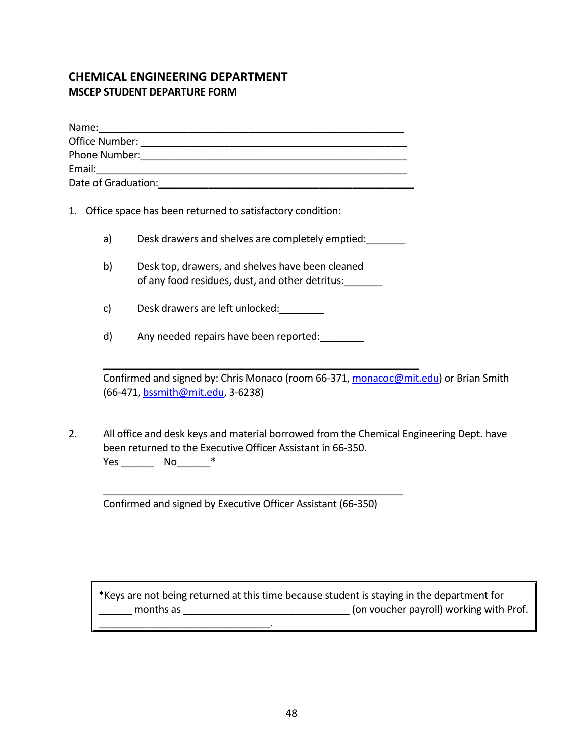## CHEMICAL ENGINEERING DEPARTMENT

### MSCEP STUDENT DEPARTURE FORM

Name:_______________________________________________________

Office Number: ______________________________________________

Phone Number:______________________________________________

Email:_______________________________________________________

Date of Graduation:___________________________________________

1. Office space has been returned to satisfactory condition:

   a) Desk drawers and shelves are completely emptied:_______

   b) Desk top, drawers, and shelves have been cleaned of any food residues, dust, and other detritus:_______

   c) Desk drawers are left unlocked:________

   d) Any needed repairs have been reported:________

   _______________________________________________________

   Confirmed and signed by: Chris Monaco (room 66-371, [monacoc@mit.edu](mailto:monacoc@mit.edu)) or Brian Smith (66-471, [bssmith@mit.edu](mailto:bssmith@mit.edu), 3-6238)

2. All office and desk keys and material borrowed from the Chemical Engineering Dept. have been returned to the Executive Officer Assistant in 66-350.

   Yes ______ No______*

   _______________________________________________________

   Confirmed and signed by Executive Officer Assistant (66-350)

> *Keys are not being returned at this time because student is staying in the department for ______ months as ______________________________ (on voucher payroll) working with Prof. ________________________________.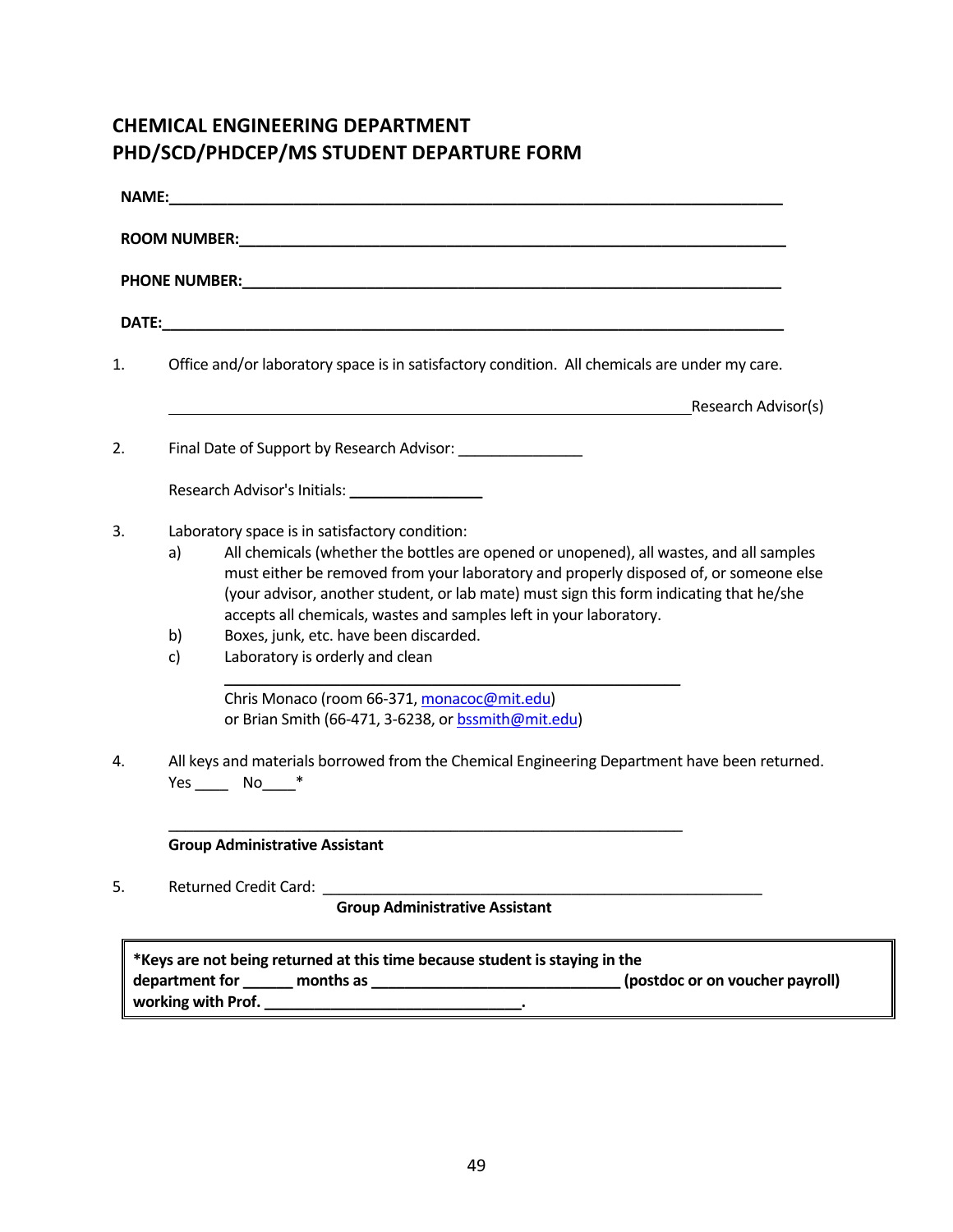# CHEMICAL ENGINEERING DEPARTMENT
# PHD/SCD/PHDCEP/MS STUDENT DEPARTURE FORM

**NAME:**\_\_\_\_\_\_\_\_\_\_\_\_\_\_\_\_\_\_\_\_\_\_\_\_\_\_\_\_\_\_\_\_\_\_\_\_\_\_\_\_\_\_\_\_\_\_\_\_\_\_\_\_\_\_\_\_\_\_\_\_

**ROOM NUMBER:**\_\_\_\_\_\_\_\_\_\_\_\_\_\_\_\_\_\_\_\_\_\_\_\_\_\_\_\_\_\_\_\_\_\_\_\_\_\_\_\_\_\_\_\_\_\_\_\_\_\_\_\_

**PHONE NUMBER:**\_\_\_\_\_\_\_\_\_\_\_\_\_\_\_\_\_\_\_\_\_\_\_\_\_\_\_\_\_\_\_\_\_\_\_\_\_\_\_\_\_\_\_\_\_\_\_\_\_\_\_

**DATE:**\_\_\_\_\_\_\_\_\_\_\_\_\_\_\_\_\_\_\_\_\_\_\_\_\_\_\_\_\_\_\_\_\_\_\_\_\_\_\_\_\_\_\_\_\_\_\_\_\_\_\_\_\_\_\_\_\_\_\_\_

1. Office and/or laboratory space is in satisfactory condition. All chemicals are under my care.

   \_\_\_\_\_\_\_\_\_\_\_\_\_\_\_\_\_\_\_\_\_\_\_\_\_\_\_\_\_\_\_\_\_\_\_\_\_\_\_\_\_\_\_\_\_\_\_\_\_\_\_\_Research Advisor(s)

2. Final Date of Support by Research Advisor: \_\_\_\_\_\_\_\_\_\_\_\_\_\_\_

   Research Advisor's Initials: \_\_\_\_\_\_\_\_\_\_\_\_\_\_\_\_

3. Laboratory space is in satisfactory condition:
   a) All chemicals (whether the bottles are opened or unopened), all wastes, and all samples must either be removed from your laboratory and properly disposed of, or someone else (your advisor, another student, or lab mate) must sign this form indicating that he/she accepts all chemicals, wastes and samples left in your laboratory.
   b) Boxes, junk, etc. have been discarded.
   c) Laboratory is orderly and clean

   \_\_\_\_\_\_\_\_\_\_\_\_\_\_\_\_\_\_\_\_\_\_\_\_\_\_\_\_\_\_\_\_\_\_\_\_\_\_\_\_\_\_\_\_\_\_\_\_\_\_\_\_

   Chris Monaco (room 66-371, monacoc@mit.edu)
   or Brian Smith (66-471, 3-6238, or bssmith@mit.edu)

4. All keys and materials borrowed from the Chemical Engineering Department have been returned.
   Yes \_\_\_\_ No\_\_\_\_*

   \_\_\_\_\_\_\_\_\_\_\_\_\_\_\_\_\_\_\_\_\_\_\_\_\_\_\_\_\_\_\_\_\_\_\_\_\_\_\_\_\_\_\_\_\_\_\_\_\_\_\_\_\_\_\_\_
   **Group Administrative Assistant**

5. Returned Credit Card: \_\_\_\_\_\_\_\_\_\_\_\_\_\_\_\_\_\_\_\_\_\_\_\_\_\_\_\_\_\_\_\_\_\_\_\_\_\_\_\_\_\_\_\_\_\_\_\_\_\_
   **Group Administrative Assistant**

**\*Keys are not being returned at this time because student is staying in the department for \_\_\_\_\_\_ months as \_\_\_\_\_\_\_\_\_\_\_\_\_\_\_\_\_\_\_\_\_\_\_\_\_\_\_\_\_\_ (postdoc or on voucher payroll) working with Prof. \_\_\_\_\_\_\_\_\_\_\_\_\_\_\_\_\_\_\_\_\_\_\_\_\_\_\_\_\_\_\_.**